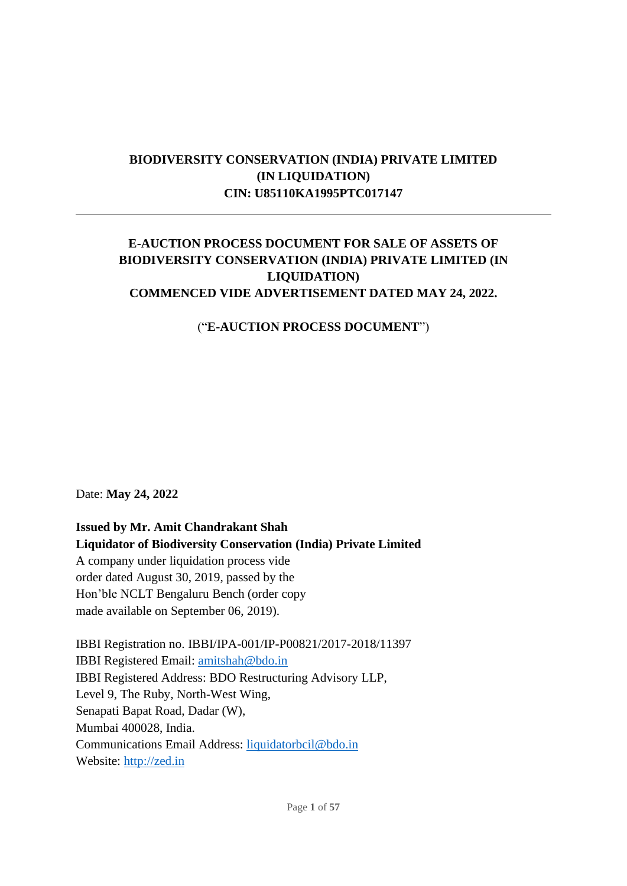**BIODIVERSITY CONSERVATION (INDIA) PRIVATE LIMITED**
**(IN LIQUIDATION)**
**CIN: U85110KA1995PTC017147**

---

**E-AUCTION PROCESS DOCUMENT FOR SALE OF ASSETS OF BIODIVERSITY CONSERVATION (INDIA) PRIVATE LIMITED (IN LIQUIDATION)**
**COMMENCED VIDE ADVERTISEMENT DATED MAY 24, 2022.**

(“**E-AUCTION PROCESS DOCUMENT**”)

Date: **May 24, 2022**

**Issued by Mr. Amit Chandrakant Shah**
**Liquidator of Biodiversity Conservation (India) Private Limited**
A company under liquidation process vide
order dated August 30, 2019, passed by the
Hon’ble NCLT Bengaluru Bench (order copy
made available on September 06, 2019).

IBBI Registration no. IBBI/IPA-001/IP-P00821/2017-2018/11397
IBBI Registered Email: amitshah@bdo.in
IBBI Registered Address: BDO Restructuring Advisory LLP,
Level 9, The Ruby, North-West Wing,
Senapati Bapat Road, Dadar (W),
Mumbai 400028, India.
Communications Email Address: liquidatorbcil@bdo.in
Website: http://zed.in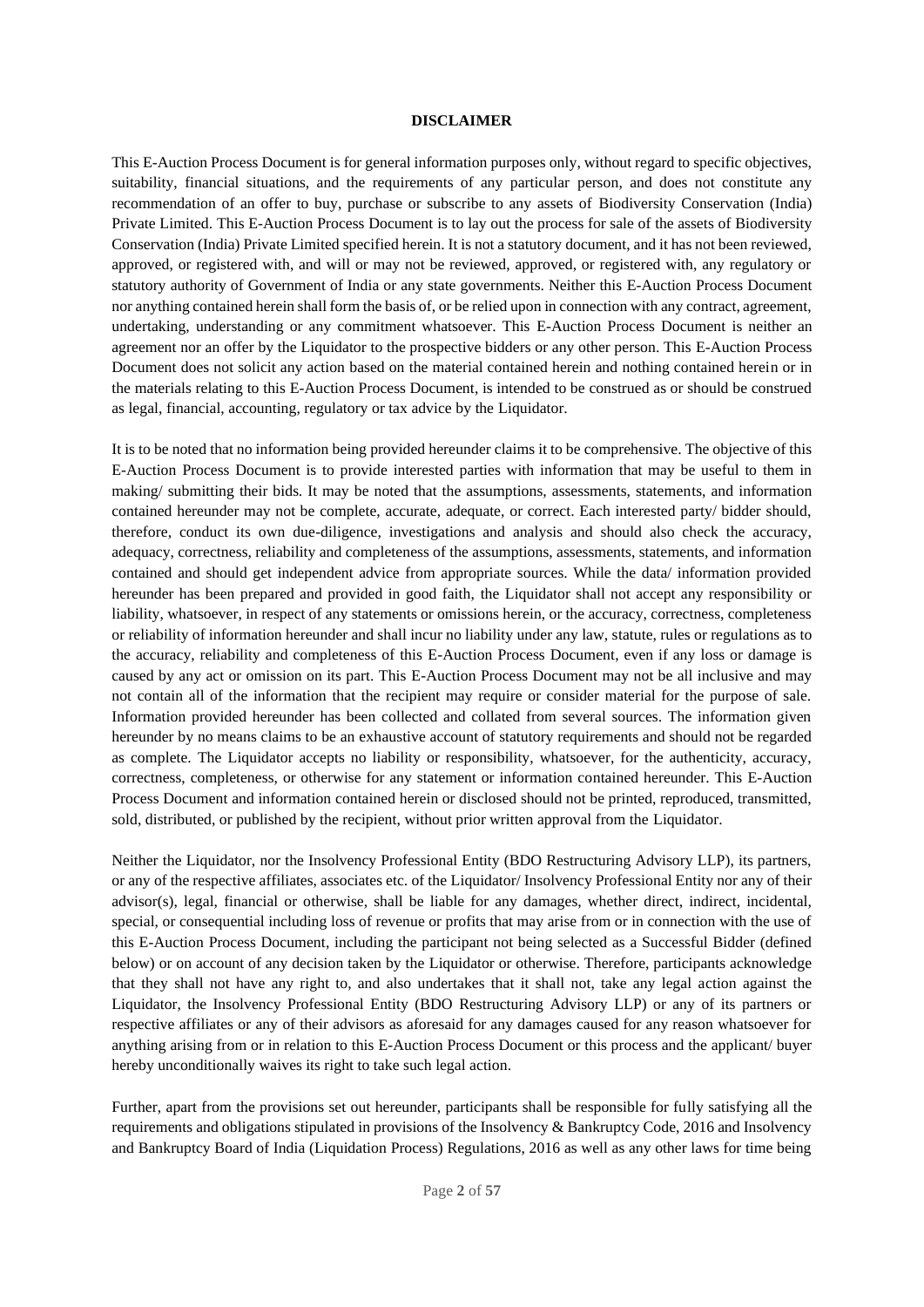## DISCLAIMER

This E-Auction Process Document is for general information purposes only, without regard to specific objectives, suitability, financial situations, and the requirements of any particular person, and does not constitute any recommendation of an offer to buy, purchase or subscribe to any assets of Biodiversity Conservation (India) Private Limited. This E-Auction Process Document is to lay out the process for sale of the assets of Biodiversity Conservation (India) Private Limited specified herein. It is not a statutory document, and it has not been reviewed, approved, or registered with, and will or may not be reviewed, approved, or registered with, any regulatory or statutory authority of Government of India or any state governments. Neither this E-Auction Process Document nor anything contained herein shall form the basis of, or be relied upon in connection with any contract, agreement, undertaking, understanding or any commitment whatsoever. This E-Auction Process Document is neither an agreement nor an offer by the Liquidator to the prospective bidders or any other person. This E-Auction Process Document does not solicit any action based on the material contained herein and nothing contained herein or in the materials relating to this E-Auction Process Document, is intended to be construed as or should be construed as legal, financial, accounting, regulatory or tax advice by the Liquidator.

It is to be noted that no information being provided hereunder claims it to be comprehensive. The objective of this E-Auction Process Document is to provide interested parties with information that may be useful to them in making/ submitting their bids. It may be noted that the assumptions, assessments, statements, and information contained hereunder may not be complete, accurate, adequate, or correct. Each interested party/ bidder should, therefore, conduct its own due-diligence, investigations and analysis and should also check the accuracy, adequacy, correctness, reliability and completeness of the assumptions, assessments, statements, and information contained and should get independent advice from appropriate sources. While the data/ information provided hereunder has been prepared and provided in good faith, the Liquidator shall not accept any responsibility or liability, whatsoever, in respect of any statements or omissions herein, or the accuracy, correctness, completeness or reliability of information hereunder and shall incur no liability under any law, statute, rules or regulations as to the accuracy, reliability and completeness of this E-Auction Process Document, even if any loss or damage is caused by any act or omission on its part. This E-Auction Process Document may not be all inclusive and may not contain all of the information that the recipient may require or consider material for the purpose of sale. Information provided hereunder has been collected and collated from several sources. The information given hereunder by no means claims to be an exhaustive account of statutory requirements and should not be regarded as complete. The Liquidator accepts no liability or responsibility, whatsoever, for the authenticity, accuracy, correctness, completeness, or otherwise for any statement or information contained hereunder. This E-Auction Process Document and information contained herein or disclosed should not be printed, reproduced, transmitted, sold, distributed, or published by the recipient, without prior written approval from the Liquidator.

Neither the Liquidator, nor the Insolvency Professional Entity (BDO Restructuring Advisory LLP), its partners, or any of the respective affiliates, associates etc. of the Liquidator/ Insolvency Professional Entity nor any of their advisor(s), legal, financial or otherwise, shall be liable for any damages, whether direct, indirect, incidental, special, or consequential including loss of revenue or profits that may arise from or in connection with the use of this E-Auction Process Document, including the participant not being selected as a Successful Bidder (defined below) or on account of any decision taken by the Liquidator or otherwise. Therefore, participants acknowledge that they shall not have any right to, and also undertakes that it shall not, take any legal action against the Liquidator, the Insolvency Professional Entity (BDO Restructuring Advisory LLP) or any of its partners or respective affiliates or any of their advisors as aforesaid for any damages caused for any reason whatsoever for anything arising from or in relation to this E-Auction Process Document or this process and the applicant/ buyer hereby unconditionally waives its right to take such legal action.

Further, apart from the provisions set out hereunder, participants shall be responsible for fully satisfying all the requirements and obligations stipulated in provisions of the Insolvency & Bankruptcy Code, 2016 and Insolvency and Bankruptcy Board of India (Liquidation Process) Regulations, 2016 as well as any other laws for time being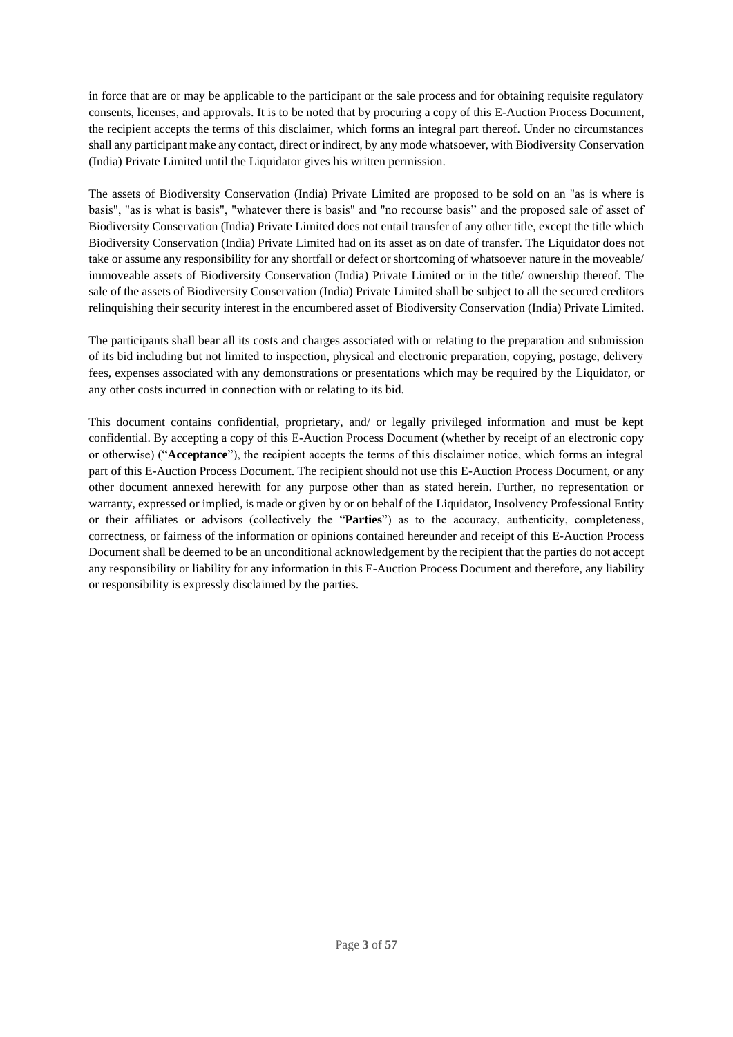in force that are or may be applicable to the participant or the sale process and for obtaining requisite regulatory consents, licenses, and approvals. It is to be noted that by procuring a copy of this E-Auction Process Document, the recipient accepts the terms of this disclaimer, which forms an integral part thereof. Under no circumstances shall any participant make any contact, direct or indirect, by any mode whatsoever, with Biodiversity Conservation (India) Private Limited until the Liquidator gives his written permission.

The assets of Biodiversity Conservation (India) Private Limited are proposed to be sold on an "as is where is basis", "as is what is basis", "whatever there is basis" and "no recourse basis" and the proposed sale of asset of Biodiversity Conservation (India) Private Limited does not entail transfer of any other title, except the title which Biodiversity Conservation (India) Private Limited had on its asset as on date of transfer. The Liquidator does not take or assume any responsibility for any shortfall or defect or shortcoming of whatsoever nature in the moveable/ immoveable assets of Biodiversity Conservation (India) Private Limited or in the title/ ownership thereof. The sale of the assets of Biodiversity Conservation (India) Private Limited shall be subject to all the secured creditors relinquishing their security interest in the encumbered asset of Biodiversity Conservation (India) Private Limited.

The participants shall bear all its costs and charges associated with or relating to the preparation and submission of its bid including but not limited to inspection, physical and electronic preparation, copying, postage, delivery fees, expenses associated with any demonstrations or presentations which may be required by the Liquidator, or any other costs incurred in connection with or relating to its bid.

This document contains confidential, proprietary, and/ or legally privileged information and must be kept confidential. By accepting a copy of this E-Auction Process Document (whether by receipt of an electronic copy or otherwise) ("**Acceptance**"), the recipient accepts the terms of this disclaimer notice, which forms an integral part of this E-Auction Process Document. The recipient should not use this E-Auction Process Document, or any other document annexed herewith for any purpose other than as stated herein. Further, no representation or warranty, expressed or implied, is made or given by or on behalf of the Liquidator, Insolvency Professional Entity or their affiliates or advisors (collectively the "**Parties**") as to the accuracy, authenticity, completeness, correctness, or fairness of the information or opinions contained hereunder and receipt of this E-Auction Process Document shall be deemed to be an unconditional acknowledgement by the recipient that the parties do not accept any responsibility or liability for any information in this E-Auction Process Document and therefore, any liability or responsibility is expressly disclaimed by the parties.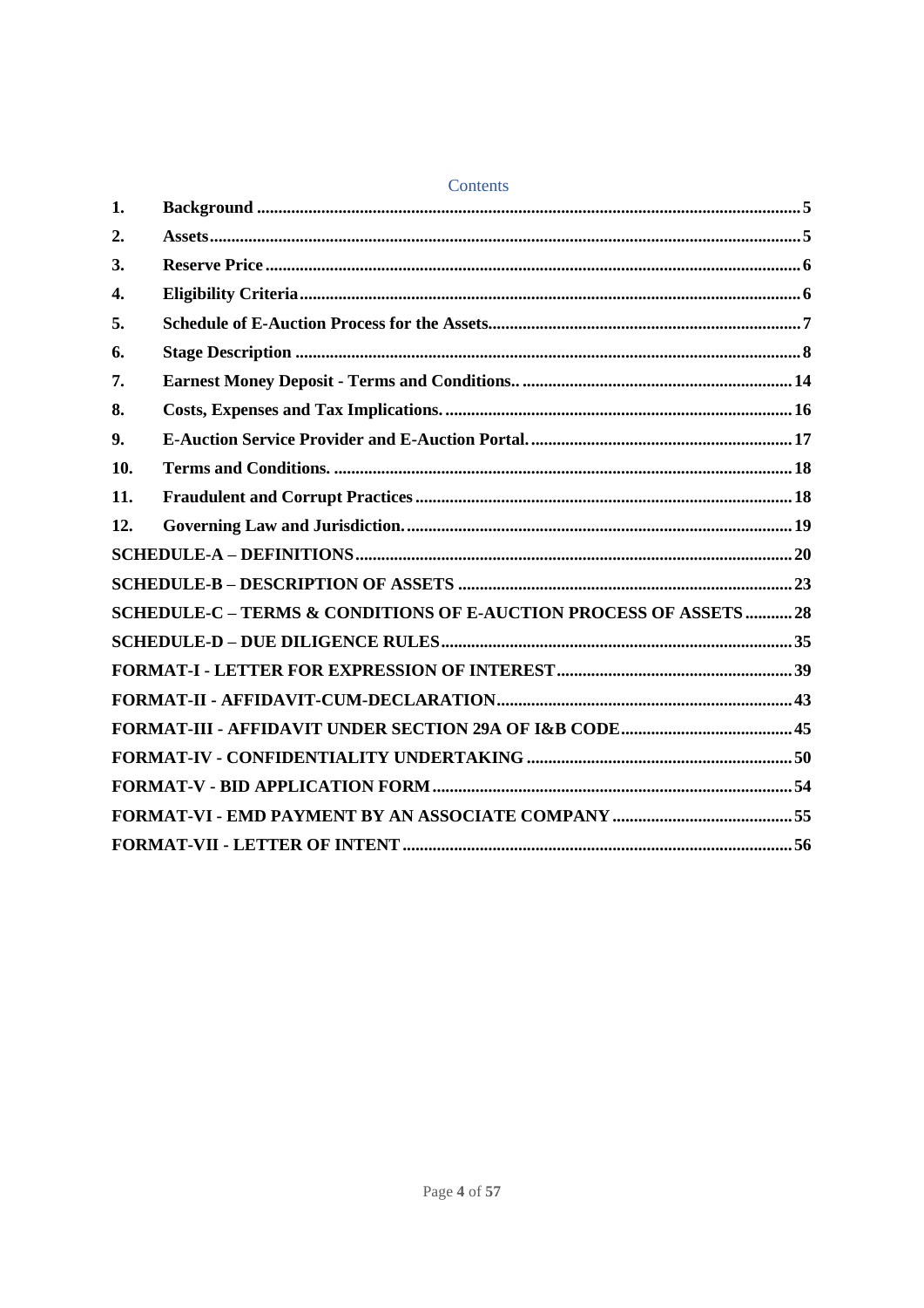# Contents

| | | |
|---|---|---|
| **1.** | **Background** | **5** |
| **2.** | **Assets** | **5** |
| **3.** | **Reserve Price** | **6** |
| **4.** | **Eligibility Criteria** | **6** |
| **5.** | **Schedule of E-Auction Process for the Assets** | **7** |
| **6.** | **Stage Description** | **8** |
| **7.** | **Earnest Money Deposit - Terms and Conditions..** | **14** |
| **8.** | **Costs, Expenses and Tax Implications.** | **16** |
| **9.** | **E-Auction Service Provider and E-Auction Portal.** | **17** |
| **10.** | **Terms and Conditions.** | **18** |
| **11.** | **Fraudulent and Corrupt Practices** | **18** |
| **12.** | **Governing Law and Jurisdiction.** | **19** |
| | **SCHEDULE-A – DEFINITIONS** | **20** |
| | **SCHEDULE-B – DESCRIPTION OF ASSETS** | **23** |
| | **SCHEDULE-C – TERMS & CONDITIONS OF E-AUCTION PROCESS OF ASSETS** | **28** |
| | **SCHEDULE-D – DUE DILIGENCE RULES** | **35** |
| | **FORMAT-I - LETTER FOR EXPRESSION OF INTEREST** | **39** |
| | **FORMAT-II - AFFIDAVIT-CUM-DECLARATION** | **43** |
| | **FORMAT-III - AFFIDAVIT UNDER SECTION 29A OF I&B CODE** | **45** |
| | **FORMAT-IV - CONFIDENTIALITY UNDERTAKING** | **50** |
| | **FORMAT-V - BID APPLICATION FORM** | **54** |
| | **FORMAT-VI - EMD PAYMENT BY AN ASSOCIATE COMPANY** | **55** |
| | **FORMAT-VII - LETTER OF INTENT** | **56** |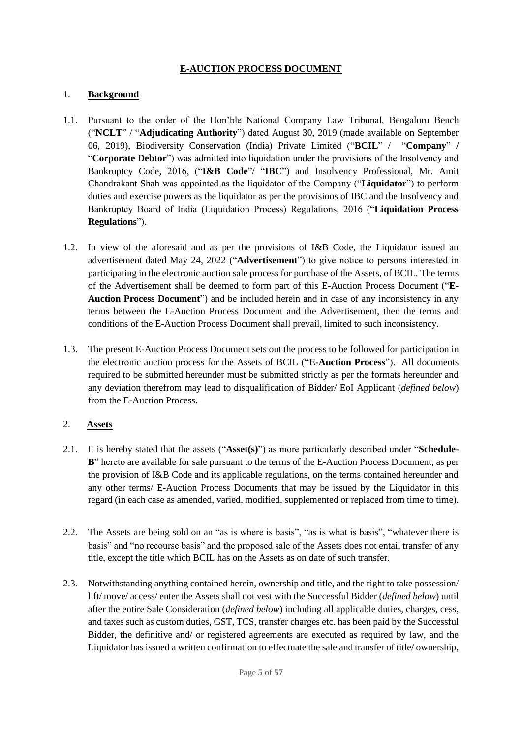## E-AUCTION PROCESS DOCUMENT

### 1. Background

1.1. Pursuant to the order of the Hon'ble National Company Law Tribunal, Bengaluru Bench ("**NCLT**" / "**Adjudicating Authority**") dated August 30, 2019 (made available on September 06, 2019), Biodiversity Conservation (India) Private Limited ("**BCIL**" / "**Company**" / "**Corporate Debtor**") was admitted into liquidation under the provisions of the Insolvency and Bankruptcy Code, 2016, ("**I&B Code**"/ "**IBC**") and Insolvency Professional, Mr. Amit Chandrakant Shah was appointed as the liquidator of the Company ("**Liquidator**") to perform duties and exercise powers as the liquidator as per the provisions of IBC and the Insolvency and Bankruptcy Board of India (Liquidation Process) Regulations, 2016 ("**Liquidation Process Regulations**").

1.2. In view of the aforesaid and as per the provisions of I&B Code, the Liquidator issued an advertisement dated May 24, 2022 ("**Advertisement**") to give notice to persons interested in participating in the electronic auction sale process for purchase of the Assets, of BCIL. The terms of the Advertisement shall be deemed to form part of this E-Auction Process Document ("**E-Auction Process Document**") and be included herein and in case of any inconsistency in any terms between the E-Auction Process Document and the Advertisement, then the terms and conditions of the E-Auction Process Document shall prevail, limited to such inconsistency.

1.3. The present E-Auction Process Document sets out the process to be followed for participation in the electronic auction process for the Assets of BCIL ("**E-Auction Process**"). All documents required to be submitted hereunder must be submitted strictly as per the formats hereunder and any deviation therefrom may lead to disqualification of Bidder/ EoI Applicant (*defined below*) from the E-Auction Process.

### 2. Assets

2.1. It is hereby stated that the assets ("**Asset(s)**") as more particularly described under "**Schedule-B**" hereto are available for sale pursuant to the terms of the E-Auction Process Document, as per the provision of I&B Code and its applicable regulations, on the terms contained hereunder and any other terms/ E-Auction Process Documents that may be issued by the Liquidator in this regard (in each case as amended, varied, modified, supplemented or replaced from time to time).

2.2. The Assets are being sold on an "as is where is basis", "as is what is basis", "whatever there is basis" and "no recourse basis" and the proposed sale of the Assets does not entail transfer of any title, except the title which BCIL has on the Assets as on date of such transfer.

2.3. Notwithstanding anything contained herein, ownership and title, and the right to take possession/ lift/ move/ access/ enter the Assets shall not vest with the Successful Bidder (*defined below*) until after the entire Sale Consideration (*defined below*) including all applicable duties, charges, cess, and taxes such as custom duties, GST, TCS, transfer charges etc. has been paid by the Successful Bidder, the definitive and/ or registered agreements are executed as required by law, and the Liquidator has issued a written confirmation to effectuate the sale and transfer of title/ ownership,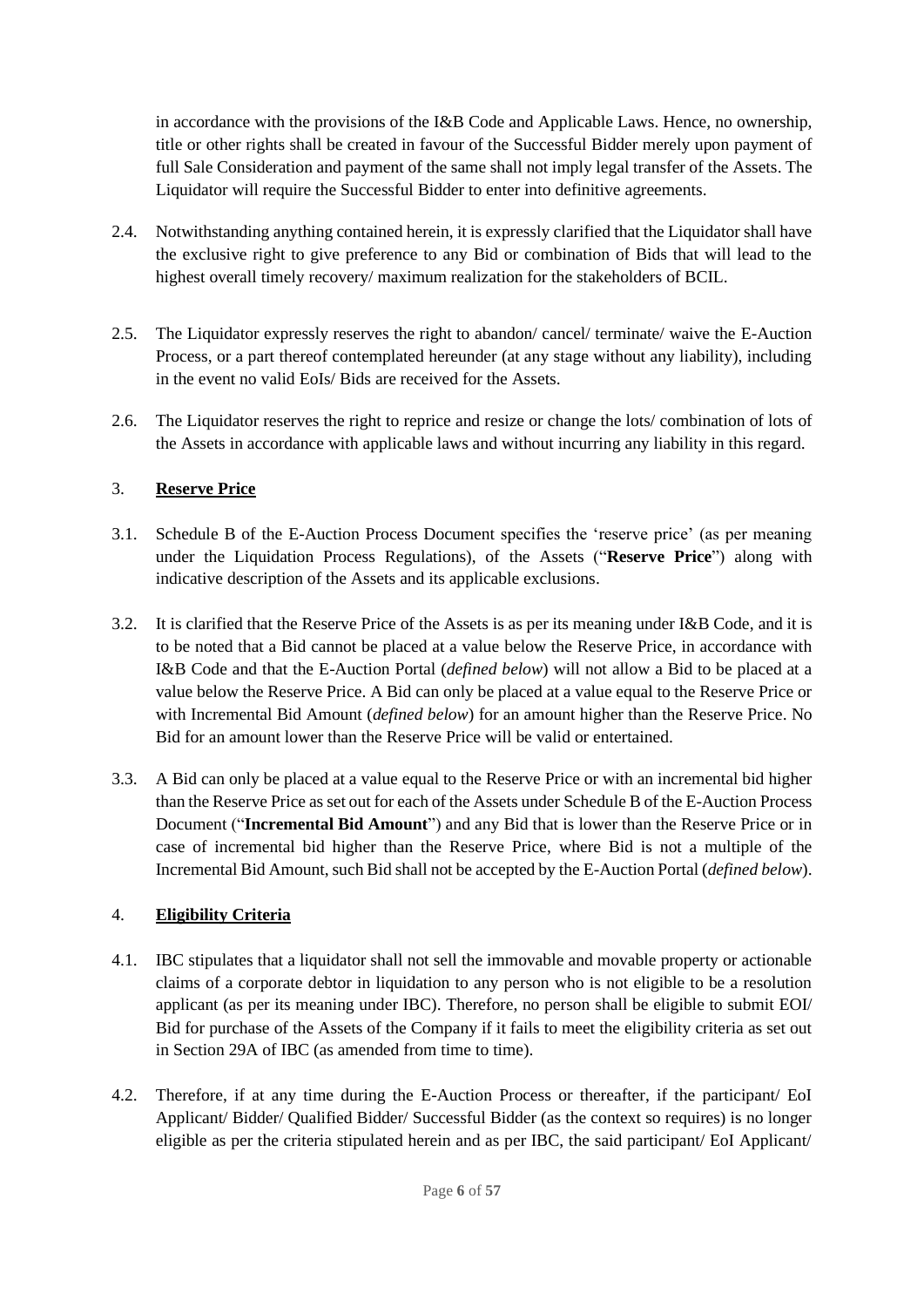in accordance with the provisions of the I&B Code and Applicable Laws. Hence, no ownership, title or other rights shall be created in favour of the Successful Bidder merely upon payment of full Sale Consideration and payment of the same shall not imply legal transfer of the Assets. The Liquidator will require the Successful Bidder to enter into definitive agreements.

2.4. Notwithstanding anything contained herein, it is expressly clarified that the Liquidator shall have the exclusive right to give preference to any Bid or combination of Bids that will lead to the highest overall timely recovery/ maximum realization for the stakeholders of BCIL.

2.5. The Liquidator expressly reserves the right to abandon/ cancel/ terminate/ waive the E-Auction Process, or a part thereof contemplated hereunder (at any stage without any liability), including in the event no valid EoIs/ Bids are received for the Assets.

2.6. The Liquidator reserves the right to reprice and resize or change the lots/ combination of lots of the Assets in accordance with applicable laws and without incurring any liability in this regard.

## 3. <u>**Reserve Price**</u>

3.1. Schedule B of the E-Auction Process Document specifies the 'reserve price' (as per meaning under the Liquidation Process Regulations), of the Assets ("**Reserve Price**") along with indicative description of the Assets and its applicable exclusions.

3.2. It is clarified that the Reserve Price of the Assets is as per its meaning under I&B Code, and it is to be noted that a Bid cannot be placed at a value below the Reserve Price, in accordance with I&B Code and that the E-Auction Portal (*defined below*) will not allow a Bid to be placed at a value below the Reserve Price. A Bid can only be placed at a value equal to the Reserve Price or with Incremental Bid Amount (*defined below*) for an amount higher than the Reserve Price. No Bid for an amount lower than the Reserve Price will be valid or entertained.

3.3. A Bid can only be placed at a value equal to the Reserve Price or with an incremental bid higher than the Reserve Price as set out for each of the Assets under Schedule B of the E-Auction Process Document ("**Incremental Bid Amount**") and any Bid that is lower than the Reserve Price or in case of incremental bid higher than the Reserve Price, where Bid is not a multiple of the Incremental Bid Amount, such Bid shall not be accepted by the E-Auction Portal (*defined below*).

## 4. <u>**Eligibility Criteria**</u>

4.1. IBC stipulates that a liquidator shall not sell the immovable and movable property or actionable claims of a corporate debtor in liquidation to any person who is not eligible to be a resolution applicant (as per its meaning under IBC). Therefore, no person shall be eligible to submit EOI/ Bid for purchase of the Assets of the Company if it fails to meet the eligibility criteria as set out in Section 29A of IBC (as amended from time to time).

4.2. Therefore, if at any time during the E-Auction Process or thereafter, if the participant/ EoI Applicant/ Bidder/ Qualified Bidder/ Successful Bidder (as the context so requires) is no longer eligible as per the criteria stipulated herein and as per IBC, the said participant/ EoI Applicant/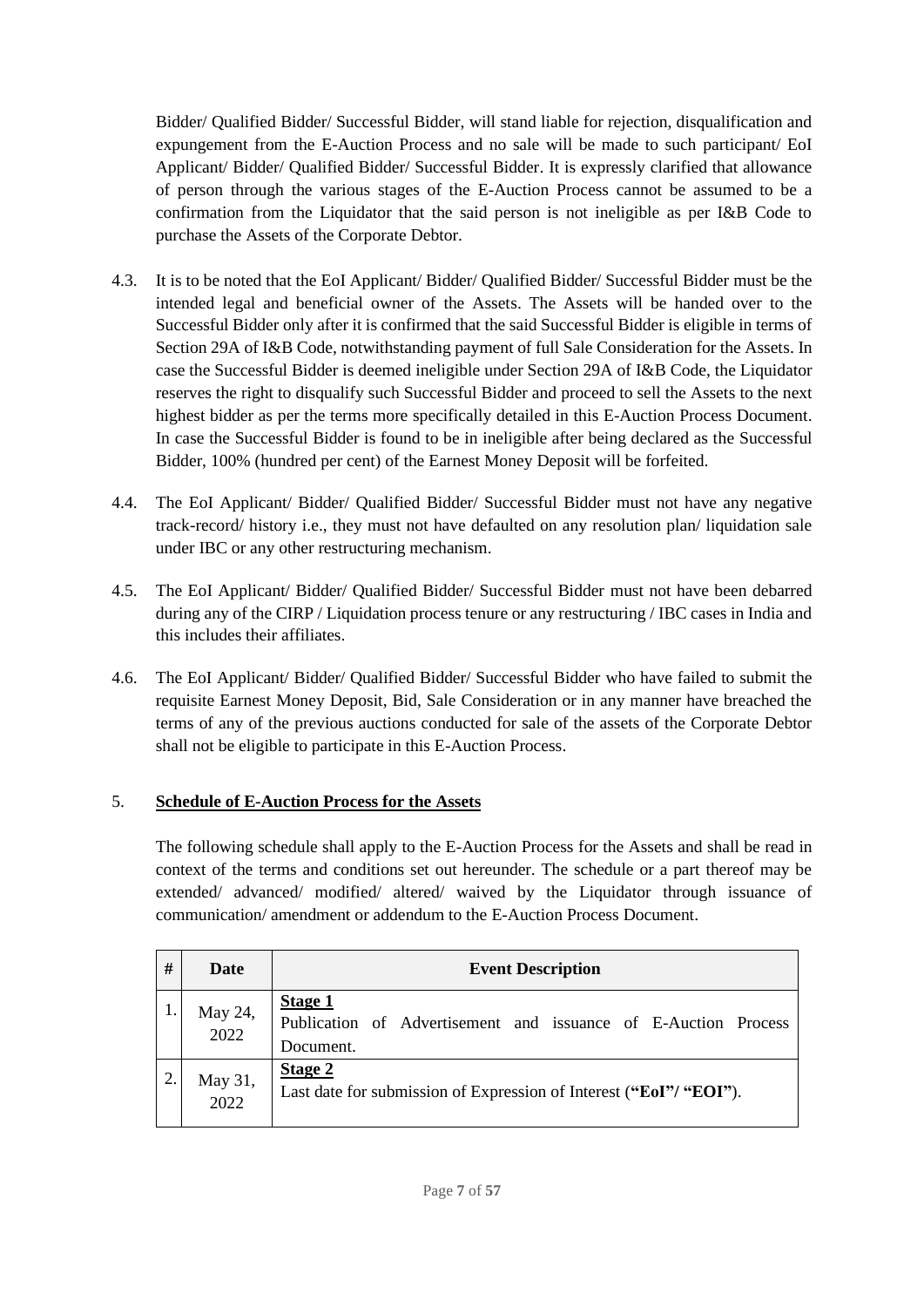Bidder/ Qualified Bidder/ Successful Bidder, will stand liable for rejection, disqualification and expungement from the E-Auction Process and no sale will be made to such participant/ EoI Applicant/ Bidder/ Qualified Bidder/ Successful Bidder. It is expressly clarified that allowance of person through the various stages of the E-Auction Process cannot be assumed to be a confirmation from the Liquidator that the said person is not ineligible as per I&B Code to purchase the Assets of the Corporate Debtor.

4.3. It is to be noted that the EoI Applicant/ Bidder/ Qualified Bidder/ Successful Bidder must be the intended legal and beneficial owner of the Assets. The Assets will be handed over to the Successful Bidder only after it is confirmed that the said Successful Bidder is eligible in terms of Section 29A of I&B Code, notwithstanding payment of full Sale Consideration for the Assets. In case the Successful Bidder is deemed ineligible under Section 29A of I&B Code, the Liquidator reserves the right to disqualify such Successful Bidder and proceed to sell the Assets to the next highest bidder as per the terms more specifically detailed in this E-Auction Process Document. In case the Successful Bidder is found to be in ineligible after being declared as the Successful Bidder, 100% (hundred per cent) of the Earnest Money Deposit will be forfeited.

4.4. The EoI Applicant/ Bidder/ Qualified Bidder/ Successful Bidder must not have any negative track-record/ history i.e., they must not have defaulted on any resolution plan/ liquidation sale under IBC or any other restructuring mechanism.

4.5. The EoI Applicant/ Bidder/ Qualified Bidder/ Successful Bidder must not have been debarred during any of the CIRP / Liquidation process tenure or any restructuring / IBC cases in India and this includes their affiliates.

4.6. The EoI Applicant/ Bidder/ Qualified Bidder/ Successful Bidder who have failed to submit the requisite Earnest Money Deposit, Bid, Sale Consideration or in any manner have breached the terms of any of the previous auctions conducted for sale of the assets of the Corporate Debtor shall not be eligible to participate in this E-Auction Process.

5. **Schedule of E-Auction Process for the Assets**

The following schedule shall apply to the E-Auction Process for the Assets and shall be read in context of the terms and conditions set out hereunder. The schedule or a part thereof may be extended/ advanced/ modified/ altered/ waived by the Liquidator through issuance of communication/ amendment or addendum to the E-Auction Process Document.

| # | Date | Event Description |
|---|---|---|
| 1. | May 24, 2022 | **Stage 1**<br>Publication of Advertisement and issuance of E-Auction Process Document. |
| 2. | May 31, 2022 | **Stage 2**<br>Last date for submission of Expression of Interest (**"EoI"/ "EOI"**). |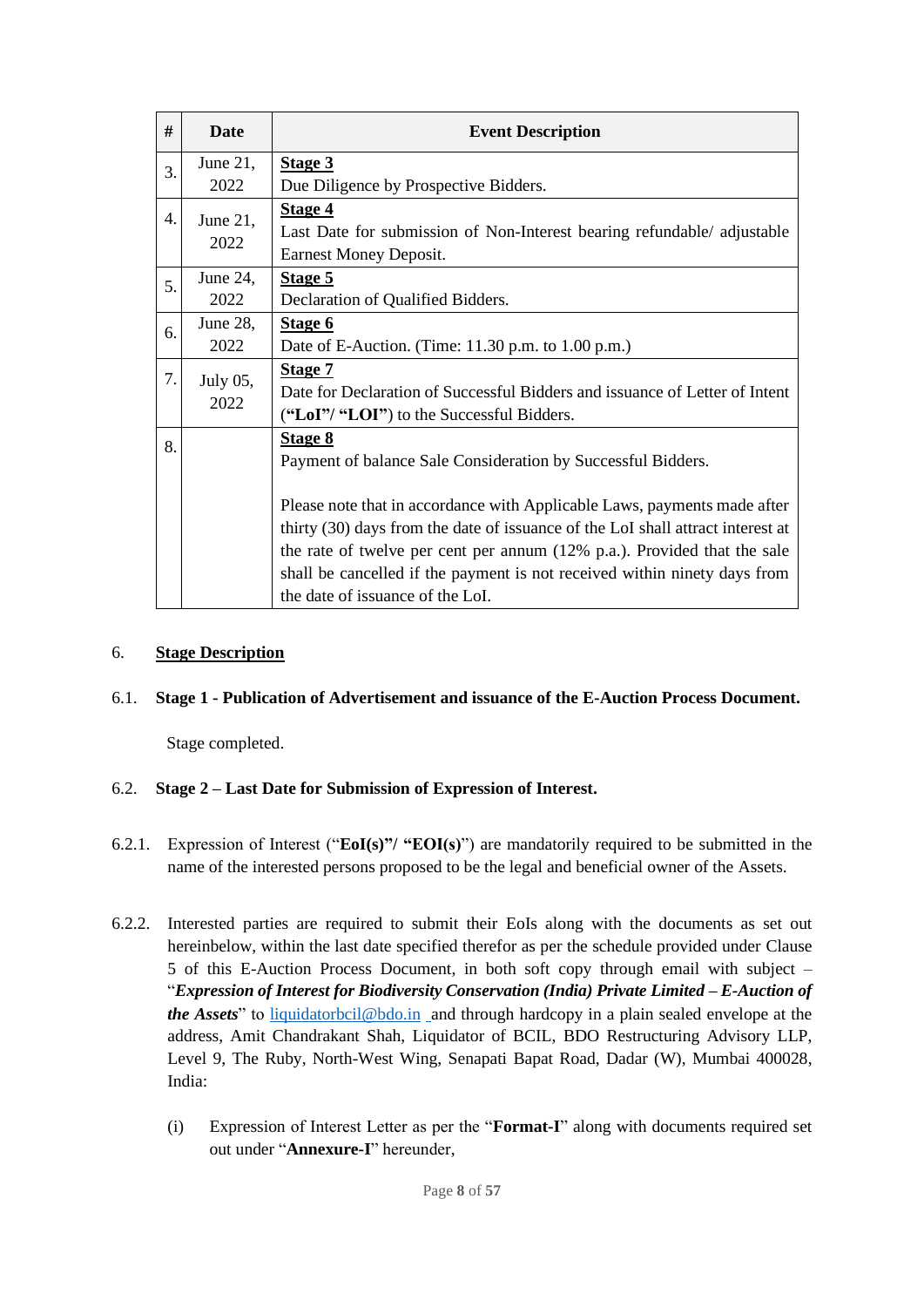| # | Date | Event Description |
|---|---|---|
| 3. | June 21, 2022 | **Stage 3**<br>Due Diligence by Prospective Bidders. |
| 4. | June 21, 2022 | **Stage 4**<br>Last Date for submission of Non-Interest bearing refundable/ adjustable Earnest Money Deposit. |
| 5. | June 24, 2022 | **Stage 5**<br>Declaration of Qualified Bidders. |
| 6. | June 28, 2022 | **Stage 6**<br>Date of E-Auction. (Time: 11.30 p.m. to 1.00 p.m.) |
| 7. | July 05, 2022 | **Stage 7**<br>Date for Declaration of Successful Bidders and issuance of Letter of Intent (**"LoI"/ "LOI"**) to the Successful Bidders. |
| 8. | | **Stage 8**<br>Payment of balance Sale Consideration by Successful Bidders.<br><br>Please note that in accordance with Applicable Laws, payments made after thirty (30) days from the date of issuance of the LoI shall attract interest at the rate of twelve per cent per annum (12% p.a.). Provided that the sale shall be cancelled if the payment is not received within ninety days from the date of issuance of the LoI. |

## 6. Stage Description

### 6.1. Stage 1 - Publication of Advertisement and issuance of the E-Auction Process Document.

Stage completed.

### 6.2. Stage 2 – Last Date for Submission of Expression of Interest.

6.2.1. Expression of Interest ("**EoI(s)"/ "EOI(s)**") are mandatorily required to be submitted in the name of the interested persons proposed to be the legal and beneficial owner of the Assets.

6.2.2. Interested parties are required to submit their EoIs along with the documents as set out hereinbelow, within the last date specified therefor as per the schedule provided under Clause 5 of this E-Auction Process Document, in both soft copy through email with subject – "***Expression of Interest for Biodiversity Conservation (India) Private Limited – E-Auction of the Assets***" to liquidatorbcil@bdo.in and through hardcopy in a plain sealed envelope at the address, Amit Chandrakant Shah, Liquidator of BCIL, BDO Restructuring Advisory LLP, Level 9, The Ruby, North-West Wing, Senapati Bapat Road, Dadar (W), Mumbai 400028, India:

(i) Expression of Interest Letter as per the "**Format-I**" along with documents required set out under "**Annexure-I**" hereunder,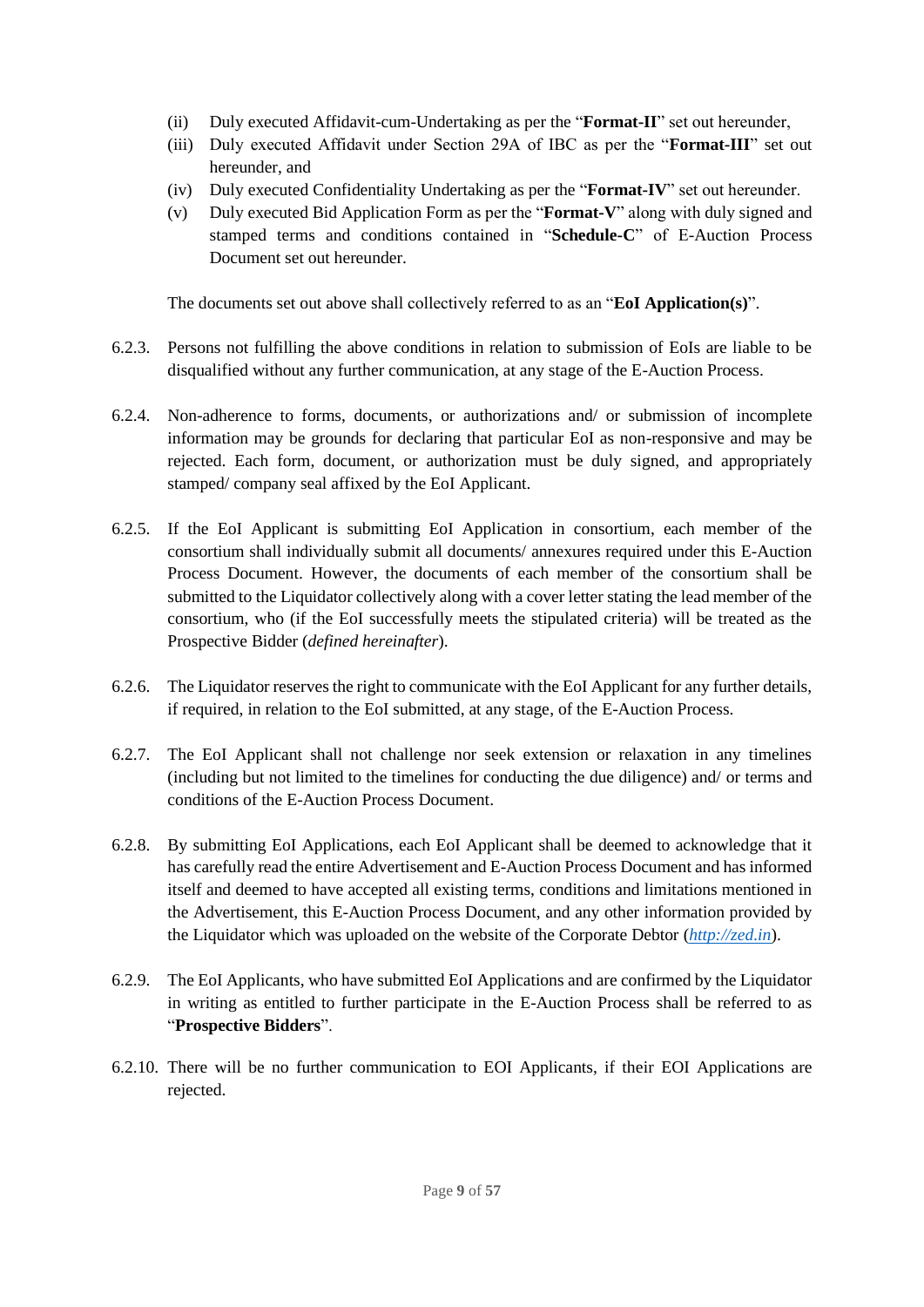(ii) Duly executed Affidavit-cum-Undertaking as per the "**Format-II**" set out hereunder,

(iii) Duly executed Affidavit under Section 29A of IBC as per the "**Format-III**" set out hereunder, and

(iv) Duly executed Confidentiality Undertaking as per the "**Format-IV**" set out hereunder.

(v) Duly executed Bid Application Form as per the "**Format-V**" along with duly signed and stamped terms and conditions contained in "**Schedule-C**" of E-Auction Process Document set out hereunder.

The documents set out above shall collectively referred to as an "**EoI Application(s)**".

6.2.3. Persons not fulfilling the above conditions in relation to submission of EoIs are liable to be disqualified without any further communication, at any stage of the E-Auction Process.

6.2.4. Non-adherence to forms, documents, or authorizations and/ or submission of incomplete information may be grounds for declaring that particular EoI as non-responsive and may be rejected. Each form, document, or authorization must be duly signed, and appropriately stamped/ company seal affixed by the EoI Applicant.

6.2.5. If the EoI Applicant is submitting EoI Application in consortium, each member of the consortium shall individually submit all documents/ annexures required under this E-Auction Process Document. However, the documents of each member of the consortium shall be submitted to the Liquidator collectively along with a cover letter stating the lead member of the consortium, who (if the EoI successfully meets the stipulated criteria) will be treated as the Prospective Bidder (*defined hereinafter*).

6.2.6. The Liquidator reserves the right to communicate with the EoI Applicant for any further details, if required, in relation to the EoI submitted, at any stage, of the E-Auction Process.

6.2.7. The EoI Applicant shall not challenge nor seek extension or relaxation in any timelines (including but not limited to the timelines for conducting the due diligence) and/ or terms and conditions of the E-Auction Process Document.

6.2.8. By submitting EoI Applications, each EoI Applicant shall be deemed to acknowledge that it has carefully read the entire Advertisement and E-Auction Process Document and has informed itself and deemed to have accepted all existing terms, conditions and limitations mentioned in the Advertisement, this E-Auction Process Document, and any other information provided by the Liquidator which was uploaded on the website of the Corporate Debtor (*http://zed.in*).

6.2.9. The EoI Applicants, who have submitted EoI Applications and are confirmed by the Liquidator in writing as entitled to further participate in the E-Auction Process shall be referred to as "**Prospective Bidders**".

6.2.10. There will be no further communication to EOI Applicants, if their EOI Applications are rejected.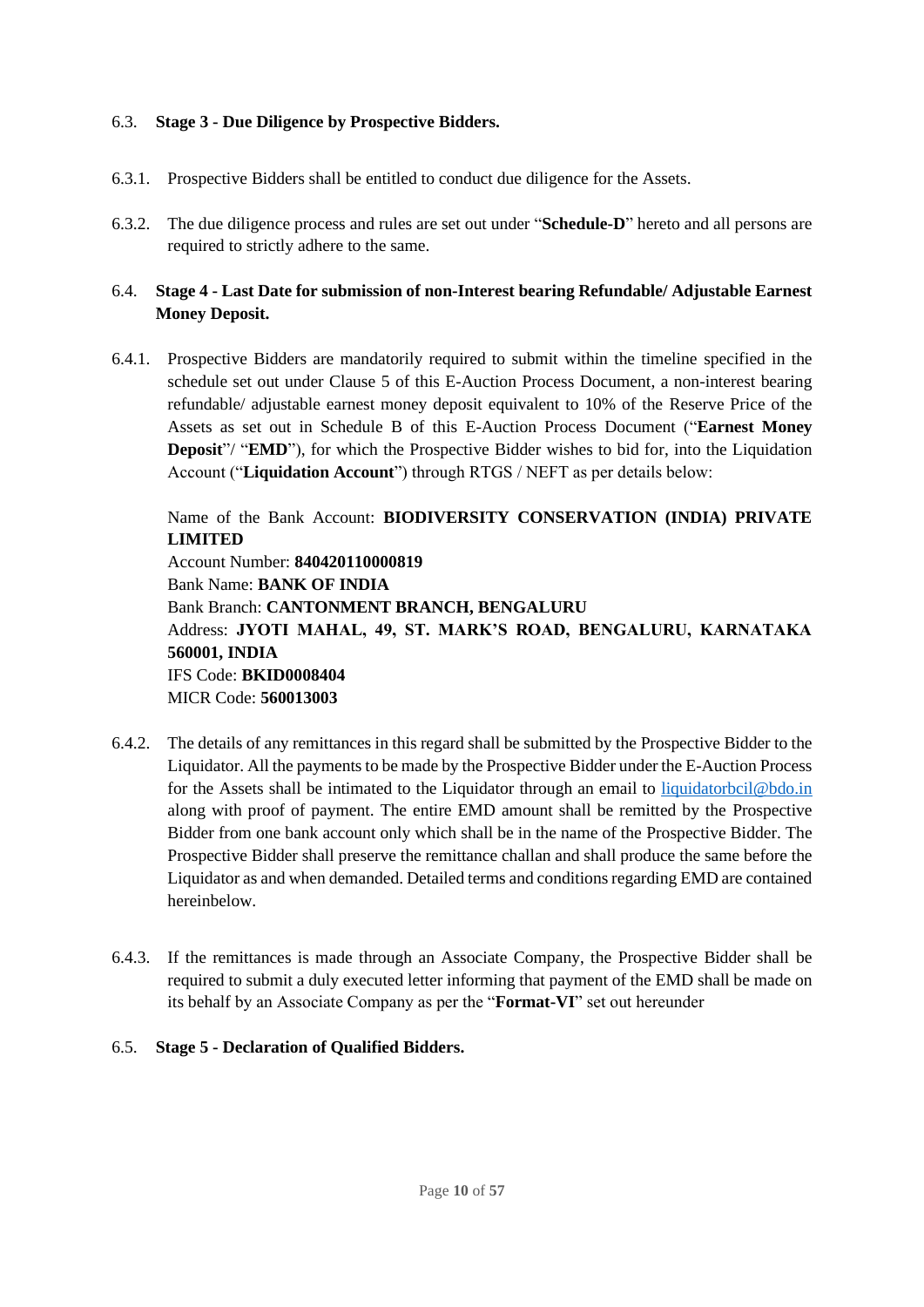### 6.3. Stage 3 - Due Diligence by Prospective Bidders.

6.3.1. Prospective Bidders shall be entitled to conduct due diligence for the Assets.

6.3.2. The due diligence process and rules are set out under "**Schedule-D**" hereto and all persons are required to strictly adhere to the same.

### 6.4. Stage 4 - Last Date for submission of non-Interest bearing Refundable/ Adjustable Earnest Money Deposit.

6.4.1. Prospective Bidders are mandatorily required to submit within the timeline specified in the schedule set out under Clause 5 of this E-Auction Process Document, a non-interest bearing refundable/ adjustable earnest money deposit equivalent to 10% of the Reserve Price of the Assets as set out in Schedule B of this E-Auction Process Document ("**Earnest Money Deposit**"/ "**EMD**"), for which the Prospective Bidder wishes to bid for, into the Liquidation Account ("**Liquidation Account**") through RTGS / NEFT as per details below:

Name of the Bank Account: **BIODIVERSITY CONSERVATION (INDIA) PRIVATE LIMITED**
Account Number: **840420110000819**
Bank Name: **BANK OF INDIA**
Bank Branch: **CANTONMENT BRANCH, BENGALURU**
Address: **JYOTI MAHAL, 49, ST. MARK'S ROAD, BENGALURU, KARNATAKA 560001, INDIA**
IFS Code: **BKID0008404**
MICR Code: **560013003**

6.4.2. The details of any remittances in this regard shall be submitted by the Prospective Bidder to the Liquidator. All the payments to be made by the Prospective Bidder under the E-Auction Process for the Assets shall be intimated to the Liquidator through an email to liquidatorbcil@bdo.in along with proof of payment. The entire EMD amount shall be remitted by the Prospective Bidder from one bank account only which shall be in the name of the Prospective Bidder. The Prospective Bidder shall preserve the remittance challan and shall produce the same before the Liquidator as and when demanded. Detailed terms and conditions regarding EMD are contained hereinbelow.

6.4.3. If the remittances is made through an Associate Company, the Prospective Bidder shall be required to submit a duly executed letter informing that payment of the EMD shall be made on its behalf by an Associate Company as per the "**Format-VI**" set out hereunder

### 6.5. Stage 5 - Declaration of Qualified Bidders.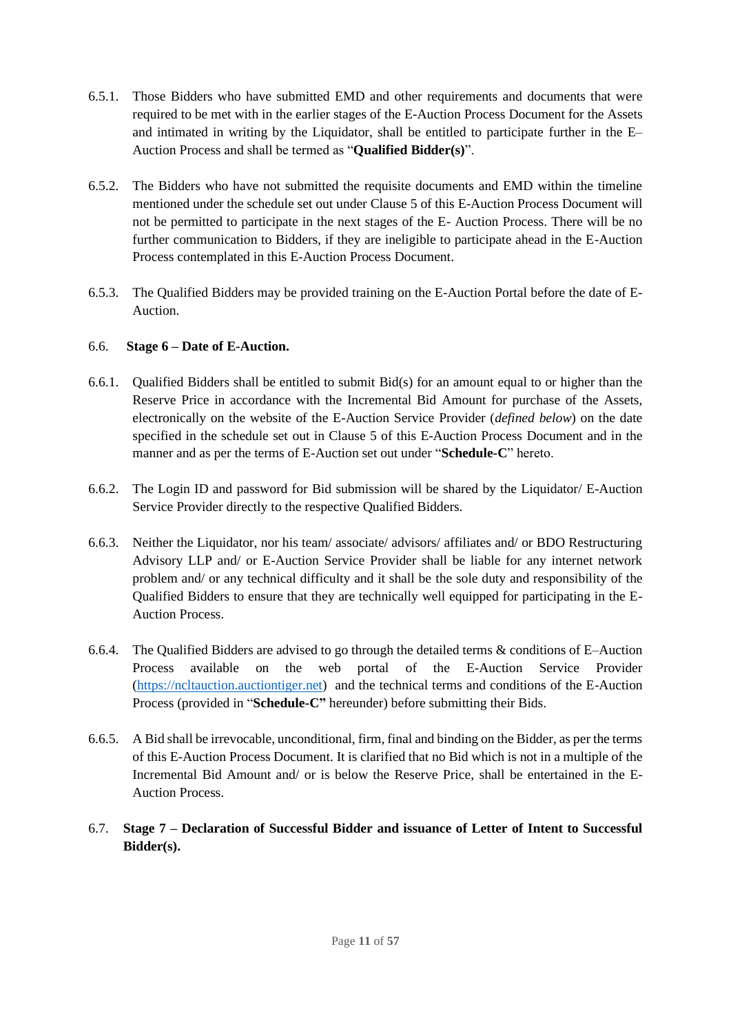6.5.1. Those Bidders who have submitted EMD and other requirements and documents that were required to be met with in the earlier stages of the E-Auction Process Document for the Assets and intimated in writing by the Liquidator, shall be entitled to participate further in the E–Auction Process and shall be termed as "**Qualified Bidder(s)**".

6.5.2. The Bidders who have not submitted the requisite documents and EMD within the timeline mentioned under the schedule set out under Clause 5 of this E-Auction Process Document will not be permitted to participate in the next stages of the E- Auction Process. There will be no further communication to Bidders, if they are ineligible to participate ahead in the E-Auction Process contemplated in this E-Auction Process Document.

6.5.3. The Qualified Bidders may be provided training on the E-Auction Portal before the date of E-Auction.

6.6. **Stage 6 – Date of E-Auction.**

6.6.1. Qualified Bidders shall be entitled to submit Bid(s) for an amount equal to or higher than the Reserve Price in accordance with the Incremental Bid Amount for purchase of the Assets, electronically on the website of the E-Auction Service Provider (*defined below*) on the date specified in the schedule set out in Clause 5 of this E-Auction Process Document and in the manner and as per the terms of E-Auction set out under "**Schedule-C**" hereto.

6.6.2. The Login ID and password for Bid submission will be shared by the Liquidator/ E-Auction Service Provider directly to the respective Qualified Bidders.

6.6.3. Neither the Liquidator, nor his team/ associate/ advisors/ affiliates and/ or BDO Restructuring Advisory LLP and/ or E-Auction Service Provider shall be liable for any internet network problem and/ or any technical difficulty and it shall be the sole duty and responsibility of the Qualified Bidders to ensure that they are technically well equipped for participating in the E-Auction Process.

6.6.4. The Qualified Bidders are advised to go through the detailed terms & conditions of E–Auction Process available on the web portal of the E-Auction Service Provider (https://ncltauction.auctiontiger.net) and the technical terms and conditions of the E-Auction Process (provided in "**Schedule-C"** hereunder) before submitting their Bids.

6.6.5. A Bid shall be irrevocable, unconditional, firm, final and binding on the Bidder, as per the terms of this E-Auction Process Document. It is clarified that no Bid which is not in a multiple of the Incremental Bid Amount and/ or is below the Reserve Price, shall be entertained in the E-Auction Process.

6.7. **Stage 7 – Declaration of Successful Bidder and issuance of Letter of Intent to Successful Bidder(s).**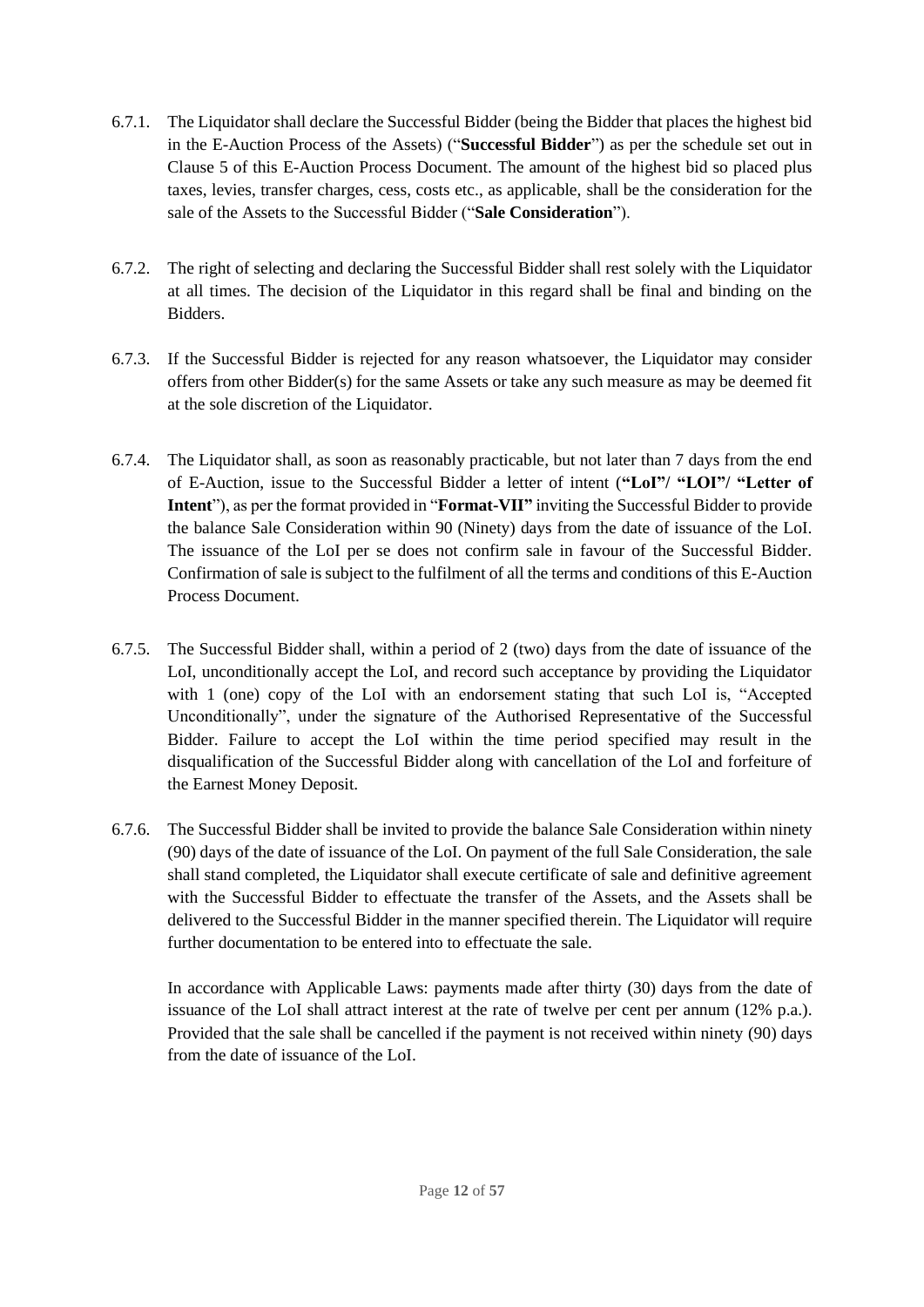6.7.1. The Liquidator shall declare the Successful Bidder (being the Bidder that places the highest bid in the E-Auction Process of the Assets) ("**Successful Bidder**") as per the schedule set out in Clause 5 of this E-Auction Process Document. The amount of the highest bid so placed plus taxes, levies, transfer charges, cess, costs etc., as applicable, shall be the consideration for the sale of the Assets to the Successful Bidder ("**Sale Consideration**").

6.7.2. The right of selecting and declaring the Successful Bidder shall rest solely with the Liquidator at all times. The decision of the Liquidator in this regard shall be final and binding on the Bidders.

6.7.3. If the Successful Bidder is rejected for any reason whatsoever, the Liquidator may consider offers from other Bidder(s) for the same Assets or take any such measure as may be deemed fit at the sole discretion of the Liquidator.

6.7.4. The Liquidator shall, as soon as reasonably practicable, but not later than 7 days from the end of E-Auction, issue to the Successful Bidder a letter of intent (**"LoI"/ "LOI"/ "Letter of Intent**"), as per the format provided in "**Format-VII"** inviting the Successful Bidder to provide the balance Sale Consideration within 90 (Ninety) days from the date of issuance of the LoI. The issuance of the LoI per se does not confirm sale in favour of the Successful Bidder. Confirmation of sale is subject to the fulfilment of all the terms and conditions of this E-Auction Process Document.

6.7.5. The Successful Bidder shall, within a period of 2 (two) days from the date of issuance of the LoI, unconditionally accept the LoI, and record such acceptance by providing the Liquidator with 1 (one) copy of the LoI with an endorsement stating that such LoI is, "Accepted Unconditionally", under the signature of the Authorised Representative of the Successful Bidder. Failure to accept the LoI within the time period specified may result in the disqualification of the Successful Bidder along with cancellation of the LoI and forfeiture of the Earnest Money Deposit.

6.7.6. The Successful Bidder shall be invited to provide the balance Sale Consideration within ninety (90) days of the date of issuance of the LoI. On payment of the full Sale Consideration, the sale shall stand completed, the Liquidator shall execute certificate of sale and definitive agreement with the Successful Bidder to effectuate the transfer of the Assets, and the Assets shall be delivered to the Successful Bidder in the manner specified therein. The Liquidator will require further documentation to be entered into to effectuate the sale.

In accordance with Applicable Laws: payments made after thirty (30) days from the date of issuance of the LoI shall attract interest at the rate of twelve per cent per annum (12% p.a.). Provided that the sale shall be cancelled if the payment is not received within ninety (90) days from the date of issuance of the LoI.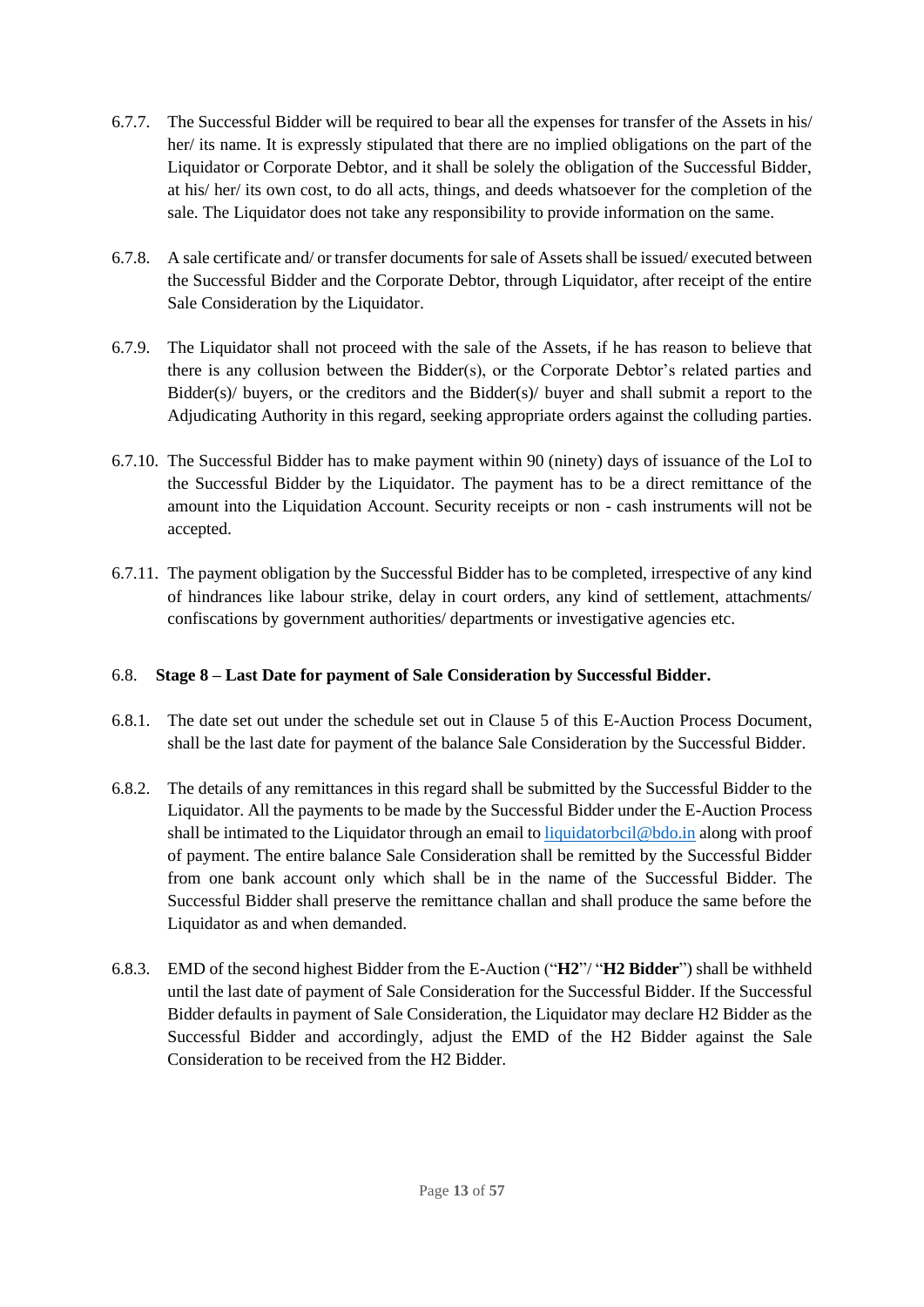6.7.7. The Successful Bidder will be required to bear all the expenses for transfer of the Assets in his/ her/ its name. It is expressly stipulated that there are no implied obligations on the part of the Liquidator or Corporate Debtor, and it shall be solely the obligation of the Successful Bidder, at his/ her/ its own cost, to do all acts, things, and deeds whatsoever for the completion of the sale. The Liquidator does not take any responsibility to provide information on the same.

6.7.8. A sale certificate and/ or transfer documents for sale of Assets shall be issued/ executed between the Successful Bidder and the Corporate Debtor, through Liquidator, after receipt of the entire Sale Consideration by the Liquidator.

6.7.9. The Liquidator shall not proceed with the sale of the Assets, if he has reason to believe that there is any collusion between the Bidder(s), or the Corporate Debtor's related parties and Bidder(s)/ buyers, or the creditors and the Bidder(s)/ buyer and shall submit a report to the Adjudicating Authority in this regard, seeking appropriate orders against the colluding parties.

6.7.10. The Successful Bidder has to make payment within 90 (ninety) days of issuance of the LoI to the Successful Bidder by the Liquidator. The payment has to be a direct remittance of the amount into the Liquidation Account. Security receipts or non - cash instruments will not be accepted.

6.7.11. The payment obligation by the Successful Bidder has to be completed, irrespective of any kind of hindrances like labour strike, delay in court orders, any kind of settlement, attachments/ confiscations by government authorities/ departments or investigative agencies etc.

### 6.8. Stage 8 – Last Date for payment of Sale Consideration by Successful Bidder.

6.8.1. The date set out under the schedule set out in Clause 5 of this E-Auction Process Document, shall be the last date for payment of the balance Sale Consideration by the Successful Bidder.

6.8.2. The details of any remittances in this regard shall be submitted by the Successful Bidder to the Liquidator. All the payments to be made by the Successful Bidder under the E-Auction Process shall be intimated to the Liquidator through an email to liquidatorbcil@bdo.in along with proof of payment. The entire balance Sale Consideration shall be remitted by the Successful Bidder from one bank account only which shall be in the name of the Successful Bidder. The Successful Bidder shall preserve the remittance challan and shall produce the same before the Liquidator as and when demanded.

6.8.3. EMD of the second highest Bidder from the E-Auction ("**H2**"/ "**H2 Bidder**") shall be withheld until the last date of payment of Sale Consideration for the Successful Bidder. If the Successful Bidder defaults in payment of Sale Consideration, the Liquidator may declare H2 Bidder as the Successful Bidder and accordingly, adjust the EMD of the H2 Bidder against the Sale Consideration to be received from the H2 Bidder.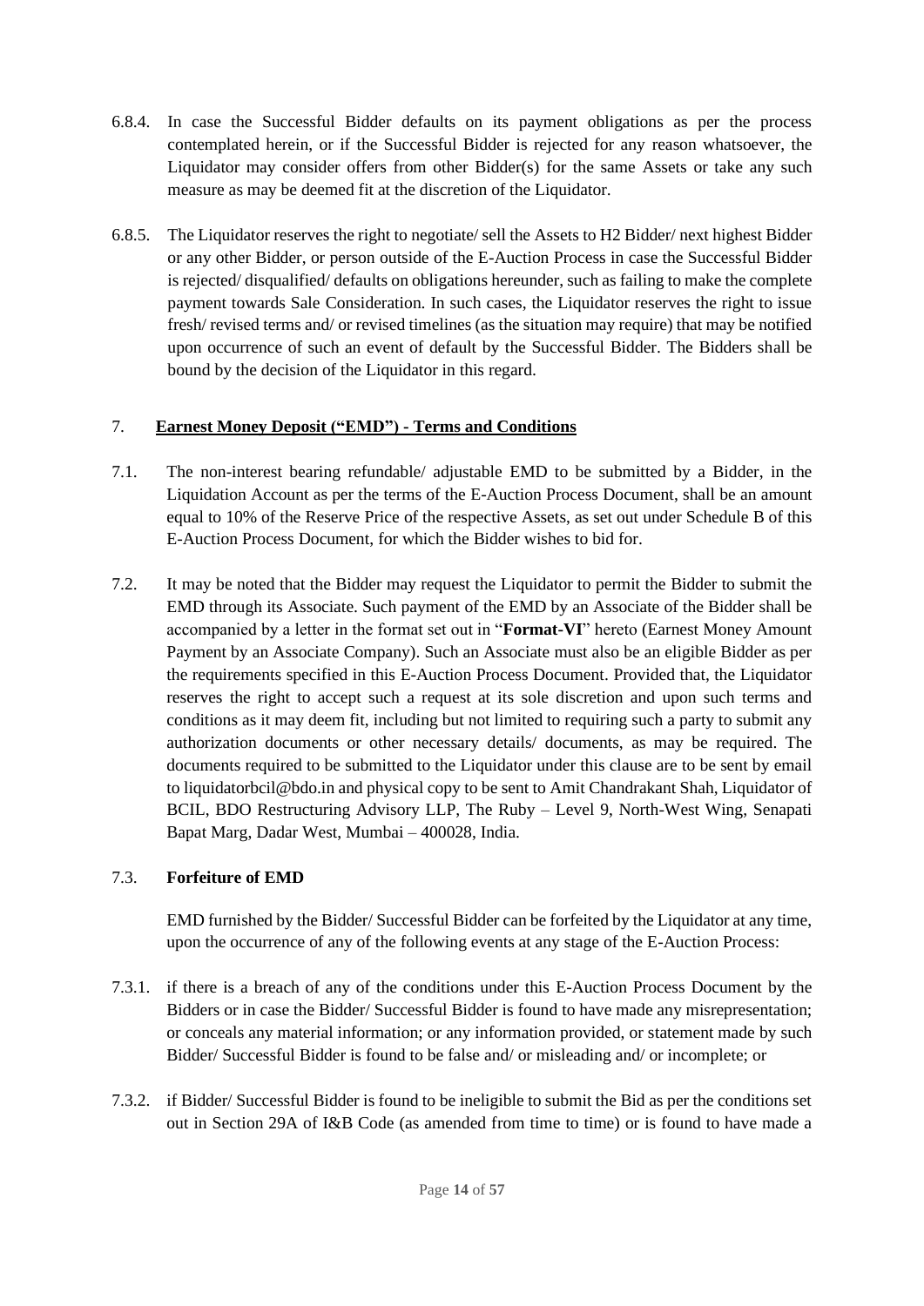6.8.4. In case the Successful Bidder defaults on its payment obligations as per the process contemplated herein, or if the Successful Bidder is rejected for any reason whatsoever, the Liquidator may consider offers from other Bidder(s) for the same Assets or take any such measure as may be deemed fit at the discretion of the Liquidator.

6.8.5. The Liquidator reserves the right to negotiate/ sell the Assets to H2 Bidder/ next highest Bidder or any other Bidder, or person outside of the E-Auction Process in case the Successful Bidder is rejected/ disqualified/ defaults on obligations hereunder, such as failing to make the complete payment towards Sale Consideration. In such cases, the Liquidator reserves the right to issue fresh/ revised terms and/ or revised timelines (as the situation may require) that may be notified upon occurrence of such an event of default by the Successful Bidder. The Bidders shall be bound by the decision of the Liquidator in this regard.

## 7. **Earnest Money Deposit ("EMD") - Terms and Conditions**

7.1. The non-interest bearing refundable/ adjustable EMD to be submitted by a Bidder, in the Liquidation Account as per the terms of the E-Auction Process Document, shall be an amount equal to 10% of the Reserve Price of the respective Assets, as set out under Schedule B of this E-Auction Process Document, for which the Bidder wishes to bid for.

7.2. It may be noted that the Bidder may request the Liquidator to permit the Bidder to submit the EMD through its Associate. Such payment of the EMD by an Associate of the Bidder shall be accompanied by a letter in the format set out in "**Format-VI**" hereto (Earnest Money Amount Payment by an Associate Company). Such an Associate must also be an eligible Bidder as per the requirements specified in this E-Auction Process Document. Provided that, the Liquidator reserves the right to accept such a request at its sole discretion and upon such terms and conditions as it may deem fit, including but not limited to requiring such a party to submit any authorization documents or other necessary details/ documents, as may be required. The documents required to be submitted to the Liquidator under this clause are to be sent by email to liquidatorbcil@bdo.in and physical copy to be sent to Amit Chandrakant Shah, Liquidator of BCIL, BDO Restructuring Advisory LLP, The Ruby – Level 9, North-West Wing, Senapati Bapat Marg, Dadar West, Mumbai – 400028, India.

### 7.3. **Forfeiture of EMD**

EMD furnished by the Bidder/ Successful Bidder can be forfeited by the Liquidator at any time, upon the occurrence of any of the following events at any stage of the E-Auction Process:

7.3.1. if there is a breach of any of the conditions under this E-Auction Process Document by the Bidders or in case the Bidder/ Successful Bidder is found to have made any misrepresentation; or conceals any material information; or any information provided, or statement made by such Bidder/ Successful Bidder is found to be false and/ or misleading and/ or incomplete; or

7.3.2. if Bidder/ Successful Bidder is found to be ineligible to submit the Bid as per the conditions set out in Section 29A of I&B Code (as amended from time to time) or is found to have made a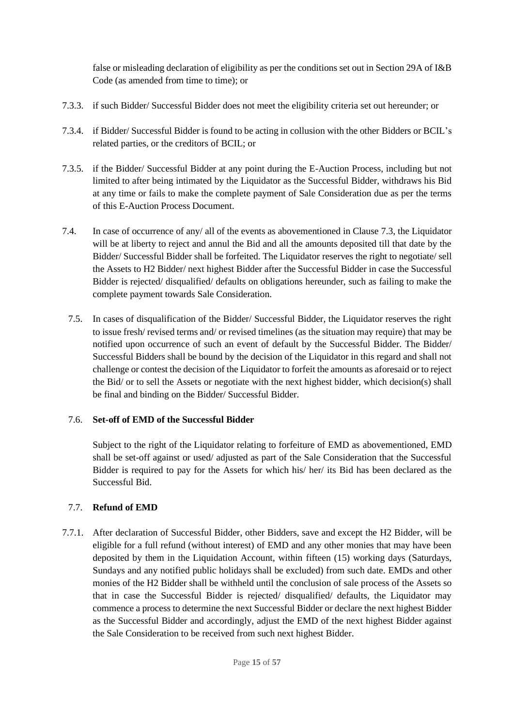false or misleading declaration of eligibility as per the conditions set out in Section 29A of I&B Code (as amended from time to time); or

7.3.3. if such Bidder/ Successful Bidder does not meet the eligibility criteria set out hereunder; or

7.3.4. if Bidder/ Successful Bidder is found to be acting in collusion with the other Bidders or BCIL's related parties, or the creditors of BCIL; or

7.3.5. if the Bidder/ Successful Bidder at any point during the E-Auction Process, including but not limited to after being intimated by the Liquidator as the Successful Bidder, withdraws his Bid at any time or fails to make the complete payment of Sale Consideration due as per the terms of this E-Auction Process Document.

7.4. In case of occurrence of any/ all of the events as abovementioned in Clause 7.3, the Liquidator will be at liberty to reject and annul the Bid and all the amounts deposited till that date by the Bidder/ Successful Bidder shall be forfeited. The Liquidator reserves the right to negotiate/ sell the Assets to H2 Bidder/ next highest Bidder after the Successful Bidder in case the Successful Bidder is rejected/ disqualified/ defaults on obligations hereunder, such as failing to make the complete payment towards Sale Consideration.

7.5. In cases of disqualification of the Bidder/ Successful Bidder, the Liquidator reserves the right to issue fresh/ revised terms and/ or revised timelines (as the situation may require) that may be notified upon occurrence of such an event of default by the Successful Bidder. The Bidder/ Successful Bidders shall be bound by the decision of the Liquidator in this regard and shall not challenge or contest the decision of the Liquidator to forfeit the amounts as aforesaid or to reject the Bid/ or to sell the Assets or negotiate with the next highest bidder, which decision(s) shall be final and binding on the Bidder/ Successful Bidder.

7.6. **Set-off of EMD of the Successful Bidder**

Subject to the right of the Liquidator relating to forfeiture of EMD as abovementioned, EMD shall be set-off against or used/ adjusted as part of the Sale Consideration that the Successful Bidder is required to pay for the Assets for which his/ her/ its Bid has been declared as the Successful Bid.

7.7. **Refund of EMD**

7.7.1. After declaration of Successful Bidder, other Bidders, save and except the H2 Bidder, will be eligible for a full refund (without interest) of EMD and any other monies that may have been deposited by them in the Liquidation Account, within fifteen (15) working days (Saturdays, Sundays and any notified public holidays shall be excluded) from such date. EMDs and other monies of the H2 Bidder shall be withheld until the conclusion of sale process of the Assets so that in case the Successful Bidder is rejected/ disqualified/ defaults, the Liquidator may commence a process to determine the next Successful Bidder or declare the next highest Bidder as the Successful Bidder and accordingly, adjust the EMD of the next highest Bidder against the Sale Consideration to be received from such next highest Bidder.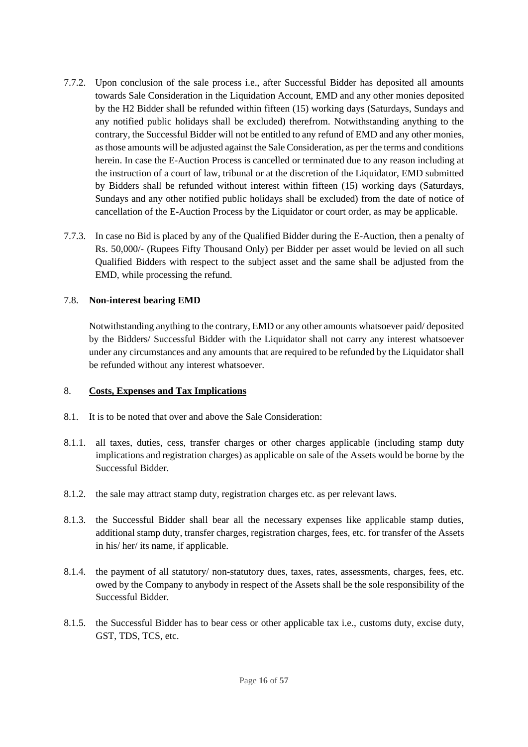7.7.2. Upon conclusion of the sale process i.e., after Successful Bidder has deposited all amounts towards Sale Consideration in the Liquidation Account, EMD and any other monies deposited by the H2 Bidder shall be refunded within fifteen (15) working days (Saturdays, Sundays and any notified public holidays shall be excluded) therefrom. Notwithstanding anything to the contrary, the Successful Bidder will not be entitled to any refund of EMD and any other monies, as those amounts will be adjusted against the Sale Consideration, as per the terms and conditions herein. In case the E-Auction Process is cancelled or terminated due to any reason including at the instruction of a court of law, tribunal or at the discretion of the Liquidator, EMD submitted by Bidders shall be refunded without interest within fifteen (15) working days (Saturdays, Sundays and any other notified public holidays shall be excluded) from the date of notice of cancellation of the E-Auction Process by the Liquidator or court order, as may be applicable.

7.7.3. In case no Bid is placed by any of the Qualified Bidder during the E-Auction, then a penalty of Rs. 50,000/- (Rupees Fifty Thousand Only) per Bidder per asset would be levied on all such Qualified Bidders with respect to the subject asset and the same shall be adjusted from the EMD, while processing the refund.

7.8. **Non-interest bearing EMD**

Notwithstanding anything to the contrary, EMD or any other amounts whatsoever paid/ deposited by the Bidders/ Successful Bidder with the Liquidator shall not carry any interest whatsoever under any circumstances and any amounts that are required to be refunded by the Liquidator shall be refunded without any interest whatsoever.

8. **<u>Costs, Expenses and Tax Implications</u>**

8.1. It is to be noted that over and above the Sale Consideration:

8.1.1. all taxes, duties, cess, transfer charges or other charges applicable (including stamp duty implications and registration charges) as applicable on sale of the Assets would be borne by the Successful Bidder.

8.1.2. the sale may attract stamp duty, registration charges etc. as per relevant laws.

8.1.3. the Successful Bidder shall bear all the necessary expenses like applicable stamp duties, additional stamp duty, transfer charges, registration charges, fees, etc. for transfer of the Assets in his/ her/ its name, if applicable.

8.1.4. the payment of all statutory/ non-statutory dues, taxes, rates, assessments, charges, fees, etc. owed by the Company to anybody in respect of the Assets shall be the sole responsibility of the Successful Bidder.

8.1.5. the Successful Bidder has to bear cess or other applicable tax i.e., customs duty, excise duty, GST, TDS, TCS, etc.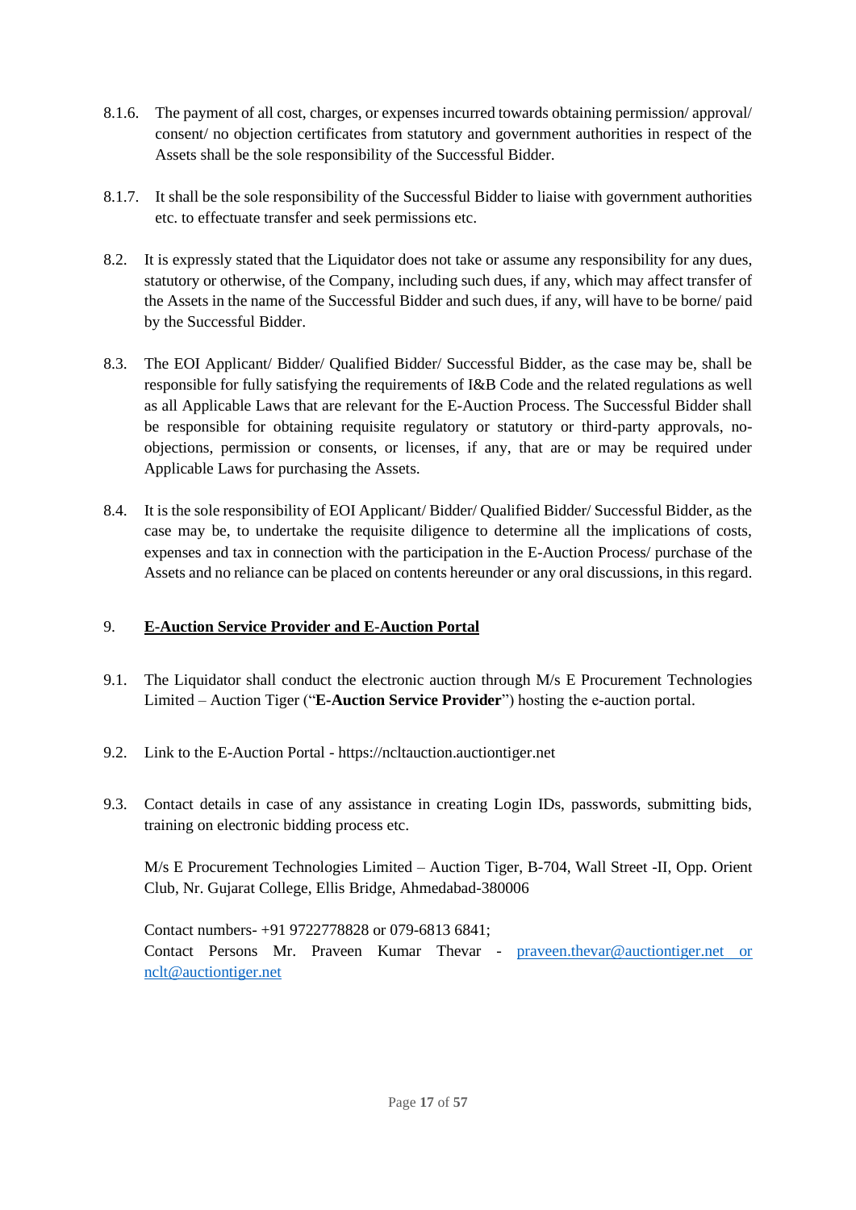8.1.6. The payment of all cost, charges, or expenses incurred towards obtaining permission/ approval/ consent/ no objection certificates from statutory and government authorities in respect of the Assets shall be the sole responsibility of the Successful Bidder.

8.1.7. It shall be the sole responsibility of the Successful Bidder to liaise with government authorities etc. to effectuate transfer and seek permissions etc.

8.2. It is expressly stated that the Liquidator does not take or assume any responsibility for any dues, statutory or otherwise, of the Company, including such dues, if any, which may affect transfer of the Assets in the name of the Successful Bidder and such dues, if any, will have to be borne/ paid by the Successful Bidder.

8.3. The EOI Applicant/ Bidder/ Qualified Bidder/ Successful Bidder, as the case may be, shall be responsible for fully satisfying the requirements of I&B Code and the related regulations as well as all Applicable Laws that are relevant for the E-Auction Process. The Successful Bidder shall be responsible for obtaining requisite regulatory or statutory or third-party approvals, no-objections, permission or consents, or licenses, if any, that are or may be required under Applicable Laws for purchasing the Assets.

8.4. It is the sole responsibility of EOI Applicant/ Bidder/ Qualified Bidder/ Successful Bidder, as the case may be, to undertake the requisite diligence to determine all the implications of costs, expenses and tax in connection with the participation in the E-Auction Process/ purchase of the Assets and no reliance can be placed on contents hereunder or any oral discussions, in this regard.

## 9. <u>**E-Auction Service Provider and E-Auction Portal**</u>

9.1. The Liquidator shall conduct the electronic auction through M/s E Procurement Technologies Limited – Auction Tiger ("**E-Auction Service Provider**") hosting the e-auction portal.

9.2. Link to the E-Auction Portal - https://ncltauction.auctiontiger.net

9.3. Contact details in case of any assistance in creating Login IDs, passwords, submitting bids, training on electronic bidding process etc.

M/s E Procurement Technologies Limited – Auction Tiger, B-704, Wall Street -II, Opp. Orient Club, Nr. Gujarat College, Ellis Bridge, Ahmedabad-380006

Contact numbers- +91 9722778828 or 079-6813 6841;
Contact Persons Mr. Praveen Kumar Thevar - praveen.thevar@auctiontiger.net or nclt@auctiontiger.net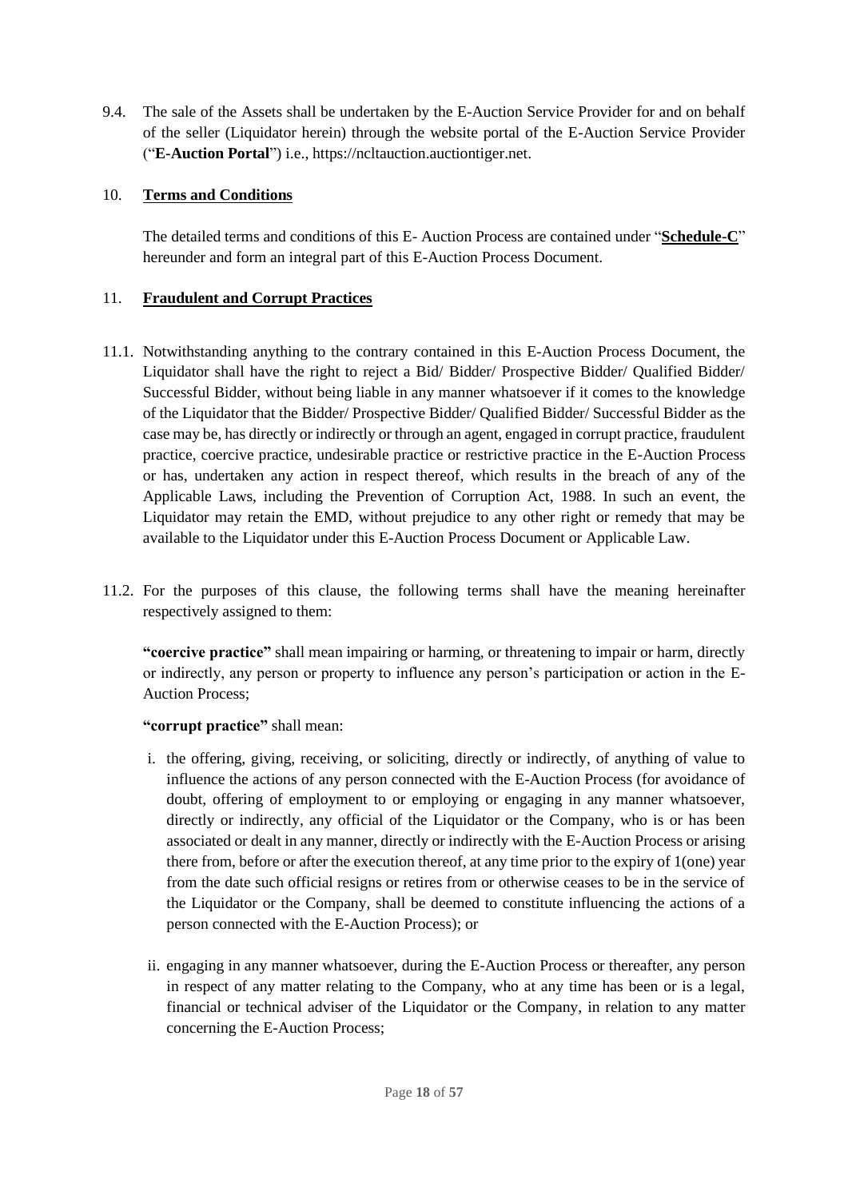9.4. The sale of the Assets shall be undertaken by the E-Auction Service Provider for and on behalf of the seller (Liquidator herein) through the website portal of the E-Auction Service Provider ("**E-Auction Portal**") i.e., https://ncltauction.auctiontiger.net.

## 10. **Terms and Conditions**

The detailed terms and conditions of this E- Auction Process are contained under "**Schedule-C**" hereunder and form an integral part of this E-Auction Process Document.

## 11. **Fraudulent and Corrupt Practices**

11.1. Notwithstanding anything to the contrary contained in this E-Auction Process Document, the Liquidator shall have the right to reject a Bid/ Bidder/ Prospective Bidder/ Qualified Bidder/ Successful Bidder, without being liable in any manner whatsoever if it comes to the knowledge of the Liquidator that the Bidder/ Prospective Bidder/ Qualified Bidder/ Successful Bidder as the case may be, has directly or indirectly or through an agent, engaged in corrupt practice, fraudulent practice, coercive practice, undesirable practice or restrictive practice in the E-Auction Process or has, undertaken any action in respect thereof, which results in the breach of any of the Applicable Laws, including the Prevention of Corruption Act, 1988. In such an event, the Liquidator may retain the EMD, without prejudice to any other right or remedy that may be available to the Liquidator under this E-Auction Process Document or Applicable Law.

11.2. For the purposes of this clause, the following terms shall have the meaning hereinafter respectively assigned to them:

**"coercive practice"** shall mean impairing or harming, or threatening to impair or harm, directly or indirectly, any person or property to influence any person's participation or action in the E-Auction Process;

**"corrupt practice"** shall mean:

i. the offering, giving, receiving, or soliciting, directly or indirectly, of anything of value to influence the actions of any person connected with the E-Auction Process (for avoidance of doubt, offering of employment to or employing or engaging in any manner whatsoever, directly or indirectly, any official of the Liquidator or the Company, who is or has been associated or dealt in any manner, directly or indirectly with the E-Auction Process or arising there from, before or after the execution thereof, at any time prior to the expiry of 1(one) year from the date such official resigns or retires from or otherwise ceases to be in the service of the Liquidator or the Company, shall be deemed to constitute influencing the actions of a person connected with the E-Auction Process); or

ii. engaging in any manner whatsoever, during the E-Auction Process or thereafter, any person in respect of any matter relating to the Company, who at any time has been or is a legal, financial or technical adviser of the Liquidator or the Company, in relation to any matter concerning the E-Auction Process;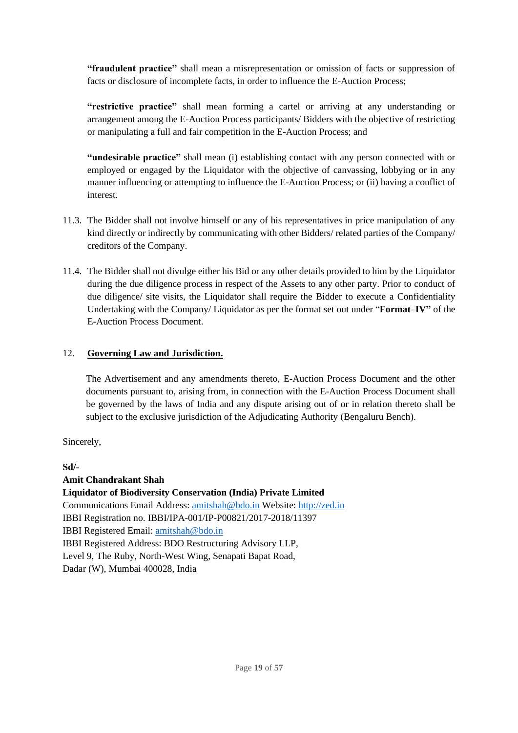**"fraudulent practice"** shall mean a misrepresentation or omission of facts or suppression of facts or disclosure of incomplete facts, in order to influence the E-Auction Process;

**"restrictive practice"** shall mean forming a cartel or arriving at any understanding or arrangement among the E-Auction Process participants/ Bidders with the objective of restricting or manipulating a full and fair competition in the E-Auction Process; and

**"undesirable practice"** shall mean (i) establishing contact with any person connected with or employed or engaged by the Liquidator with the objective of canvassing, lobbying or in any manner influencing or attempting to influence the E-Auction Process; or (ii) having a conflict of interest.

11.3. The Bidder shall not involve himself or any of his representatives in price manipulation of any kind directly or indirectly by communicating with other Bidders/ related parties of the Company/ creditors of the Company.

11.4. The Bidder shall not divulge either his Bid or any other details provided to him by the Liquidator during the due diligence process in respect of the Assets to any other party. Prior to conduct of due diligence/ site visits, the Liquidator shall require the Bidder to execute a Confidentiality Undertaking with the Company/ Liquidator as per the format set out under "**Format–IV"** of the E-Auction Process Document.

## 12. Governing Law and Jurisdiction.

The Advertisement and any amendments thereto, E-Auction Process Document and the other documents pursuant to, arising from, in connection with the E-Auction Process Document shall be governed by the laws of India and any dispute arising out of or in relation thereto shall be subject to the exclusive jurisdiction of the Adjudicating Authority (Bengaluru Bench).

Sincerely,

**Sd/-**
**Amit Chandrakant Shah**
**Liquidator of Biodiversity Conservation (India) Private Limited**
Communications Email Address: amitshah@bdo.in Website: http://zed.in
IBBI Registration no. IBBI/IPA-001/IP-P00821/2017-2018/11397
IBBI Registered Email: amitshah@bdo.in
IBBI Registered Address: BDO Restructuring Advisory LLP,
Level 9, The Ruby, North-West Wing, Senapati Bapat Road,
Dadar (W), Mumbai 400028, India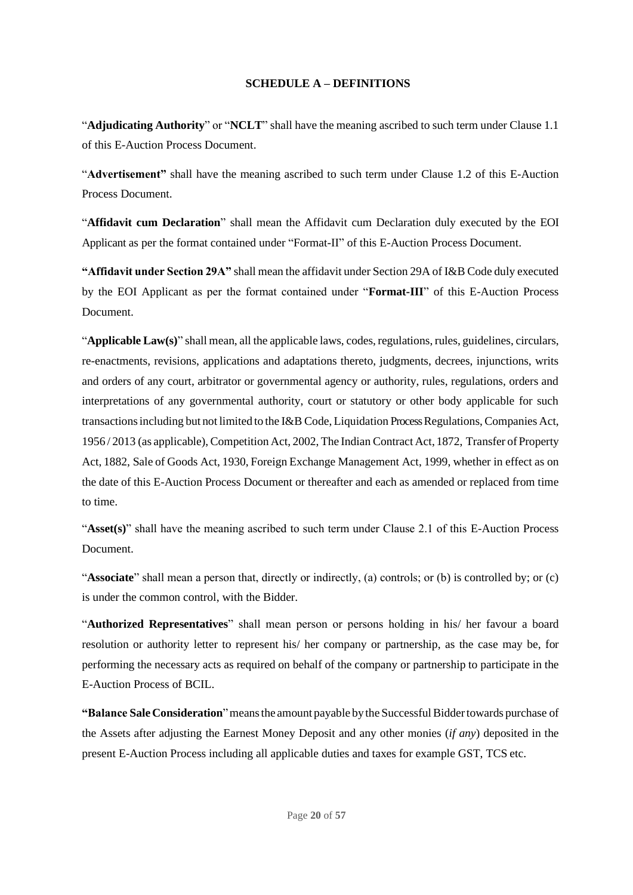## SCHEDULE A – DEFINITIONS

"**Adjudicating Authority**" or "**NCLT**" shall have the meaning ascribed to such term under Clause 1.1 of this E-Auction Process Document.

"**Advertisement"** shall have the meaning ascribed to such term under Clause 1.2 of this E-Auction Process Document.

"**Affidavit cum Declaration**" shall mean the Affidavit cum Declaration duly executed by the EOI Applicant as per the format contained under "Format-II" of this E-Auction Process Document.

**"Affidavit under Section 29A"** shall mean the affidavit under Section 29A of I&B Code duly executed by the EOI Applicant as per the format contained under "**Format-III**" of this E-Auction Process Document.

"**Applicable Law(s)**" shall mean, all the applicable laws, codes, regulations, rules, guidelines, circulars, re-enactments, revisions, applications and adaptations thereto, judgments, decrees, injunctions, writs and orders of any court, arbitrator or governmental agency or authority, rules, regulations, orders and interpretations of any governmental authority, court or statutory or other body applicable for such transactions including but not limited to the I&B Code, Liquidation Process Regulations, Companies Act, 1956 / 2013 (as applicable), Competition Act, 2002, The Indian Contract Act, 1872, Transfer of Property Act, 1882, Sale of Goods Act, 1930, Foreign Exchange Management Act, 1999, whether in effect as on the date of this E-Auction Process Document or thereafter and each as amended or replaced from time to time.

"**Asset(s)**" shall have the meaning ascribed to such term under Clause 2.1 of this E-Auction Process Document.

"**Associate**" shall mean a person that, directly or indirectly, (a) controls; or (b) is controlled by; or (c) is under the common control, with the Bidder.

"**Authorized Representatives**" shall mean person or persons holding in his/ her favour a board resolution or authority letter to represent his/ her company or partnership, as the case may be, for performing the necessary acts as required on behalf of the company or partnership to participate in the E-Auction Process of BCIL.

**"Balance Sale Consideration**" means the amount payable by the Successful Bidder towards purchase of the Assets after adjusting the Earnest Money Deposit and any other monies (*if any*) deposited in the present E-Auction Process including all applicable duties and taxes for example GST, TCS etc.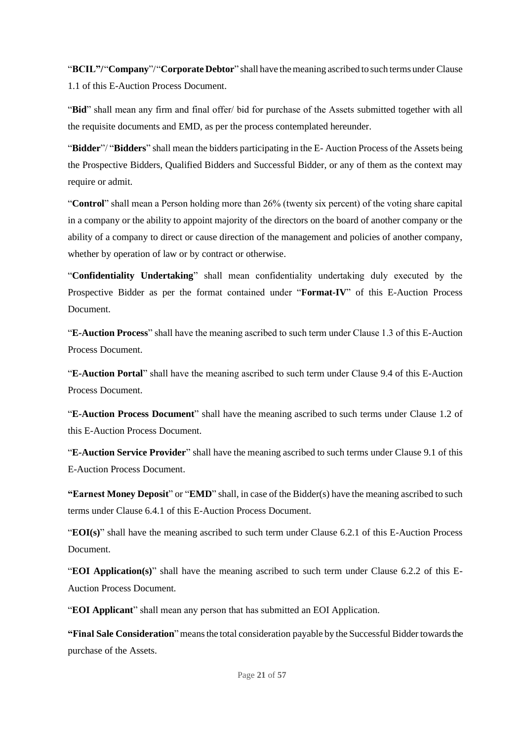"**BCIL"/**"**Company**"/"**Corporate Debtor**" shall have the meaning ascribed to such terms under Clause 1.1 of this E-Auction Process Document.

"**Bid**" shall mean any firm and final offer/ bid for purchase of the Assets submitted together with all the requisite documents and EMD, as per the process contemplated hereunder.

"**Bidder**"/ "**Bidders**" shall mean the bidders participating in the E- Auction Process of the Assets being the Prospective Bidders, Qualified Bidders and Successful Bidder, or any of them as the context may require or admit.

"**Control**" shall mean a Person holding more than 26% (twenty six percent) of the voting share capital in a company or the ability to appoint majority of the directors on the board of another company or the ability of a company to direct or cause direction of the management and policies of another company, whether by operation of law or by contract or otherwise.

"**Confidentiality Undertaking**" shall mean confidentiality undertaking duly executed by the Prospective Bidder as per the format contained under "**Format-IV**" of this E-Auction Process Document.

"**E-Auction Process**" shall have the meaning ascribed to such term under Clause 1.3 of this E-Auction Process Document.

"**E-Auction Portal**" shall have the meaning ascribed to such term under Clause 9.4 of this E-Auction Process Document.

"**E-Auction Process Document**" shall have the meaning ascribed to such terms under Clause 1.2 of this E-Auction Process Document.

"**E-Auction Service Provider**" shall have the meaning ascribed to such terms under Clause 9.1 of this E-Auction Process Document.

**"Earnest Money Deposit**" or "**EMD**" shall, in case of the Bidder(s) have the meaning ascribed to such terms under Clause 6.4.1 of this E-Auction Process Document.

"**EOI(s)**" shall have the meaning ascribed to such term under Clause 6.2.1 of this E-Auction Process Document.

"**EOI Application(s)**" shall have the meaning ascribed to such term under Clause 6.2.2 of this E-Auction Process Document.

"**EOI Applicant**" shall mean any person that has submitted an EOI Application.

**"Final Sale Consideration**" means the total consideration payable by the Successful Bidder towards the purchase of the Assets.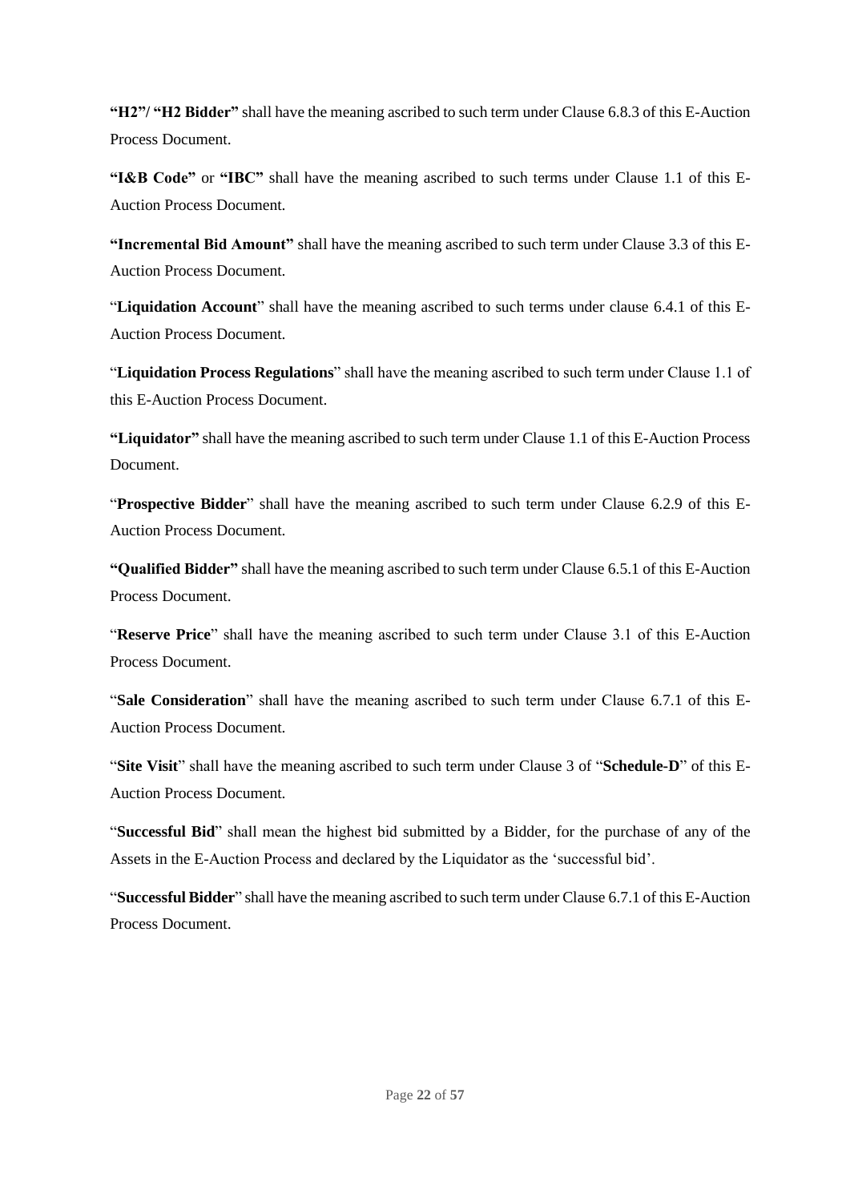**"H2"/ "H2 Bidder"** shall have the meaning ascribed to such term under Clause 6.8.3 of this E-Auction Process Document.

**"I&B Code"** or **"IBC"** shall have the meaning ascribed to such terms under Clause 1.1 of this E-Auction Process Document.

**"Incremental Bid Amount"** shall have the meaning ascribed to such term under Clause 3.3 of this E-Auction Process Document.

"**Liquidation Account**" shall have the meaning ascribed to such terms under clause 6.4.1 of this E-Auction Process Document.

"**Liquidation Process Regulations**" shall have the meaning ascribed to such term under Clause 1.1 of this E-Auction Process Document.

**"Liquidator"** shall have the meaning ascribed to such term under Clause 1.1 of this E-Auction Process Document.

"**Prospective Bidder**" shall have the meaning ascribed to such term under Clause 6.2.9 of this E-Auction Process Document.

**"Qualified Bidder"** shall have the meaning ascribed to such term under Clause 6.5.1 of this E-Auction Process Document.

"**Reserve Price**" shall have the meaning ascribed to such term under Clause 3.1 of this E-Auction Process Document.

"**Sale Consideration**" shall have the meaning ascribed to such term under Clause 6.7.1 of this E-Auction Process Document.

"**Site Visit**" shall have the meaning ascribed to such term under Clause 3 of "**Schedule-D**" of this E-Auction Process Document.

"**Successful Bid**" shall mean the highest bid submitted by a Bidder, for the purchase of any of the Assets in the E-Auction Process and declared by the Liquidator as the 'successful bid'.

"**Successful Bidder**" shall have the meaning ascribed to such term under Clause 6.7.1 of this E-Auction Process Document.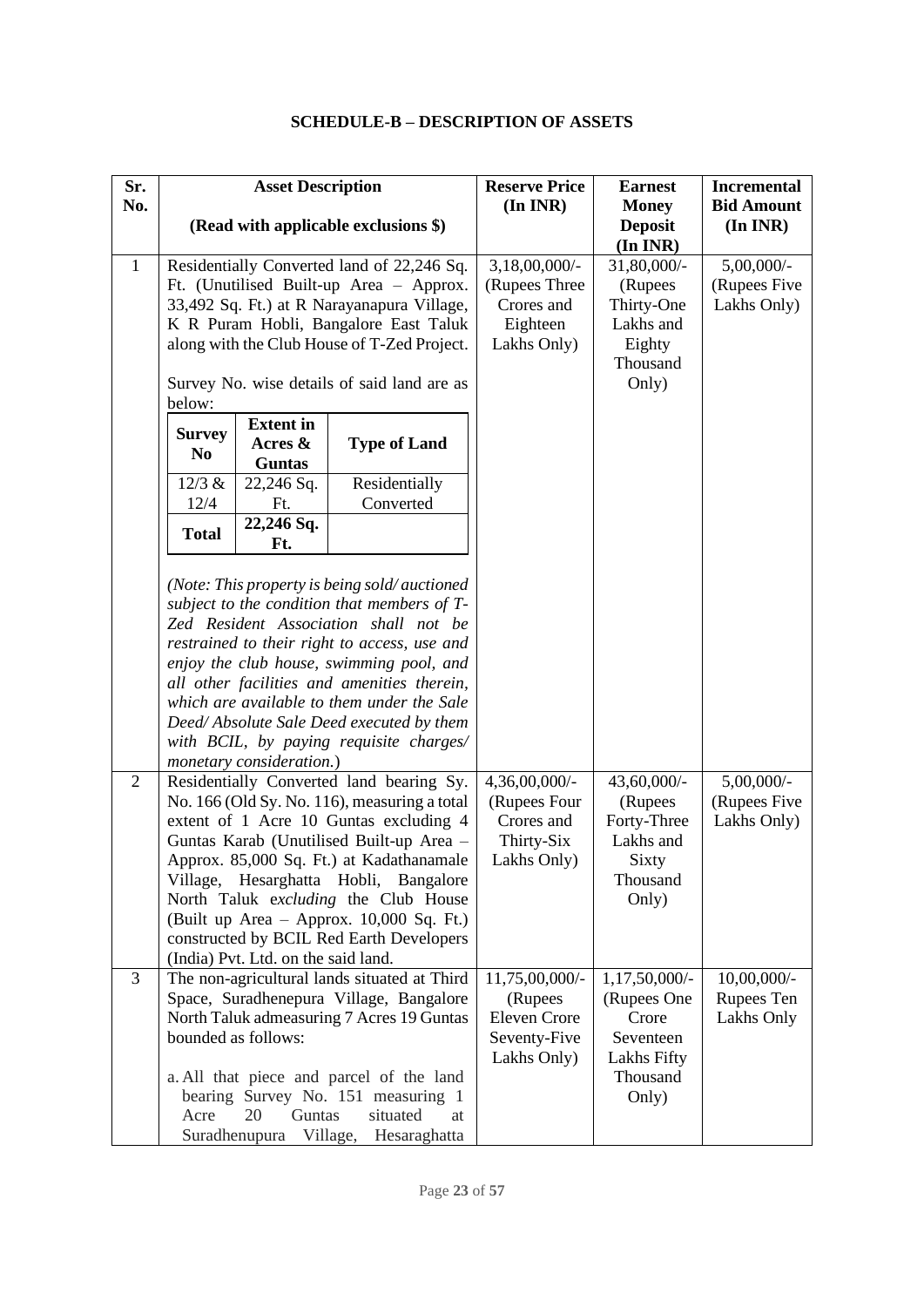**SCHEDULE-B – DESCRIPTION OF ASSETS**

<table>
<tr><th>Sr. No.</th><th>Asset Description<br><br>(Read with applicable exclusions $)</th><th>Reserve Price (In INR)</th><th>Earnest Money Deposit (In INR)</th><th>Incremental Bid Amount (In INR)</th></tr>
<tr><td>1</td><td>Residentially Converted land of 22,246 Sq. Ft. (Unutilised Built-up Area – Approx. 33,492 Sq. Ft.) at R Narayanapura Village, K R Puram Hobli, Bangalore East Taluk along with the Club House of T-Zed Project.<br><br>Survey No. wise details of said land are as below:<br><table><tr><th>Survey No</th><th>Extent in Acres &amp; Guntas</th><th>Type of Land</th></tr><tr><td>12/3 &amp; 12/4</td><td>22,246 Sq. Ft.</td><td>Residentially Converted</td></tr><tr><td><b>Total</b></td><td><b>22,246 Sq. Ft.</b></td><td></td></tr></table><br><i>(Note: This property is being sold/ auctioned subject to the condition that members of T-Zed Resident Association shall not be restrained to their right to access, use and enjoy the club house, swimming pool, and all other facilities and amenities therein, which are available to them under the Sale Deed/ Absolute Sale Deed executed by them with BCIL, by paying requisite charges/ monetary consideration.</i>)</td><td>3,18,00,000/- (Rupees Three Crores and Eighteen Lakhs Only)</td><td>31,80,000/- (Rupees Thirty-One Lakhs and Eighty Thousand Only)</td><td>5,00,000/- (Rupees Five Lakhs Only)</td></tr>
<tr><td>2</td><td>Residentially Converted land bearing Sy. No. 166 (Old Sy. No. 116), measuring a total extent of 1 Acre 10 Guntas excluding 4 Guntas Karab (Unutilised Built-up Area – Approx. 85,000 Sq. Ft.) at Kadathanamale Village, Hesarghatta Hobli, Bangalore North Taluk e<i>xcluding</i> the Club House (Built up Area – Approx. 10,000 Sq. Ft.) constructed by BCIL Red Earth Developers (India) Pvt. Ltd. on the said land.</td><td>4,36,00,000/- (Rupees Four Crores and Thirty-Six Lakhs Only)</td><td>43,60,000/- (Rupees Forty-Three Lakhs and Sixty Thousand Only)</td><td>5,00,000/- (Rupees Five Lakhs Only)</td></tr>
<tr><td>3</td><td>The non-agricultural lands situated at Third Space, Suradhenepura Village, Bangalore North Taluk admeasuring 7 Acres 19 Guntas bounded as follows:<br><br>a. All that piece and parcel of the land bearing Survey No. 151 measuring 1 Acre 20 Guntas situated at Suradhenupura Village, Hesaraghatta</td><td>11,75,00,000/- (Rupees Eleven Crore Seventy-Five Lakhs Only)</td><td>1,17,50,000/- (Rupees One Crore Seventeen Lakhs Fifty Thousand Only)</td><td>10,00,000/- Rupees Ten Lakhs Only</td></tr>
</table>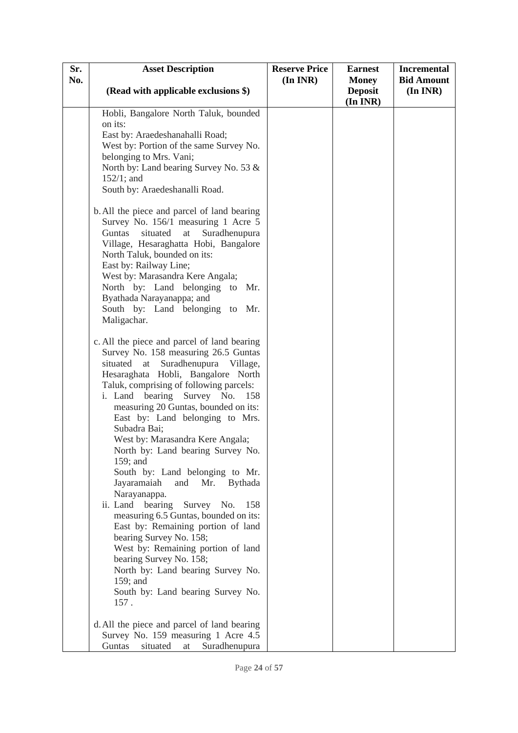| Sr. No. | Asset Description<br><br>(Read with applicable exclusions $) | Reserve Price (In INR) | Earnest Money Deposit (In INR) | Incremental Bid Amount (In INR) |
|---|---|---|---|---|
| | Hobli, Bangalore North Taluk, bounded on its:<br>East by: Araedeshanahalli Road;<br>West by: Portion of the same Survey No. belonging to Mrs. Vani;<br>North by: Land bearing Survey No. 53 & 152/1; and<br>South by: Araedeshanalli Road.<br><br>b. All the piece and parcel of land bearing Survey No. 156/1 measuring 1 Acre 5 Guntas situated at Suradhenupura Village, Hesaraghatta Hobi, Bangalore North Taluk, bounded on its:<br>East by: Railway Line;<br>West by: Marasandra Kere Angala;<br>North by: Land belonging to Mr. Byathada Narayanappa; and<br>South by: Land belonging to Mr. Maligachar.<br><br>c. All the piece and parcel of land bearing Survey No. 158 measuring 26.5 Guntas situated at Suradhenupura Village, Hesaraghata Hobli, Bangalore North Taluk, comprising of following parcels:<br>i. Land bearing Survey No. 158 measuring 20 Guntas, bounded on its:<br>East by: Land belonging to Mrs. Subadra Bai;<br>West by: Marasandra Kere Angala;<br>North by: Land bearing Survey No. 159; and<br>South by: Land belonging to Mr. Jayaramaiah and Mr. Bythada Narayanappa.<br>ii. Land bearing Survey No. 158 measuring 6.5 Guntas, bounded on its:<br>East by: Remaining portion of land bearing Survey No. 158;<br>West by: Remaining portion of land bearing Survey No. 158;<br>North by: Land bearing Survey No. 159; and<br>South by: Land bearing Survey No. 157 .<br><br>d. All the piece and parcel of land bearing Survey No. 159 measuring 1 Acre 4.5 Guntas situated at Suradhenupura | | | |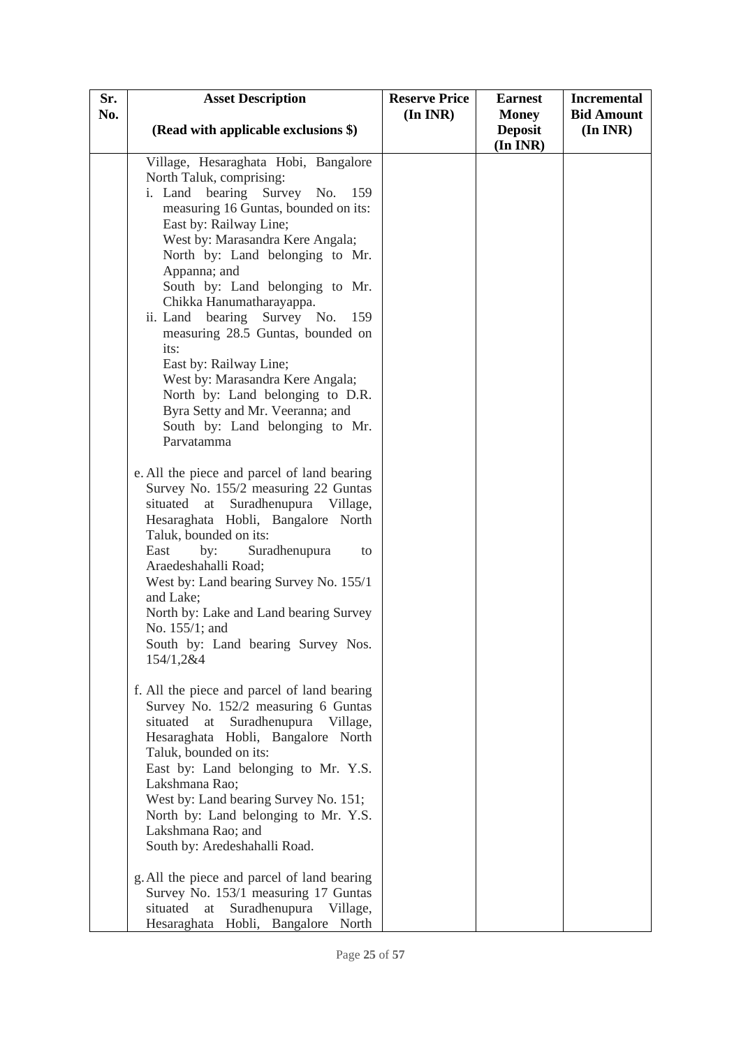| Sr. No. | Asset Description<br><br>(Read with applicable exclusions $) | Reserve Price (In INR) | Earnest Money Deposit (In INR) | Incremental Bid Amount (In INR) |
|---|---|---|---|---|
| | Village, Hesaraghata Hobi, Bangalore North Taluk, comprising:<br>i. Land bearing Survey No. 159 measuring 16 Guntas, bounded on its:<br>East by: Railway Line;<br>West by: Marasandra Kere Angala;<br>North by: Land belonging to Mr. Appanna; and<br>South by: Land belonging to Mr. Chikka Hanumatharayappa.<br>ii. Land bearing Survey No. 159 measuring 28.5 Guntas, bounded on its:<br>East by: Railway Line;<br>West by: Marasandra Kere Angala;<br>North by: Land belonging to D.R. Byra Setty and Mr. Veeranna; and<br>South by: Land belonging to Mr. Parvatamma<br><br>e. All the piece and parcel of land bearing Survey No. 155/2 measuring 22 Guntas situated at Suradhenupura Village, Hesaraghata Hobli, Bangalore North Taluk, bounded on its:<br>East by: Suradhenupura to Araedeshahalli Road;<br>West by: Land bearing Survey No. 155/1 and Lake;<br>North by: Lake and Land bearing Survey No. 155/1; and<br>South by: Land bearing Survey Nos. 154/1,2&4<br><br>f. All the piece and parcel of land bearing Survey No. 152/2 measuring 6 Guntas situated at Suradhenupura Village, Hesaraghata Hobli, Bangalore North Taluk, bounded on its:<br>East by: Land belonging to Mr. Y.S. Lakshmana Rao;<br>West by: Land bearing Survey No. 151;<br>North by: Land belonging to Mr. Y.S. Lakshmana Rao; and<br>South by: Aredeshahalli Road.<br><br>g. All the piece and parcel of land bearing Survey No. 153/1 measuring 17 Guntas situated at Suradhenupura Village, Hesaraghata Hobli, Bangalore North | | | |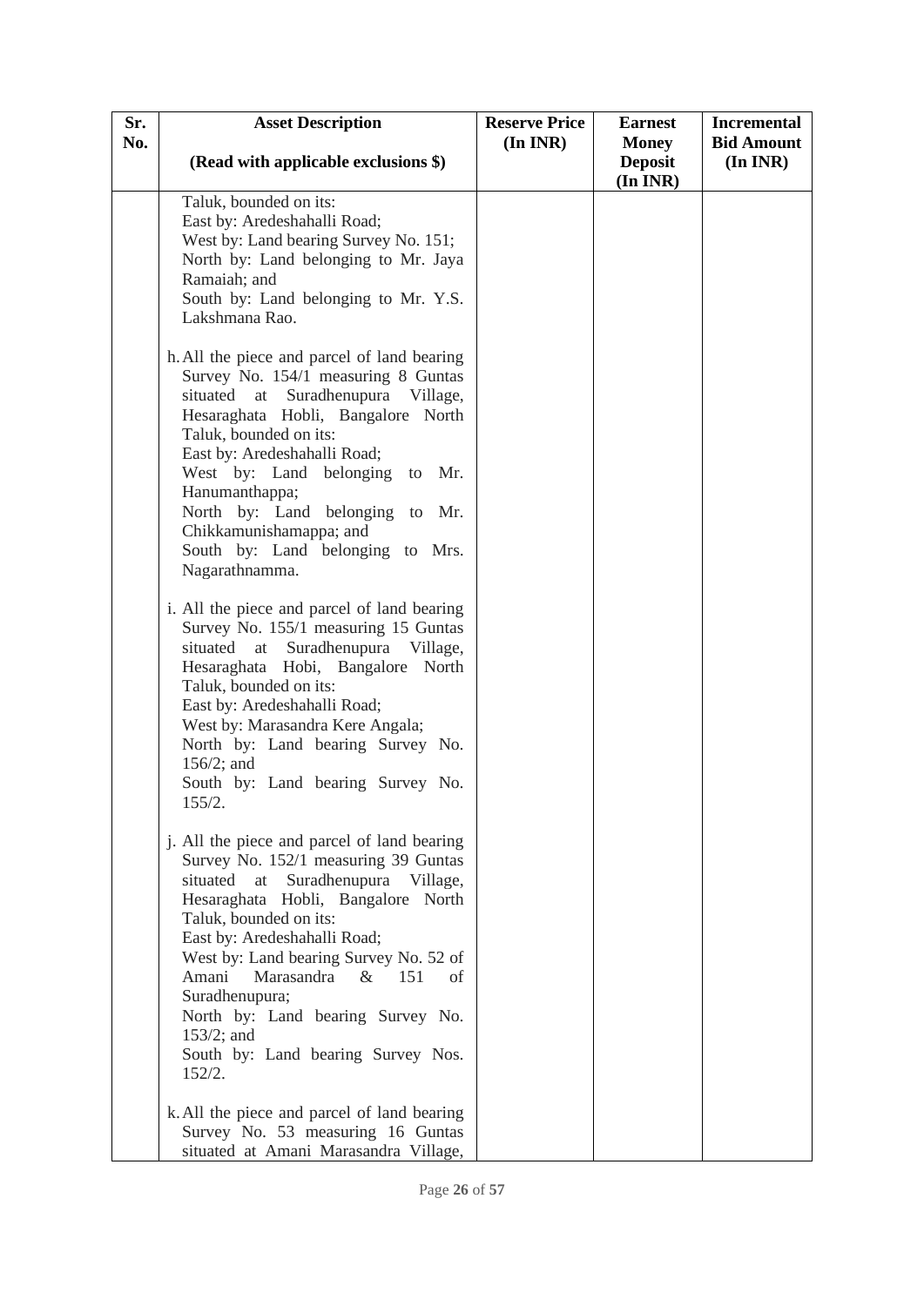| Sr. No. | Asset Description<br><br>(Read with applicable exclusions $) | Reserve Price (In INR) | Earnest Money Deposit (In INR) | Incremental Bid Amount (In INR) |
|---|---|---|---|---|
| | Taluk, bounded on its:<br>East by: Aredeshahalli Road;<br>West by: Land bearing Survey No. 151;<br>North by: Land belonging to Mr. Jaya Ramaiah; and<br>South by: Land belonging to Mr. Y.S. Lakshmana Rao.<br><br>h. All the piece and parcel of land bearing Survey No. 154/1 measuring 8 Guntas situated at Suradhenupura Village, Hesaraghata Hobli, Bangalore North Taluk, bounded on its:<br>East by: Aredeshahalli Road;<br>West by: Land belonging to Mr. Hanumanthappa;<br>North by: Land belonging to Mr. Chikkamunishamappa; and<br>South by: Land belonging to Mrs. Nagarathnamma.<br><br>i. All the piece and parcel of land bearing Survey No. 155/1 measuring 15 Guntas situated at Suradhenupura Village, Hesaraghata Hobi, Bangalore North Taluk, bounded on its:<br>East by: Aredeshahalli Road;<br>West by: Marasandra Kere Angala;<br>North by: Land bearing Survey No. 156/2; and<br>South by: Land bearing Survey No. 155/2.<br><br>j. All the piece and parcel of land bearing Survey No. 152/1 measuring 39 Guntas situated at Suradhenupura Village, Hesaraghata Hobli, Bangalore North Taluk, bounded on its:<br>East by: Aredeshahalli Road;<br>West by: Land bearing Survey No. 52 of Amani Marasandra & 151 of Suradhenupura;<br>North by: Land bearing Survey No. 153/2; and<br>South by: Land bearing Survey Nos. 152/2.<br><br>k. All the piece and parcel of land bearing Survey No. 53 measuring 16 Guntas situated at Amani Marasandra Village, | | | |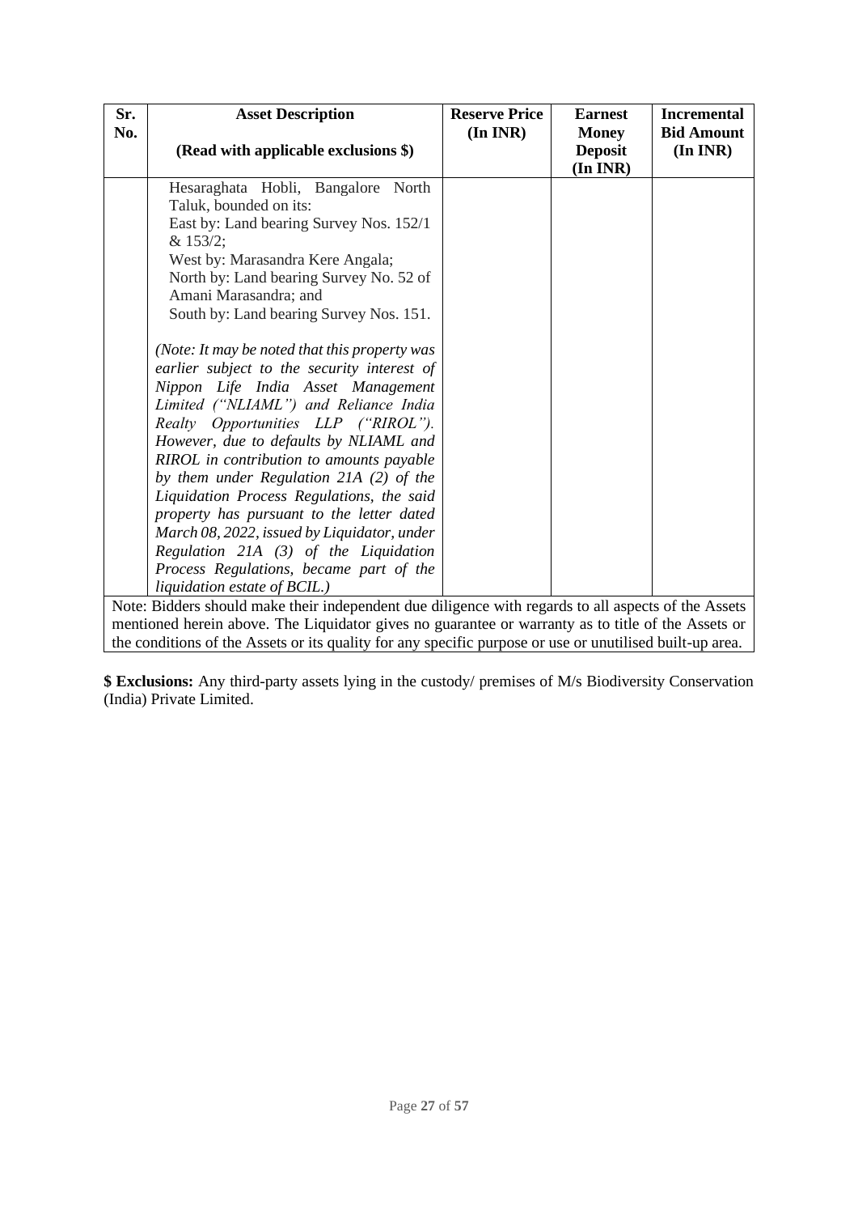| Sr. No. | Asset Description<br><br>(Read with applicable exclusions $) | Reserve Price (In INR) | Earnest Money Deposit (In INR) | Incremental Bid Amount (In INR) |
|---|---|---|---|---|
| | Hesaraghata Hobli, Bangalore North Taluk, bounded on its:<br>East by: Land bearing Survey Nos. 152/1 & 153/2;<br>West by: Marasandra Kere Angala;<br>North by: Land bearing Survey No. 52 of Amani Marasandra; and<br>South by: Land bearing Survey Nos. 151.<br><br>*(Note: It may be noted that this property was earlier subject to the security interest of Nippon Life India Asset Management Limited ("NLIAML") and Reliance India Realty Opportunities LLP ("RIROL"). However, due to defaults by NLIAML and RIROL in contribution to amounts payable by them under Regulation 21A (2) of the Liquidation Process Regulations, the said property has pursuant to the letter dated March 08, 2022, issued by Liquidator, under Regulation 21A (3) of the Liquidation Process Regulations, became part of the liquidation estate of BCIL.)* | | | |
| Note: Bidders should make their independent due diligence with regards to all aspects of the Assets mentioned herein above. The Liquidator gives no guarantee or warranty as to title of the Assets or the conditions of the Assets or its quality for any specific purpose or use or unutilised built-up area. | | | | |

**$ Exclusions:** Any third-party assets lying in the custody/ premises of M/s Biodiversity Conservation (India) Private Limited.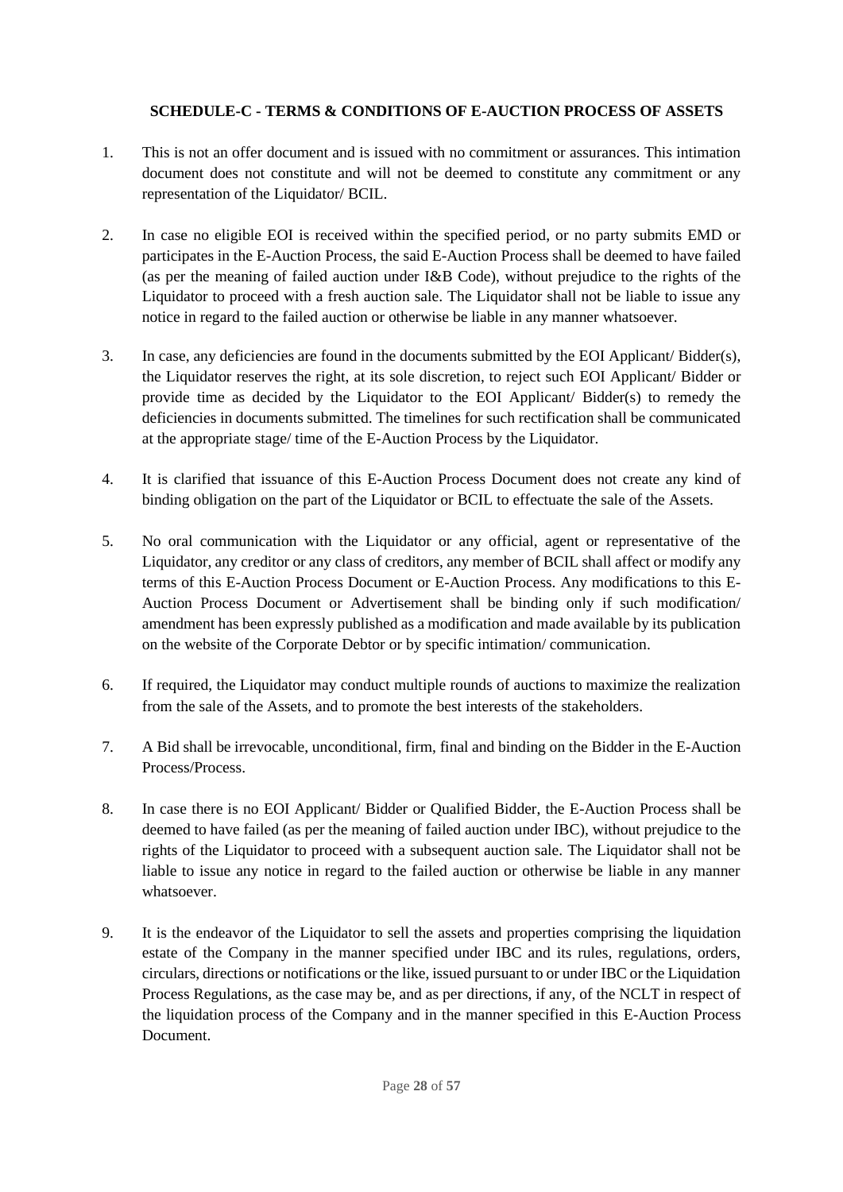**SCHEDULE-C - TERMS & CONDITIONS OF E-AUCTION PROCESS OF ASSETS**

1. This is not an offer document and is issued with no commitment or assurances. This intimation document does not constitute and will not be deemed to constitute any commitment or any representation of the Liquidator/ BCIL.

2. In case no eligible EOI is received within the specified period, or no party submits EMD or participates in the E-Auction Process, the said E-Auction Process shall be deemed to have failed (as per the meaning of failed auction under I&B Code), without prejudice to the rights of the Liquidator to proceed with a fresh auction sale. The Liquidator shall not be liable to issue any notice in regard to the failed auction or otherwise be liable in any manner whatsoever.

3. In case, any deficiencies are found in the documents submitted by the EOI Applicant/ Bidder(s), the Liquidator reserves the right, at its sole discretion, to reject such EOI Applicant/ Bidder or provide time as decided by the Liquidator to the EOI Applicant/ Bidder(s) to remedy the deficiencies in documents submitted. The timelines for such rectification shall be communicated at the appropriate stage/ time of the E-Auction Process by the Liquidator.

4. It is clarified that issuance of this E-Auction Process Document does not create any kind of binding obligation on the part of the Liquidator or BCIL to effectuate the sale of the Assets.

5. No oral communication with the Liquidator or any official, agent or representative of the Liquidator, any creditor or any class of creditors, any member of BCIL shall affect or modify any terms of this E-Auction Process Document or E-Auction Process. Any modifications to this E-Auction Process Document or Advertisement shall be binding only if such modification/ amendment has been expressly published as a modification and made available by its publication on the website of the Corporate Debtor or by specific intimation/ communication.

6. If required, the Liquidator may conduct multiple rounds of auctions to maximize the realization from the sale of the Assets, and to promote the best interests of the stakeholders.

7. A Bid shall be irrevocable, unconditional, firm, final and binding on the Bidder in the E-Auction Process/Process.

8. In case there is no EOI Applicant/ Bidder or Qualified Bidder, the E-Auction Process shall be deemed to have failed (as per the meaning of failed auction under IBC), without prejudice to the rights of the Liquidator to proceed with a subsequent auction sale. The Liquidator shall not be liable to issue any notice in regard to the failed auction or otherwise be liable in any manner whatsoever.

9. It is the endeavor of the Liquidator to sell the assets and properties comprising the liquidation estate of the Company in the manner specified under IBC and its rules, regulations, orders, circulars, directions or notifications or the like, issued pursuant to or under IBC or the Liquidation Process Regulations, as the case may be, and as per directions, if any, of the NCLT in respect of the liquidation process of the Company and in the manner specified in this E-Auction Process Document.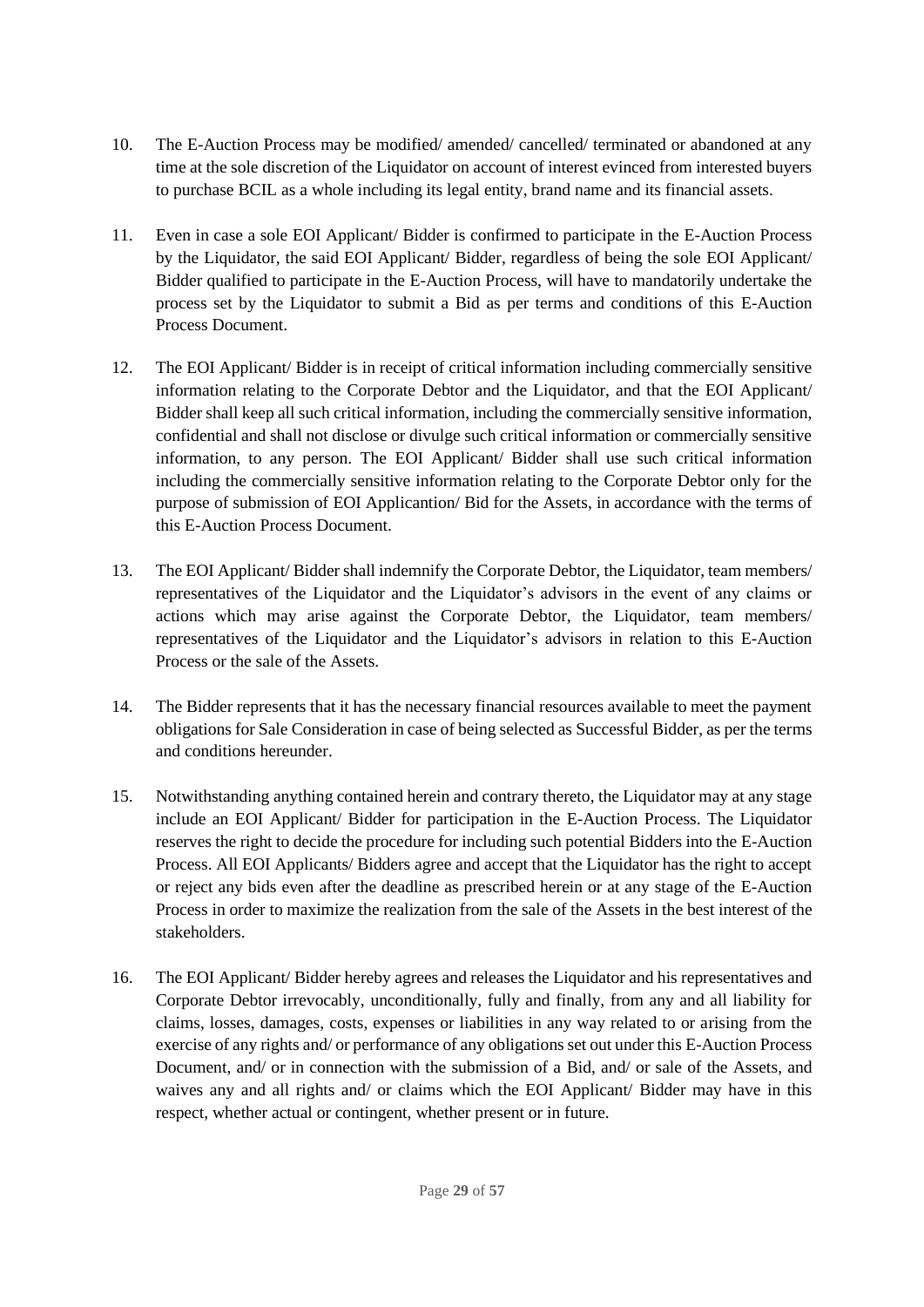10. The E-Auction Process may be modified/ amended/ cancelled/ terminated or abandoned at any time at the sole discretion of the Liquidator on account of interest evinced from interested buyers to purchase BCIL as a whole including its legal entity, brand name and its financial assets.

11. Even in case a sole EOI Applicant/ Bidder is confirmed to participate in the E-Auction Process by the Liquidator, the said EOI Applicant/ Bidder, regardless of being the sole EOI Applicant/ Bidder qualified to participate in the E-Auction Process, will have to mandatorily undertake the process set by the Liquidator to submit a Bid as per terms and conditions of this E-Auction Process Document.

12. The EOI Applicant/ Bidder is in receipt of critical information including commercially sensitive information relating to the Corporate Debtor and the Liquidator, and that the EOI Applicant/ Bidder shall keep all such critical information, including the commercially sensitive information, confidential and shall not disclose or divulge such critical information or commercially sensitive information, to any person. The EOI Applicant/ Bidder shall use such critical information including the commercially sensitive information relating to the Corporate Debtor only for the purpose of submission of EOI Applicantion/ Bid for the Assets, in accordance with the terms of this E-Auction Process Document.

13. The EOI Applicant/ Bidder shall indemnify the Corporate Debtor, the Liquidator, team members/ representatives of the Liquidator and the Liquidator's advisors in the event of any claims or actions which may arise against the Corporate Debtor, the Liquidator, team members/ representatives of the Liquidator and the Liquidator's advisors in relation to this E-Auction Process or the sale of the Assets.

14. The Bidder represents that it has the necessary financial resources available to meet the payment obligations for Sale Consideration in case of being selected as Successful Bidder, as per the terms and conditions hereunder.

15. Notwithstanding anything contained herein and contrary thereto, the Liquidator may at any stage include an EOI Applicant/ Bidder for participation in the E-Auction Process. The Liquidator reserves the right to decide the procedure for including such potential Bidders into the E-Auction Process. All EOI Applicants/ Bidders agree and accept that the Liquidator has the right to accept or reject any bids even after the deadline as prescribed herein or at any stage of the E-Auction Process in order to maximize the realization from the sale of the Assets in the best interest of the stakeholders.

16. The EOI Applicant/ Bidder hereby agrees and releases the Liquidator and his representatives and Corporate Debtor irrevocably, unconditionally, fully and finally, from any and all liability for claims, losses, damages, costs, expenses or liabilities in any way related to or arising from the exercise of any rights and/ or performance of any obligations set out under this E-Auction Process Document, and/ or in connection with the submission of a Bid, and/ or sale of the Assets, and waives any and all rights and/ or claims which the EOI Applicant/ Bidder may have in this respect, whether actual or contingent, whether present or in future.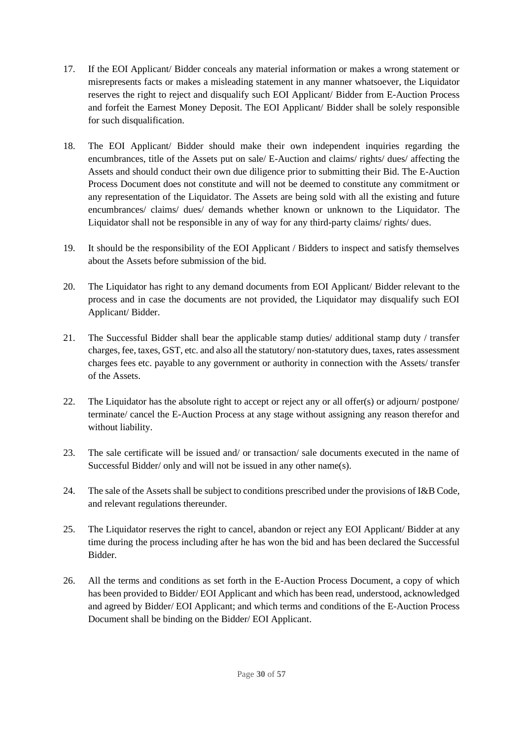17. If the EOI Applicant/ Bidder conceals any material information or makes a wrong statement or misrepresents facts or makes a misleading statement in any manner whatsoever, the Liquidator reserves the right to reject and disqualify such EOI Applicant/ Bidder from E-Auction Process and forfeit the Earnest Money Deposit. The EOI Applicant/ Bidder shall be solely responsible for such disqualification.

18. The EOI Applicant/ Bidder should make their own independent inquiries regarding the encumbrances, title of the Assets put on sale/ E-Auction and claims/ rights/ dues/ affecting the Assets and should conduct their own due diligence prior to submitting their Bid. The E-Auction Process Document does not constitute and will not be deemed to constitute any commitment or any representation of the Liquidator. The Assets are being sold with all the existing and future encumbrances/ claims/ dues/ demands whether known or unknown to the Liquidator. The Liquidator shall not be responsible in any of way for any third-party claims/ rights/ dues.

19. It should be the responsibility of the EOI Applicant / Bidders to inspect and satisfy themselves about the Assets before submission of the bid.

20. The Liquidator has right to any demand documents from EOI Applicant/ Bidder relevant to the process and in case the documents are not provided, the Liquidator may disqualify such EOI Applicant/ Bidder.

21. The Successful Bidder shall bear the applicable stamp duties/ additional stamp duty / transfer charges, fee, taxes, GST, etc. and also all the statutory/ non-statutory dues, taxes, rates assessment charges fees etc. payable to any government or authority in connection with the Assets/ transfer of the Assets.

22. The Liquidator has the absolute right to accept or reject any or all offer(s) or adjourn/ postpone/ terminate/ cancel the E-Auction Process at any stage without assigning any reason therefor and without liability.

23. The sale certificate will be issued and/ or transaction/ sale documents executed in the name of Successful Bidder/ only and will not be issued in any other name(s).

24. The sale of the Assets shall be subject to conditions prescribed under the provisions of I&B Code, and relevant regulations thereunder.

25. The Liquidator reserves the right to cancel, abandon or reject any EOI Applicant/ Bidder at any time during the process including after he has won the bid and has been declared the Successful Bidder.

26. All the terms and conditions as set forth in the E-Auction Process Document, a copy of which has been provided to Bidder/ EOI Applicant and which has been read, understood, acknowledged and agreed by Bidder/ EOI Applicant; and which terms and conditions of the E-Auction Process Document shall be binding on the Bidder/ EOI Applicant.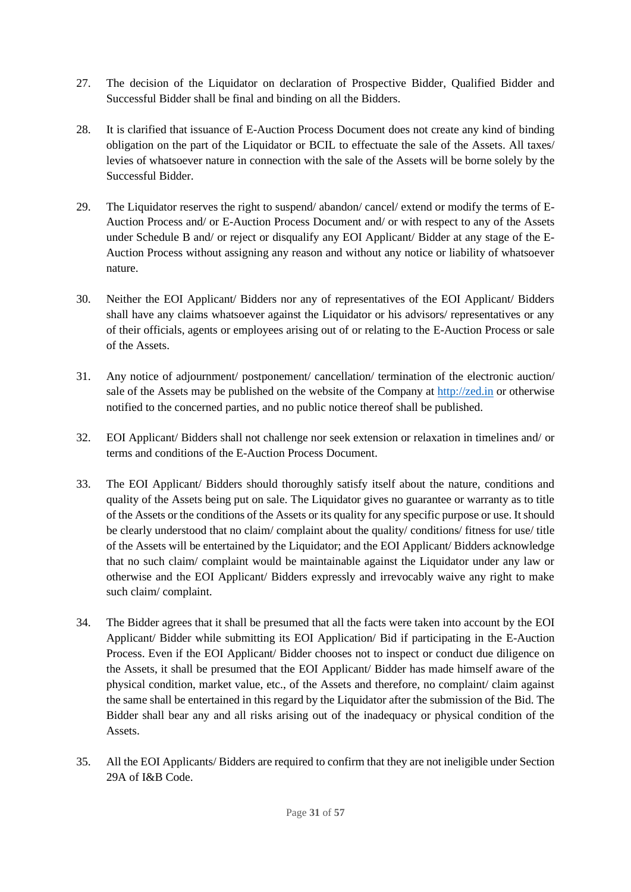27. The decision of the Liquidator on declaration of Prospective Bidder, Qualified Bidder and Successful Bidder shall be final and binding on all the Bidders.

28. It is clarified that issuance of E-Auction Process Document does not create any kind of binding obligation on the part of the Liquidator or BCIL to effectuate the sale of the Assets. All taxes/ levies of whatsoever nature in connection with the sale of the Assets will be borne solely by the Successful Bidder.

29. The Liquidator reserves the right to suspend/ abandon/ cancel/ extend or modify the terms of E-Auction Process and/ or E-Auction Process Document and/ or with respect to any of the Assets under Schedule B and/ or reject or disqualify any EOI Applicant/ Bidder at any stage of the E-Auction Process without assigning any reason and without any notice or liability of whatsoever nature.

30. Neither the EOI Applicant/ Bidders nor any of representatives of the EOI Applicant/ Bidders shall have any claims whatsoever against the Liquidator or his advisors/ representatives or any of their officials, agents or employees arising out of or relating to the E-Auction Process or sale of the Assets.

31. Any notice of adjournment/ postponement/ cancellation/ termination of the electronic auction/ sale of the Assets may be published on the website of the Company at http://zed.in or otherwise notified to the concerned parties, and no public notice thereof shall be published.

32. EOI Applicant/ Bidders shall not challenge nor seek extension or relaxation in timelines and/ or terms and conditions of the E-Auction Process Document.

33. The EOI Applicant/ Bidders should thoroughly satisfy itself about the nature, conditions and quality of the Assets being put on sale. The Liquidator gives no guarantee or warranty as to title of the Assets or the conditions of the Assets or its quality for any specific purpose or use. It should be clearly understood that no claim/ complaint about the quality/ conditions/ fitness for use/ title of the Assets will be entertained by the Liquidator; and the EOI Applicant/ Bidders acknowledge that no such claim/ complaint would be maintainable against the Liquidator under any law or otherwise and the EOI Applicant/ Bidders expressly and irrevocably waive any right to make such claim/ complaint.

34. The Bidder agrees that it shall be presumed that all the facts were taken into account by the EOI Applicant/ Bidder while submitting its EOI Application/ Bid if participating in the E-Auction Process. Even if the EOI Applicant/ Bidder chooses not to inspect or conduct due diligence on the Assets, it shall be presumed that the EOI Applicant/ Bidder has made himself aware of the physical condition, market value, etc., of the Assets and therefore, no complaint/ claim against the same shall be entertained in this regard by the Liquidator after the submission of the Bid. The Bidder shall bear any and all risks arising out of the inadequacy or physical condition of the Assets.

35. All the EOI Applicants/ Bidders are required to confirm that they are not ineligible under Section 29A of I&B Code.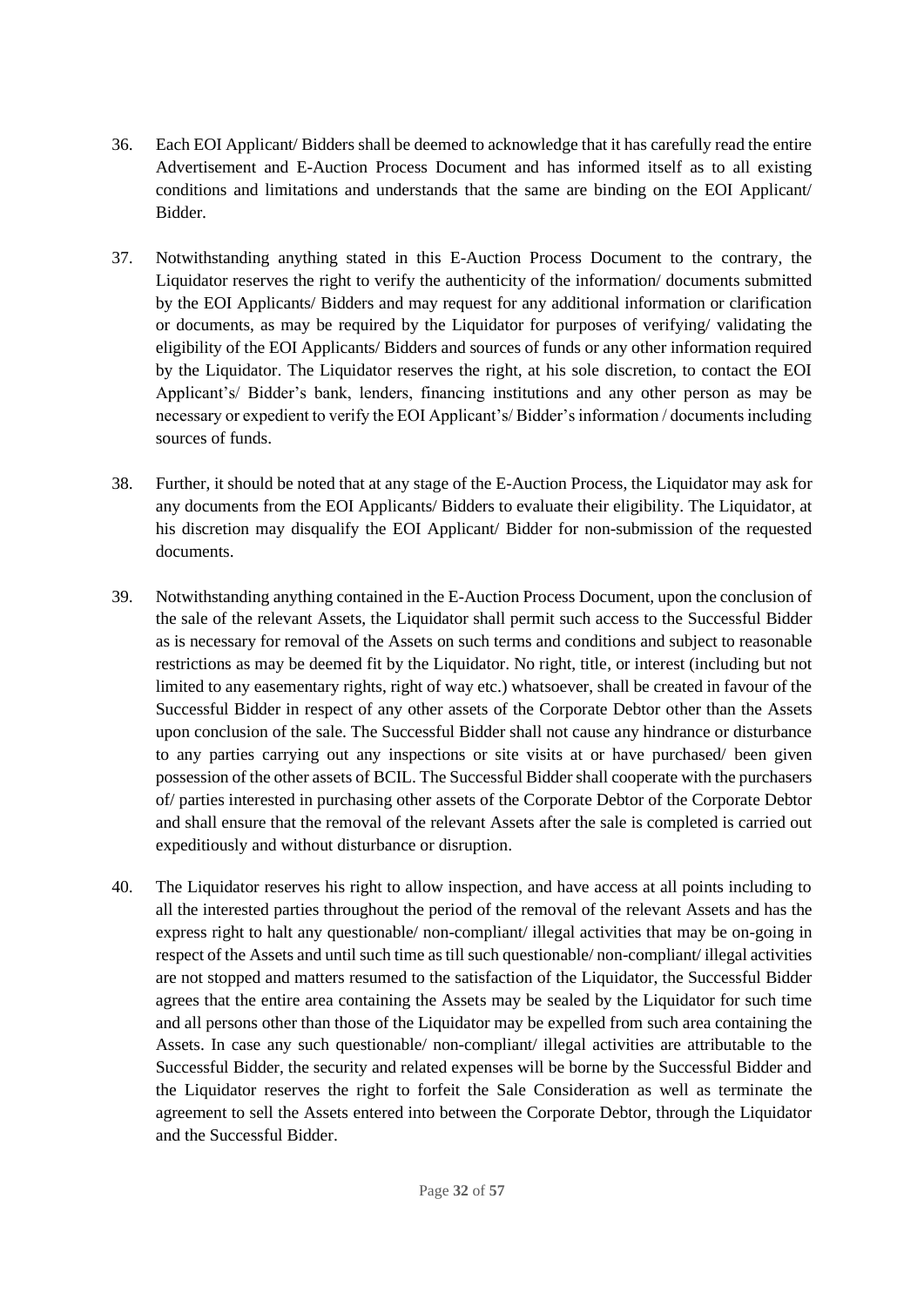36. Each EOI Applicant/ Bidders shall be deemed to acknowledge that it has carefully read the entire Advertisement and E-Auction Process Document and has informed itself as to all existing conditions and limitations and understands that the same are binding on the EOI Applicant/ Bidder.

37. Notwithstanding anything stated in this E-Auction Process Document to the contrary, the Liquidator reserves the right to verify the authenticity of the information/ documents submitted by the EOI Applicants/ Bidders and may request for any additional information or clarification or documents, as may be required by the Liquidator for purposes of verifying/ validating the eligibility of the EOI Applicants/ Bidders and sources of funds or any other information required by the Liquidator. The Liquidator reserves the right, at his sole discretion, to contact the EOI Applicant's/ Bidder's bank, lenders, financing institutions and any other person as may be necessary or expedient to verify the EOI Applicant's/ Bidder's information / documents including sources of funds.

38. Further, it should be noted that at any stage of the E-Auction Process, the Liquidator may ask for any documents from the EOI Applicants/ Bidders to evaluate their eligibility. The Liquidator, at his discretion may disqualify the EOI Applicant/ Bidder for non-submission of the requested documents.

39. Notwithstanding anything contained in the E-Auction Process Document, upon the conclusion of the sale of the relevant Assets, the Liquidator shall permit such access to the Successful Bidder as is necessary for removal of the Assets on such terms and conditions and subject to reasonable restrictions as may be deemed fit by the Liquidator. No right, title, or interest (including but not limited to any easementary rights, right of way etc.) whatsoever, shall be created in favour of the Successful Bidder in respect of any other assets of the Corporate Debtor other than the Assets upon conclusion of the sale. The Successful Bidder shall not cause any hindrance or disturbance to any parties carrying out any inspections or site visits at or have purchased/ been given possession of the other assets of BCIL. The Successful Bidder shall cooperate with the purchasers of/ parties interested in purchasing other assets of the Corporate Debtor of the Corporate Debtor and shall ensure that the removal of the relevant Assets after the sale is completed is carried out expeditiously and without disturbance or disruption.

40. The Liquidator reserves his right to allow inspection, and have access at all points including to all the interested parties throughout the period of the removal of the relevant Assets and has the express right to halt any questionable/ non-compliant/ illegal activities that may be on-going in respect of the Assets and until such time as till such questionable/ non-compliant/ illegal activities are not stopped and matters resumed to the satisfaction of the Liquidator, the Successful Bidder agrees that the entire area containing the Assets may be sealed by the Liquidator for such time and all persons other than those of the Liquidator may be expelled from such area containing the Assets. In case any such questionable/ non-compliant/ illegal activities are attributable to the Successful Bidder, the security and related expenses will be borne by the Successful Bidder and the Liquidator reserves the right to forfeit the Sale Consideration as well as terminate the agreement to sell the Assets entered into between the Corporate Debtor, through the Liquidator and the Successful Bidder.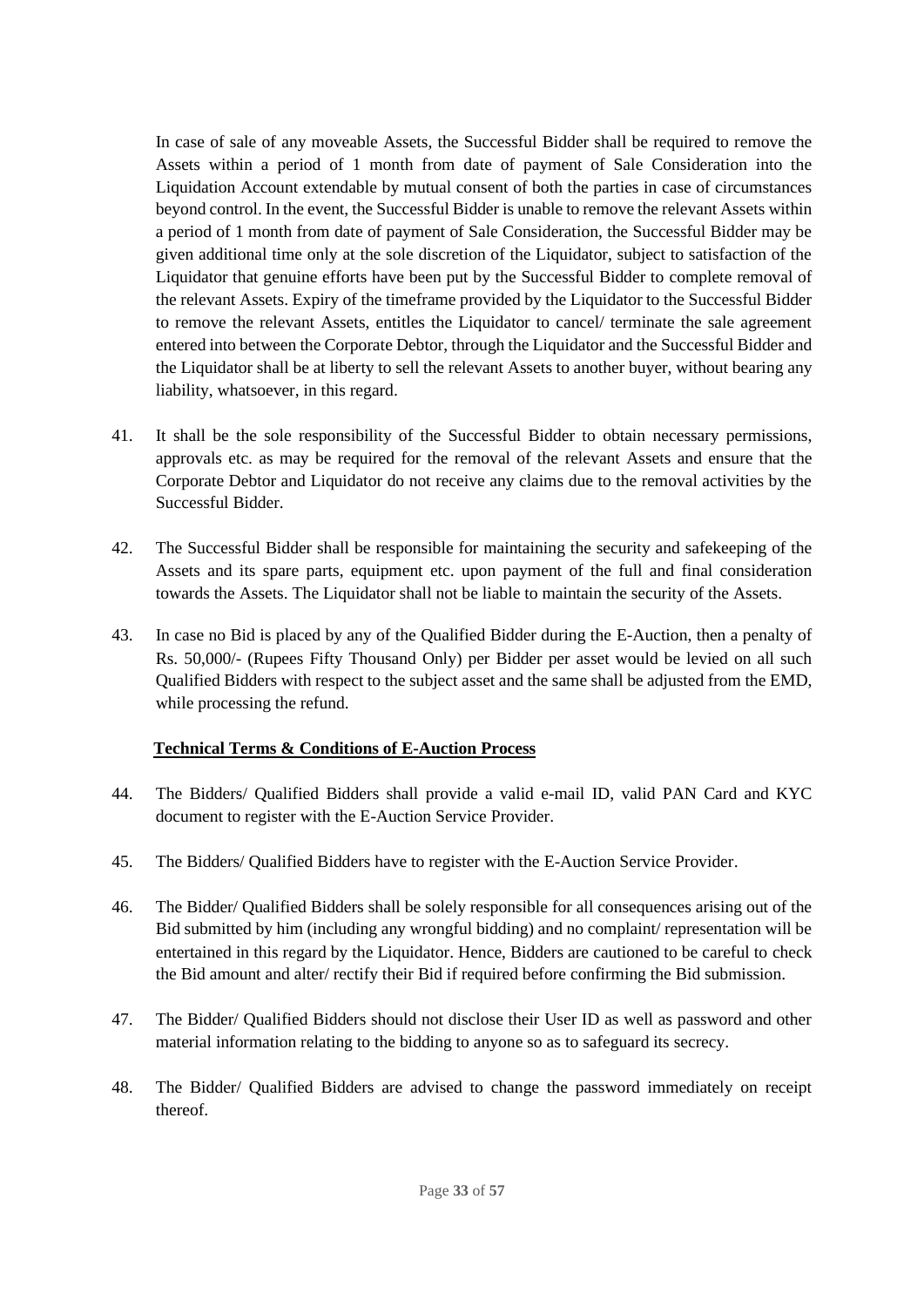In case of sale of any moveable Assets, the Successful Bidder shall be required to remove the Assets within a period of 1 month from date of payment of Sale Consideration into the Liquidation Account extendable by mutual consent of both the parties in case of circumstances beyond control. In the event, the Successful Bidder is unable to remove the relevant Assets within a period of 1 month from date of payment of Sale Consideration, the Successful Bidder may be given additional time only at the sole discretion of the Liquidator, subject to satisfaction of the Liquidator that genuine efforts have been put by the Successful Bidder to complete removal of the relevant Assets. Expiry of the timeframe provided by the Liquidator to the Successful Bidder to remove the relevant Assets, entitles the Liquidator to cancel/ terminate the sale agreement entered into between the Corporate Debtor, through the Liquidator and the Successful Bidder and the Liquidator shall be at liberty to sell the relevant Assets to another buyer, without bearing any liability, whatsoever, in this regard.

41. It shall be the sole responsibility of the Successful Bidder to obtain necessary permissions, approvals etc. as may be required for the removal of the relevant Assets and ensure that the Corporate Debtor and Liquidator do not receive any claims due to the removal activities by the Successful Bidder.

42. The Successful Bidder shall be responsible for maintaining the security and safekeeping of the Assets and its spare parts, equipment etc. upon payment of the full and final consideration towards the Assets. The Liquidator shall not be liable to maintain the security of the Assets.

43. In case no Bid is placed by any of the Qualified Bidder during the E-Auction, then a penalty of Rs. 50,000/- (Rupees Fifty Thousand Only) per Bidder per asset would be levied on all such Qualified Bidders with respect to the subject asset and the same shall be adjusted from the EMD, while processing the refund.

**Technical Terms & Conditions of E-Auction Process**

44. The Bidders/ Qualified Bidders shall provide a valid e-mail ID, valid PAN Card and KYC document to register with the E-Auction Service Provider.

45. The Bidders/ Qualified Bidders have to register with the E-Auction Service Provider.

46. The Bidder/ Qualified Bidders shall be solely responsible for all consequences arising out of the Bid submitted by him (including any wrongful bidding) and no complaint/ representation will be entertained in this regard by the Liquidator. Hence, Bidders are cautioned to be careful to check the Bid amount and alter/ rectify their Bid if required before confirming the Bid submission.

47. The Bidder/ Qualified Bidders should not disclose their User ID as well as password and other material information relating to the bidding to anyone so as to safeguard its secrecy.

48. The Bidder/ Qualified Bidders are advised to change the password immediately on receipt thereof.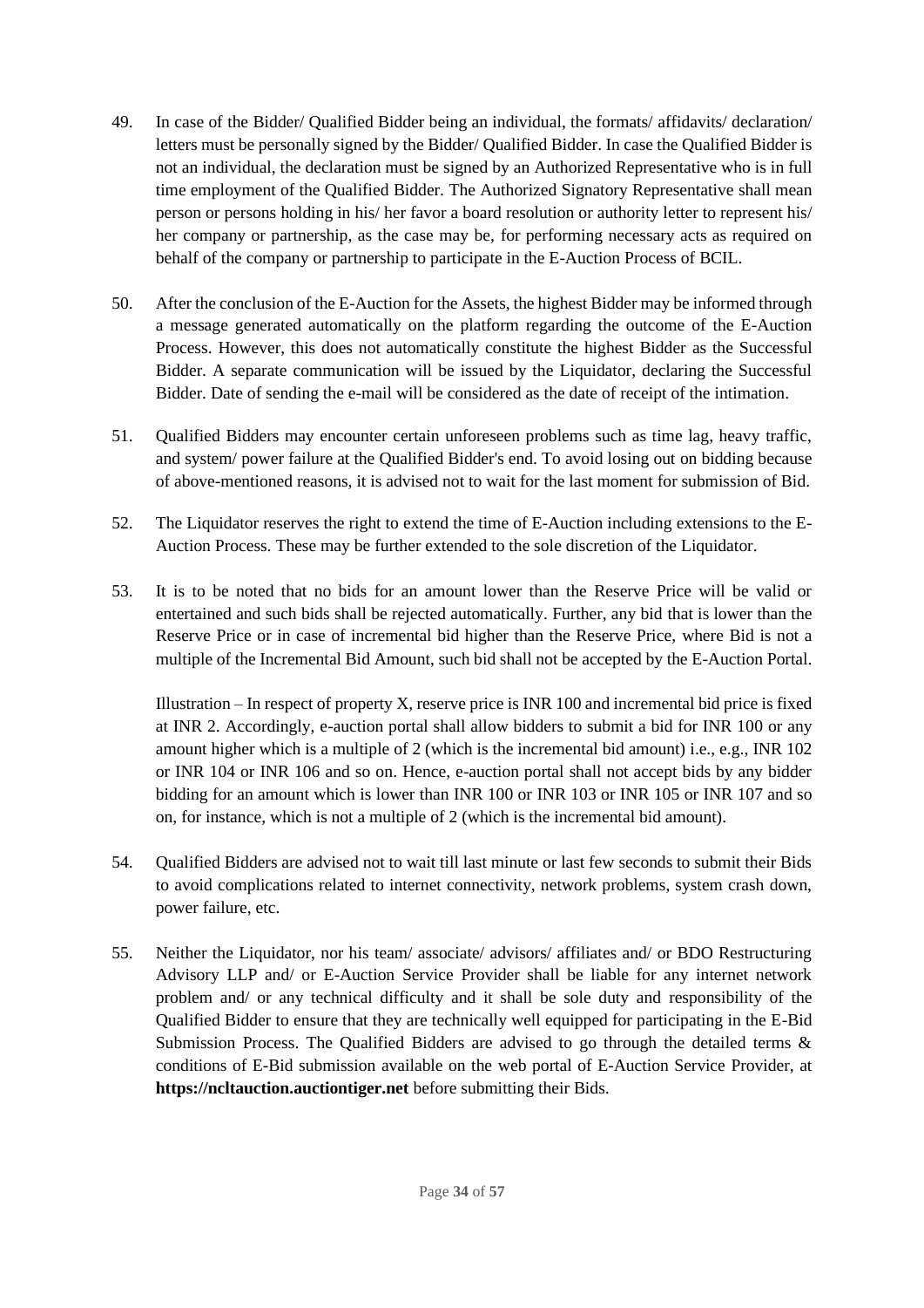49. In case of the Bidder/ Qualified Bidder being an individual, the formats/ affidavits/ declaration/ letters must be personally signed by the Bidder/ Qualified Bidder. In case the Qualified Bidder is not an individual, the declaration must be signed by an Authorized Representative who is in full time employment of the Qualified Bidder. The Authorized Signatory Representative shall mean person or persons holding in his/ her favor a board resolution or authority letter to represent his/ her company or partnership, as the case may be, for performing necessary acts as required on behalf of the company or partnership to participate in the E-Auction Process of BCIL.

50. After the conclusion of the E-Auction for the Assets, the highest Bidder may be informed through a message generated automatically on the platform regarding the outcome of the E-Auction Process. However, this does not automatically constitute the highest Bidder as the Successful Bidder. A separate communication will be issued by the Liquidator, declaring the Successful Bidder. Date of sending the e-mail will be considered as the date of receipt of the intimation.

51. Qualified Bidders may encounter certain unforeseen problems such as time lag, heavy traffic, and system/ power failure at the Qualified Bidder's end. To avoid losing out on bidding because of above-mentioned reasons, it is advised not to wait for the last moment for submission of Bid.

52. The Liquidator reserves the right to extend the time of E-Auction including extensions to the E-Auction Process. These may be further extended to the sole discretion of the Liquidator.

53. It is to be noted that no bids for an amount lower than the Reserve Price will be valid or entertained and such bids shall be rejected automatically. Further, any bid that is lower than the Reserve Price or in case of incremental bid higher than the Reserve Price, where Bid is not a multiple of the Incremental Bid Amount, such bid shall not be accepted by the E-Auction Portal.

    Illustration – In respect of property X, reserve price is INR 100 and incremental bid price is fixed at INR 2. Accordingly, e-auction portal shall allow bidders to submit a bid for INR 100 or any amount higher which is a multiple of 2 (which is the incremental bid amount) i.e., e.g., INR 102 or INR 104 or INR 106 and so on. Hence, e-auction portal shall not accept bids by any bidder bidding for an amount which is lower than INR 100 or INR 103 or INR 105 or INR 107 and so on, for instance, which is not a multiple of 2 (which is the incremental bid amount).

54. Qualified Bidders are advised not to wait till last minute or last few seconds to submit their Bids to avoid complications related to internet connectivity, network problems, system crash down, power failure, etc.

55. Neither the Liquidator, nor his team/ associate/ advisors/ affiliates and/ or BDO Restructuring Advisory LLP and/ or E-Auction Service Provider shall be liable for any internet network problem and/ or any technical difficulty and it shall be sole duty and responsibility of the Qualified Bidder to ensure that they are technically well equipped for participating in the E-Bid Submission Process. The Qualified Bidders are advised to go through the detailed terms & conditions of E-Bid submission available on the web portal of E-Auction Service Provider, at **https://ncltauction.auctiontiger.net** before submitting their Bids.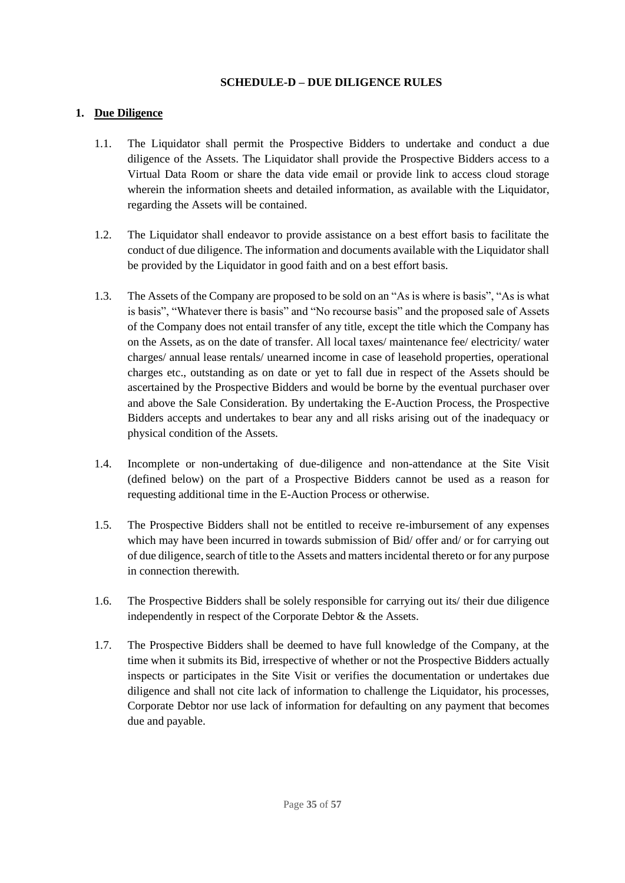# SCHEDULE-D – DUE DILIGENCE RULES

## 1. <u>Due Diligence</u>

1.1. The Liquidator shall permit the Prospective Bidders to undertake and conduct a due diligence of the Assets. The Liquidator shall provide the Prospective Bidders access to a Virtual Data Room or share the data vide email or provide link to access cloud storage wherein the information sheets and detailed information, as available with the Liquidator, regarding the Assets will be contained.

1.2. The Liquidator shall endeavor to provide assistance on a best effort basis to facilitate the conduct of due diligence. The information and documents available with the Liquidator shall be provided by the Liquidator in good faith and on a best effort basis.

1.3. The Assets of the Company are proposed to be sold on an "As is where is basis", "As is what is basis", "Whatever there is basis" and "No recourse basis" and the proposed sale of Assets of the Company does not entail transfer of any title, except the title which the Company has on the Assets, as on the date of transfer. All local taxes/ maintenance fee/ electricity/ water charges/ annual lease rentals/ unearned income in case of leasehold properties, operational charges etc., outstanding as on date or yet to fall due in respect of the Assets should be ascertained by the Prospective Bidders and would be borne by the eventual purchaser over and above the Sale Consideration. By undertaking the E-Auction Process, the Prospective Bidders accepts and undertakes to bear any and all risks arising out of the inadequacy or physical condition of the Assets.

1.4. Incomplete or non-undertaking of due-diligence and non-attendance at the Site Visit (defined below) on the part of a Prospective Bidders cannot be used as a reason for requesting additional time in the E-Auction Process or otherwise.

1.5. The Prospective Bidders shall not be entitled to receive re-imbursement of any expenses which may have been incurred in towards submission of Bid/ offer and/ or for carrying out of due diligence, search of title to the Assets and matters incidental thereto or for any purpose in connection therewith.

1.6. The Prospective Bidders shall be solely responsible for carrying out its/ their due diligence independently in respect of the Corporate Debtor & the Assets.

1.7. The Prospective Bidders shall be deemed to have full knowledge of the Company, at the time when it submits its Bid, irrespective of whether or not the Prospective Bidders actually inspects or participates in the Site Visit or verifies the documentation or undertakes due diligence and shall not cite lack of information to challenge the Liquidator, his processes, Corporate Debtor nor use lack of information for defaulting on any payment that becomes due and payable.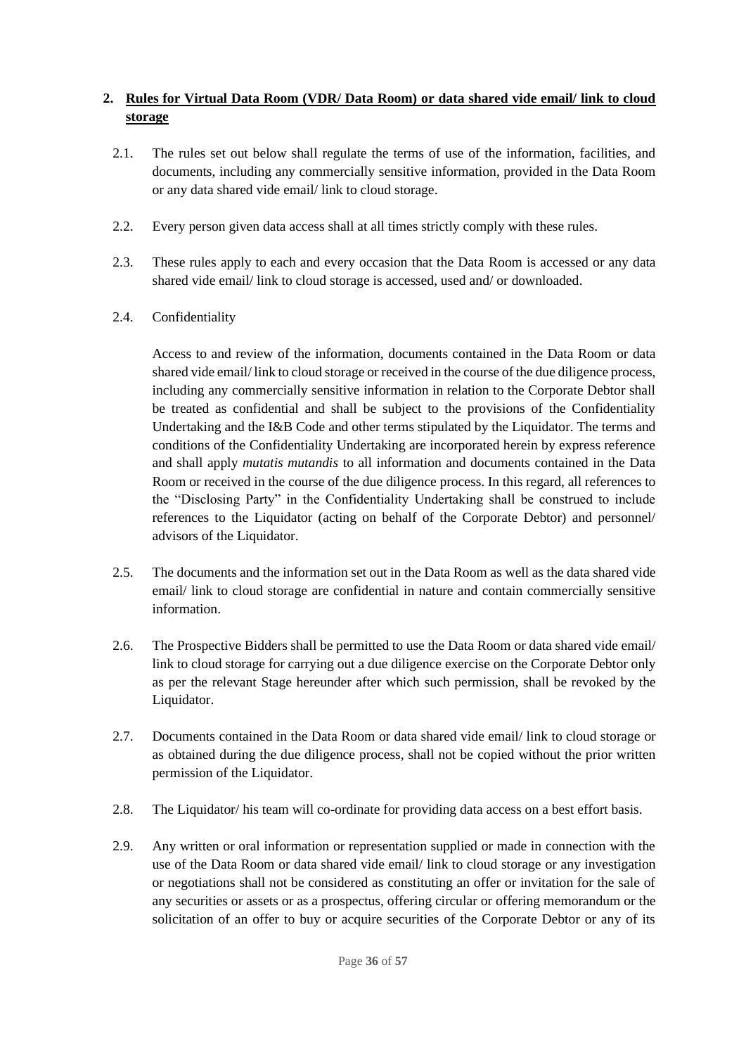## 2. Rules for Virtual Data Room (VDR/ Data Room) or data shared vide email/ link to cloud storage

2.1. The rules set out below shall regulate the terms of use of the information, facilities, and documents, including any commercially sensitive information, provided in the Data Room or any data shared vide email/ link to cloud storage.

2.2. Every person given data access shall at all times strictly comply with these rules.

2.3. These rules apply to each and every occasion that the Data Room is accessed or any data shared vide email/ link to cloud storage is accessed, used and/ or downloaded.

2.4. Confidentiality

Access to and review of the information, documents contained in the Data Room or data shared vide email/ link to cloud storage or received in the course of the due diligence process, including any commercially sensitive information in relation to the Corporate Debtor shall be treated as confidential and shall be subject to the provisions of the Confidentiality Undertaking and the I&B Code and other terms stipulated by the Liquidator. The terms and conditions of the Confidentiality Undertaking are incorporated herein by express reference and shall apply *mutatis mutandis* to all information and documents contained in the Data Room or received in the course of the due diligence process. In this regard, all references to the "Disclosing Party" in the Confidentiality Undertaking shall be construed to include references to the Liquidator (acting on behalf of the Corporate Debtor) and personnel/ advisors of the Liquidator.

2.5. The documents and the information set out in the Data Room as well as the data shared vide email/ link to cloud storage are confidential in nature and contain commercially sensitive information.

2.6. The Prospective Bidders shall be permitted to use the Data Room or data shared vide email/ link to cloud storage for carrying out a due diligence exercise on the Corporate Debtor only as per the relevant Stage hereunder after which such permission, shall be revoked by the Liquidator.

2.7. Documents contained in the Data Room or data shared vide email/ link to cloud storage or as obtained during the due diligence process, shall not be copied without the prior written permission of the Liquidator.

2.8. The Liquidator/ his team will co-ordinate for providing data access on a best effort basis.

2.9. Any written or oral information or representation supplied or made in connection with the use of the Data Room or data shared vide email/ link to cloud storage or any investigation or negotiations shall not be considered as constituting an offer or invitation for the sale of any securities or assets or as a prospectus, offering circular or offering memorandum or the solicitation of an offer to buy or acquire securities of the Corporate Debtor or any of its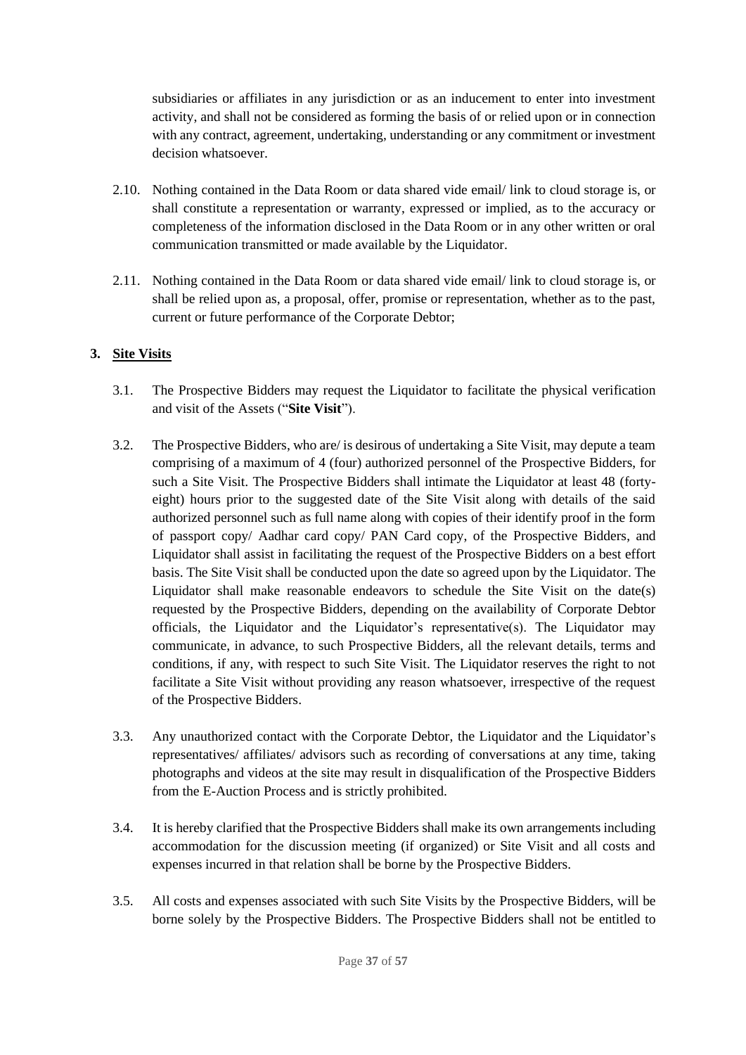subsidiaries or affiliates in any jurisdiction or as an inducement to enter into investment activity, and shall not be considered as forming the basis of or relied upon or in connection with any contract, agreement, undertaking, understanding or any commitment or investment decision whatsoever.

2.10. Nothing contained in the Data Room or data shared vide email/ link to cloud storage is, or shall constitute a representation or warranty, expressed or implied, as to the accuracy or completeness of the information disclosed in the Data Room or in any other written or oral communication transmitted or made available by the Liquidator.

2.11. Nothing contained in the Data Room or data shared vide email/ link to cloud storage is, or shall be relied upon as, a proposal, offer, promise or representation, whether as to the past, current or future performance of the Corporate Debtor;

**3. <u>Site Visits</u>**

3.1. The Prospective Bidders may request the Liquidator to facilitate the physical verification and visit of the Assets ("**Site Visit**").

3.2. The Prospective Bidders, who are/ is desirous of undertaking a Site Visit, may depute a team comprising of a maximum of 4 (four) authorized personnel of the Prospective Bidders, for such a Site Visit. The Prospective Bidders shall intimate the Liquidator at least 48 (forty-eight) hours prior to the suggested date of the Site Visit along with details of the said authorized personnel such as full name along with copies of their identify proof in the form of passport copy/ Aadhar card copy/ PAN Card copy, of the Prospective Bidders, and Liquidator shall assist in facilitating the request of the Prospective Bidders on a best effort basis. The Site Visit shall be conducted upon the date so agreed upon by the Liquidator. The Liquidator shall make reasonable endeavors to schedule the Site Visit on the date(s) requested by the Prospective Bidders, depending on the availability of Corporate Debtor officials, the Liquidator and the Liquidator's representative(s). The Liquidator may communicate, in advance, to such Prospective Bidders, all the relevant details, terms and conditions, if any, with respect to such Site Visit. The Liquidator reserves the right to not facilitate a Site Visit without providing any reason whatsoever, irrespective of the request of the Prospective Bidders.

3.3. Any unauthorized contact with the Corporate Debtor, the Liquidator and the Liquidator's representatives/ affiliates/ advisors such as recording of conversations at any time, taking photographs and videos at the site may result in disqualification of the Prospective Bidders from the E-Auction Process and is strictly prohibited.

3.4. It is hereby clarified that the Prospective Bidders shall make its own arrangements including accommodation for the discussion meeting (if organized) or Site Visit and all costs and expenses incurred in that relation shall be borne by the Prospective Bidders.

3.5. All costs and expenses associated with such Site Visits by the Prospective Bidders, will be borne solely by the Prospective Bidders. The Prospective Bidders shall not be entitled to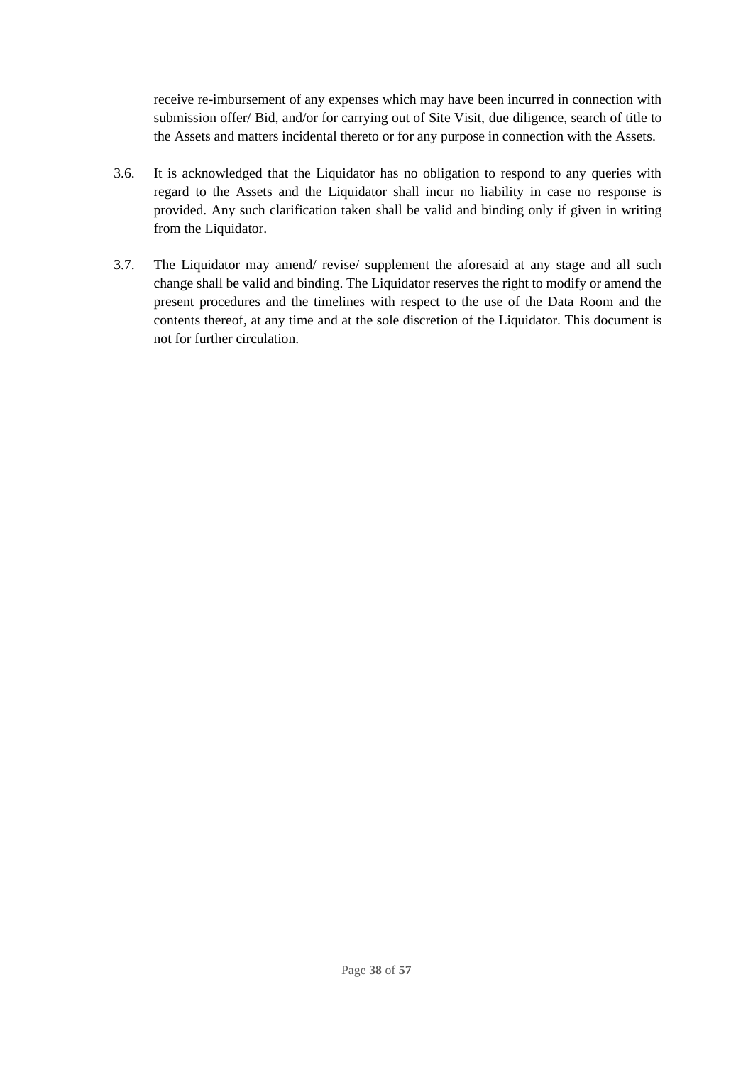receive re-imbursement of any expenses which may have been incurred in connection with submission offer/ Bid, and/or for carrying out of Site Visit, due diligence, search of title to the Assets and matters incidental thereto or for any purpose in connection with the Assets.

3.6. It is acknowledged that the Liquidator has no obligation to respond to any queries with regard to the Assets and the Liquidator shall incur no liability in case no response is provided. Any such clarification taken shall be valid and binding only if given in writing from the Liquidator.

3.7. The Liquidator may amend/ revise/ supplement the aforesaid at any stage and all such change shall be valid and binding. The Liquidator reserves the right to modify or amend the present procedures and the timelines with respect to the use of the Data Room and the contents thereof, at any time and at the sole discretion of the Liquidator. This document is not for further circulation.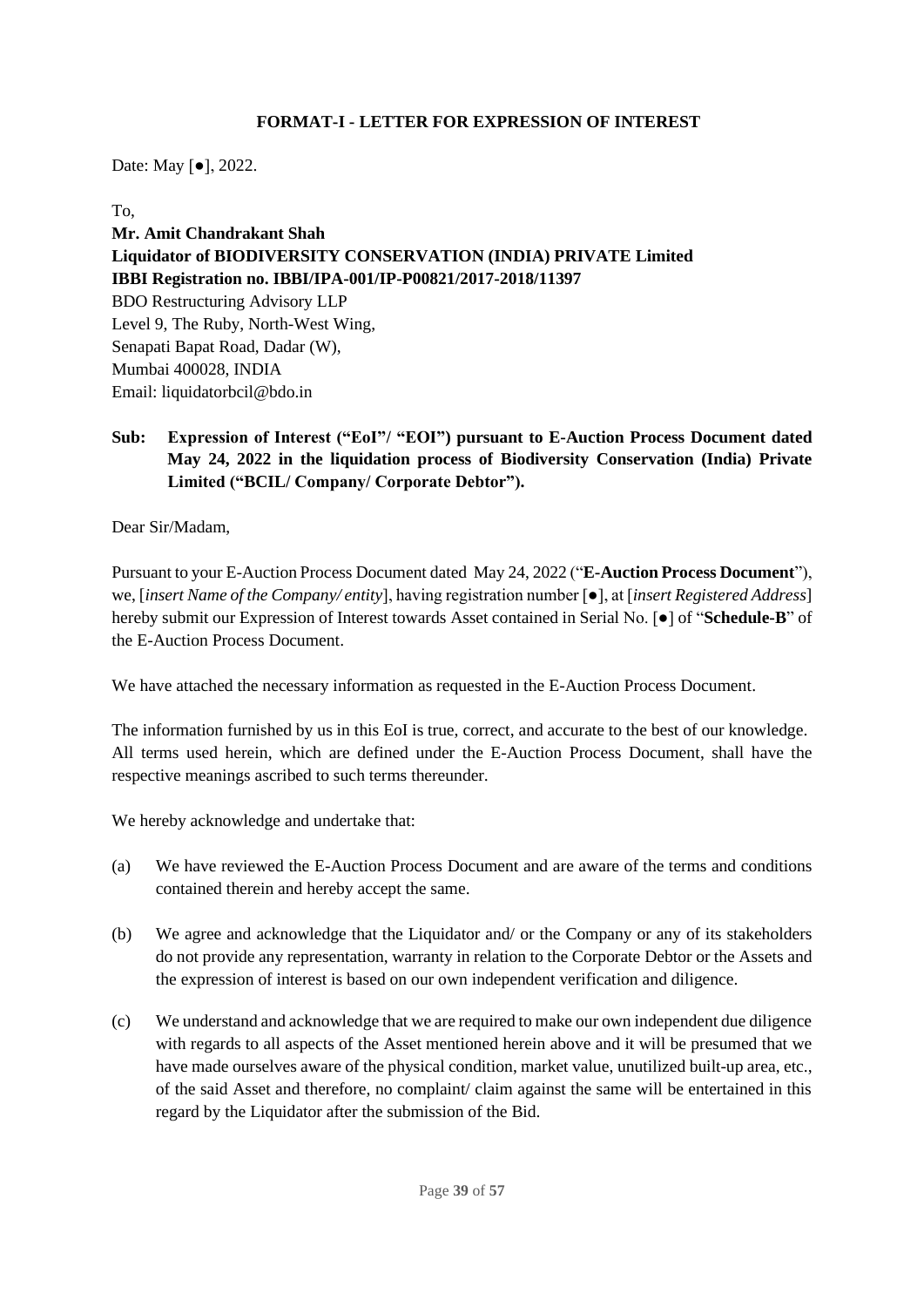**FORMAT-I - LETTER FOR EXPRESSION OF INTEREST**

Date: May [●], 2022.

To,

**Mr. Amit Chandrakant Shah**
**Liquidator of BIODIVERSITY CONSERVATION (INDIA) PRIVATE Limited**
**IBBI Registration no. IBBI/IPA-001/IP-P00821/2017-2018/11397**
BDO Restructuring Advisory LLP
Level 9, The Ruby, North-West Wing,
Senapati Bapat Road, Dadar (W),
Mumbai 400028, INDIA
Email: liquidatorbcil@bdo.in

**Sub: Expression of Interest ("EoI"/ "EOI") pursuant to E-Auction Process Document dated May 24, 2022 in the liquidation process of Biodiversity Conservation (India) Private Limited ("BCIL/ Company/ Corporate Debtor").**

Dear Sir/Madam,

Pursuant to your E-Auction Process Document dated May 24, 2022 ("**E-Auction Process Document**"), we, [*insert Name of the Company/ entity*], having registration number [●], at [*insert Registered Address*] hereby submit our Expression of Interest towards Asset contained in Serial No. [●] of "**Schedule-B**" of the E-Auction Process Document.

We have attached the necessary information as requested in the E-Auction Process Document.

The information furnished by us in this EoI is true, correct, and accurate to the best of our knowledge. All terms used herein, which are defined under the E-Auction Process Document, shall have the respective meanings ascribed to such terms thereunder.

We hereby acknowledge and undertake that:

(a) We have reviewed the E-Auction Process Document and are aware of the terms and conditions contained therein and hereby accept the same.

(b) We agree and acknowledge that the Liquidator and/ or the Company or any of its stakeholders do not provide any representation, warranty in relation to the Corporate Debtor or the Assets and the expression of interest is based on our own independent verification and diligence.

(c) We understand and acknowledge that we are required to make our own independent due diligence with regards to all aspects of the Asset mentioned herein above and it will be presumed that we have made ourselves aware of the physical condition, market value, unutilized built-up area, etc., of the said Asset and therefore, no complaint/ claim against the same will be entertained in this regard by the Liquidator after the submission of the Bid.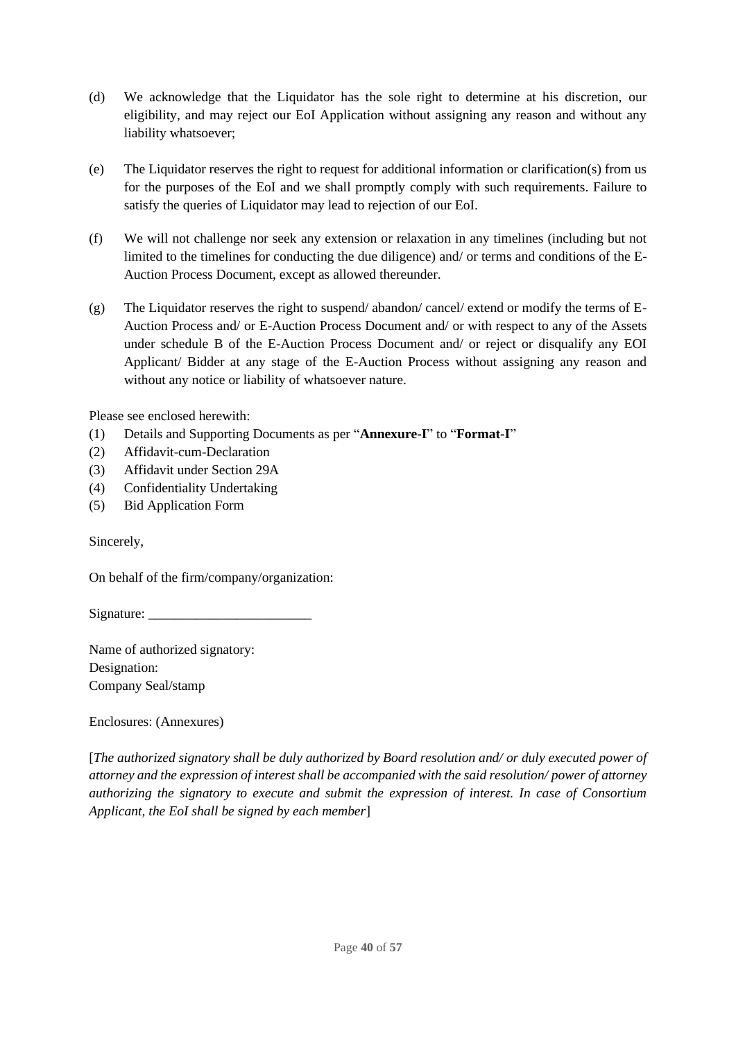(d) We acknowledge that the Liquidator has the sole right to determine at his discretion, our eligibility, and may reject our EoI Application without assigning any reason and without any liability whatsoever;

(e) The Liquidator reserves the right to request for additional information or clarification(s) from us for the purposes of the EoI and we shall promptly comply with such requirements. Failure to satisfy the queries of Liquidator may lead to rejection of our EoI.

(f) We will not challenge nor seek any extension or relaxation in any timelines (including but not limited to the timelines for conducting the due diligence) and/ or terms and conditions of the E-Auction Process Document, except as allowed thereunder.

(g) The Liquidator reserves the right to suspend/ abandon/ cancel/ extend or modify the terms of E-Auction Process and/ or E-Auction Process Document and/ or with respect to any of the Assets under schedule B of the E-Auction Process Document and/ or reject or disqualify any EOI Applicant/ Bidder at any stage of the E-Auction Process without assigning any reason and without any notice or liability of whatsoever nature.

Please see enclosed herewith:

(1) Details and Supporting Documents as per "**Annexure-I**" to "**Format-I**"
(2) Affidavit-cum-Declaration
(3) Affidavit under Section 29A
(4) Confidentiality Undertaking
(5) Bid Application Form

Sincerely,

On behalf of the firm/company/organization:

Signature: ________________________

Name of authorized signatory:
Designation:
Company Seal/stamp

Enclosures: (Annexures)

[*The authorized signatory shall be duly authorized by Board resolution and/ or duly executed power of attorney and the expression of interest shall be accompanied with the said resolution/ power of attorney authorizing the signatory to execute and submit the expression of interest. In case of Consortium Applicant, the EoI shall be signed by each member*]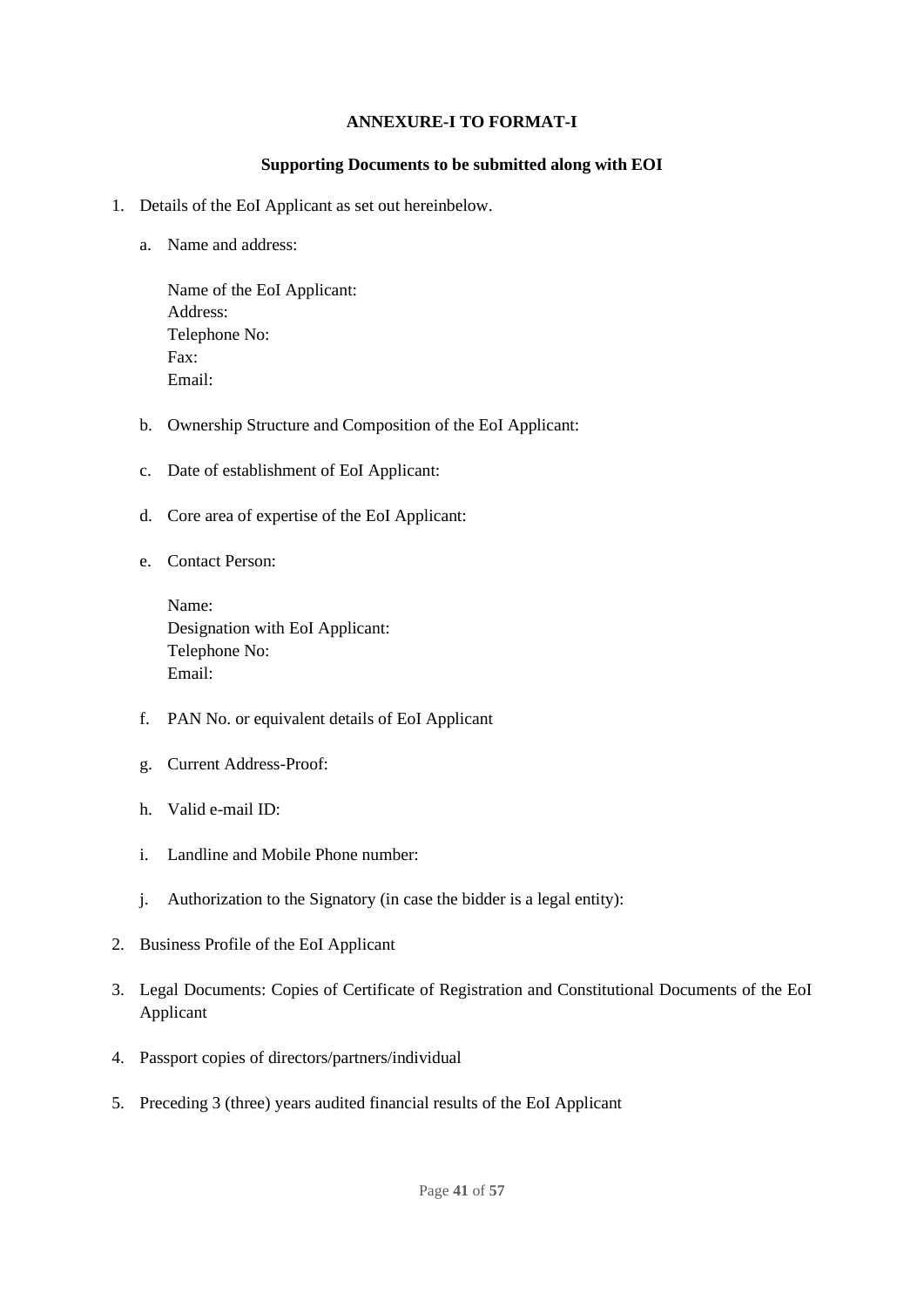**ANNEXURE-I TO FORMAT-I**

**Supporting Documents to be submitted along with EOI**

1. Details of the EoI Applicant as set out hereinbelow.

   a. Name and address:

      Name of the EoI Applicant:
      Address:
      Telephone No:
      Fax:
      Email:

   b. Ownership Structure and Composition of the EoI Applicant:

   c. Date of establishment of EoI Applicant:

   d. Core area of expertise of the EoI Applicant:

   e. Contact Person:

      Name:
      Designation with EoI Applicant:
      Telephone No:
      Email:

   f. PAN No. or equivalent details of EoI Applicant

   g. Current Address-Proof:

   h. Valid e-mail ID:

   i. Landline and Mobile Phone number:

   j. Authorization to the Signatory (in case the bidder is a legal entity):

2. Business Profile of the EoI Applicant

3. Legal Documents: Copies of Certificate of Registration and Constitutional Documents of the EoI Applicant

4. Passport copies of directors/partners/individual

5. Preceding 3 (three) years audited financial results of the EoI Applicant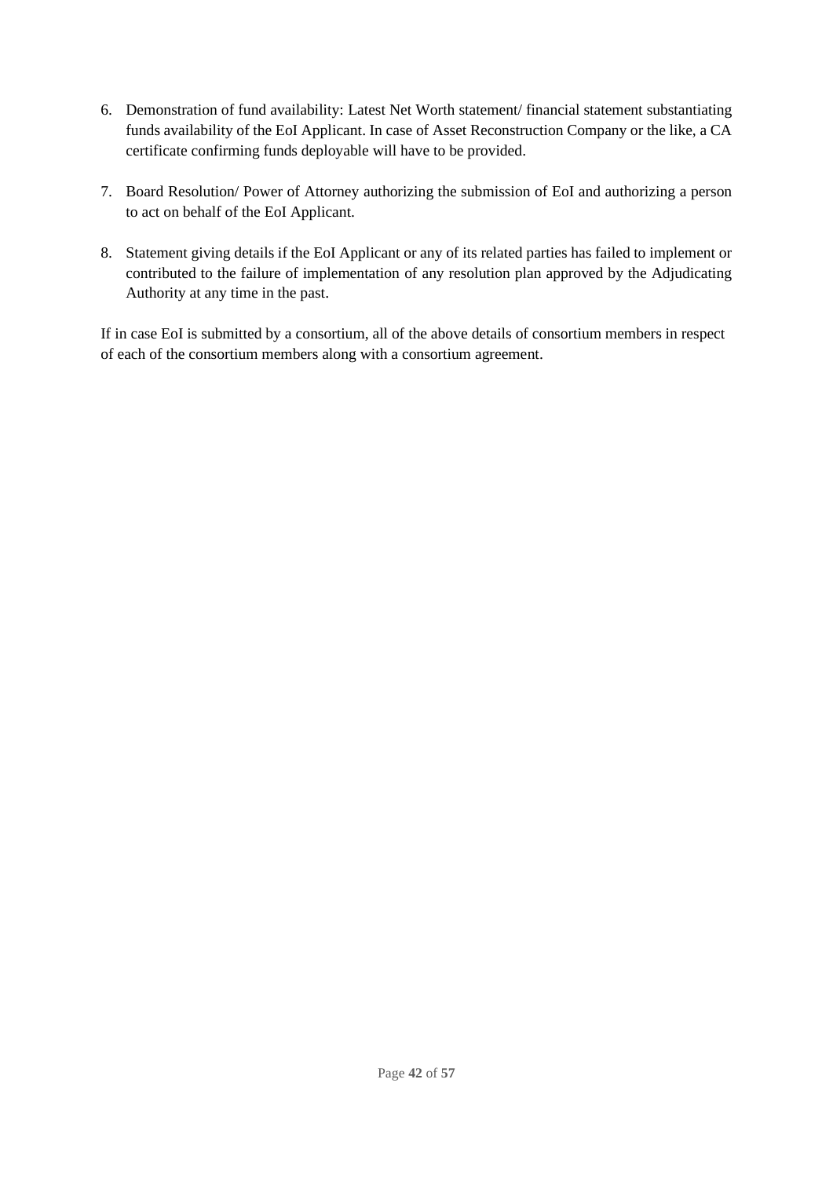6. Demonstration of fund availability: Latest Net Worth statement/ financial statement substantiating funds availability of the EoI Applicant. In case of Asset Reconstruction Company or the like, a CA certificate confirming funds deployable will have to be provided.

7. Board Resolution/ Power of Attorney authorizing the submission of EoI and authorizing a person to act on behalf of the EoI Applicant.

8. Statement giving details if the EoI Applicant or any of its related parties has failed to implement or contributed to the failure of implementation of any resolution plan approved by the Adjudicating Authority at any time in the past.

If in case EoI is submitted by a consortium, all of the above details of consortium members in respect of each of the consortium members along with a consortium agreement.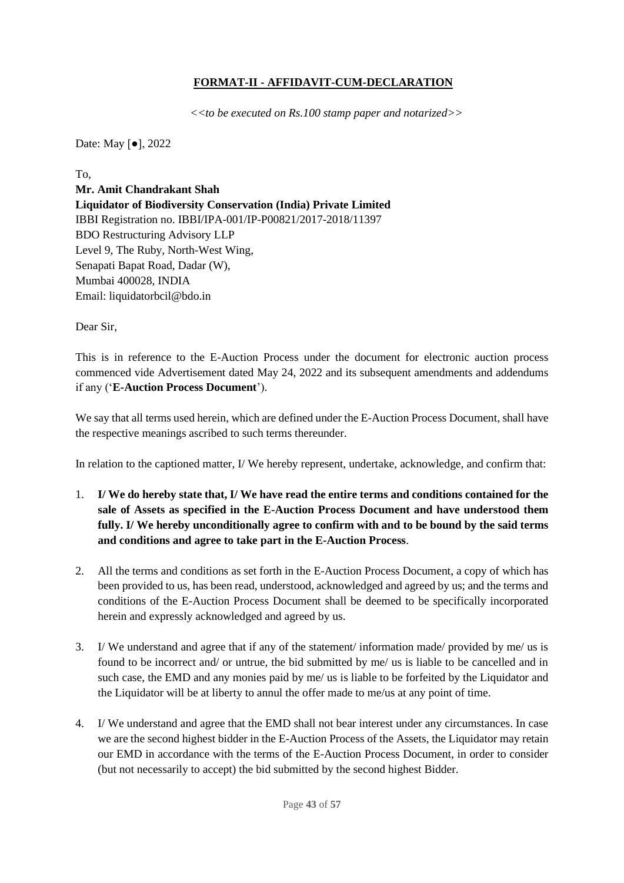## FORMAT-II - AFFIDAVIT-CUM-DECLARATION

*<<to be executed on Rs.100 stamp paper and notarized>>*

Date: May [●], 2022

To,

**Mr. Amit Chandrakant Shah**
**Liquidator of Biodiversity Conservation (India) Private Limited**
IBBI Registration no. IBBI/IPA-001/IP-P00821/2017-2018/11397
BDO Restructuring Advisory LLP
Level 9, The Ruby, North-West Wing,
Senapati Bapat Road, Dadar (W),
Mumbai 400028, INDIA
Email: liquidatorbcil@bdo.in

Dear Sir,

This is in reference to the E-Auction Process under the document for electronic auction process commenced vide Advertisement dated May 24, 2022 and its subsequent amendments and addendums if any ('**E-Auction Process Document**').

We say that all terms used herein, which are defined under the E-Auction Process Document, shall have the respective meanings ascribed to such terms thereunder.

In relation to the captioned matter, I/ We hereby represent, undertake, acknowledge, and confirm that:

1. **I/ We do hereby state that, I/ We have read the entire terms and conditions contained for the sale of Assets as specified in the E-Auction Process Document and have understood them fully. I/ We hereby unconditionally agree to confirm with and to be bound by the said terms and conditions and agree to take part in the E-Auction Process**.

2. All the terms and conditions as set forth in the E-Auction Process Document, a copy of which has been provided to us, has been read, understood, acknowledged and agreed by us; and the terms and conditions of the E-Auction Process Document shall be deemed to be specifically incorporated herein and expressly acknowledged and agreed by us.

3. I/ We understand and agree that if any of the statement/ information made/ provided by me/ us is found to be incorrect and/ or untrue, the bid submitted by me/ us is liable to be cancelled and in such case, the EMD and any monies paid by me/ us is liable to be forfeited by the Liquidator and the Liquidator will be at liberty to annul the offer made to me/us at any point of time.

4. I/ We understand and agree that the EMD shall not bear interest under any circumstances. In case we are the second highest bidder in the E-Auction Process of the Assets, the Liquidator may retain our EMD in accordance with the terms of the E-Auction Process Document, in order to consider (but not necessarily to accept) the bid submitted by the second highest Bidder.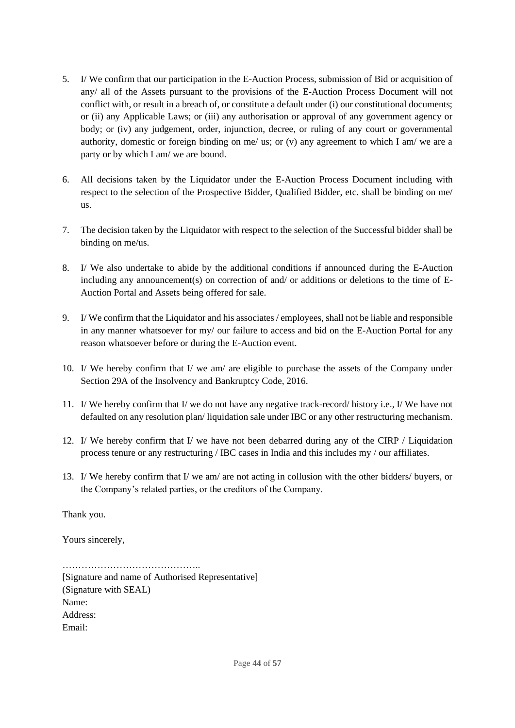5. I/ We confirm that our participation in the E-Auction Process, submission of Bid or acquisition of any/ all of the Assets pursuant to the provisions of the E-Auction Process Document will not conflict with, or result in a breach of, or constitute a default under (i) our constitutional documents; or (ii) any Applicable Laws; or (iii) any authorisation or approval of any government agency or body; or (iv) any judgement, order, injunction, decree, or ruling of any court or governmental authority, domestic or foreign binding on me/ us; or (v) any agreement to which I am/ we are a party or by which I am/ we are bound.

6. All decisions taken by the Liquidator under the E-Auction Process Document including with respect to the selection of the Prospective Bidder, Qualified Bidder, etc. shall be binding on me/ us.

7. The decision taken by the Liquidator with respect to the selection of the Successful bidder shall be binding on me/us.

8. I/ We also undertake to abide by the additional conditions if announced during the E-Auction including any announcement(s) on correction of and/ or additions or deletions to the time of E-Auction Portal and Assets being offered for sale.

9. I/ We confirm that the Liquidator and his associates / employees, shall not be liable and responsible in any manner whatsoever for my/ our failure to access and bid on the E-Auction Portal for any reason whatsoever before or during the E-Auction event.

10. I/ We hereby confirm that I/ we am/ are eligible to purchase the assets of the Company under Section 29A of the Insolvency and Bankruptcy Code, 2016.

11. I/ We hereby confirm that I/ we do not have any negative track-record/ history i.e., I/ We have not defaulted on any resolution plan/ liquidation sale under IBC or any other restructuring mechanism.

12. I/ We hereby confirm that I/ we have not been debarred during any of the CIRP / Liquidation process tenure or any restructuring / IBC cases in India and this includes my / our affiliates.

13. I/ We hereby confirm that I/ we am/ are not acting in collusion with the other bidders/ buyers, or the Company's related parties, or the creditors of the Company.

Thank you.

Yours sincerely,

……………………………………..
[Signature and name of Authorised Representative]
(Signature with SEAL)
Name:
Address:
Email: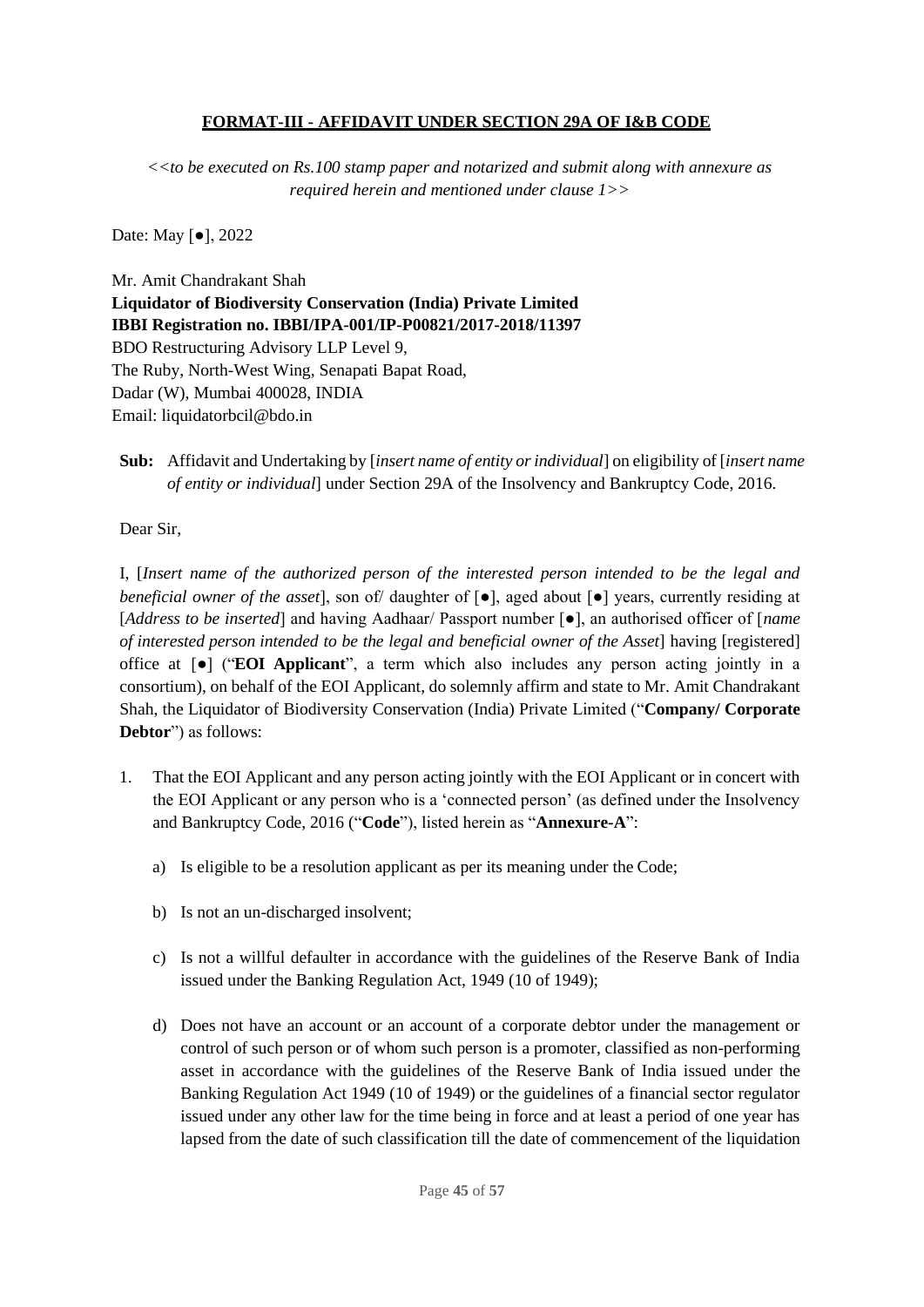## **FORMAT-III - AFFIDAVIT UNDER SECTION 29A OF I&B CODE**

*<<to be executed on Rs.100 stamp paper and notarized and submit along with annexure as required herein and mentioned under clause 1>>*

Date: May [●], 2022

Mr. Amit Chandrakant Shah
**Liquidator of Biodiversity Conservation (India) Private Limited**
**IBBI Registration no. IBBI/IPA-001/IP-P00821/2017-2018/11397**
BDO Restructuring Advisory LLP Level 9,
The Ruby, North-West Wing, Senapati Bapat Road,
Dadar (W), Mumbai 400028, INDIA
Email: liquidatorbcil@bdo.in

**Sub:** Affidavit and Undertaking by [*insert name of entity or individual*] on eligibility of [*insert name of entity or individual*] under Section 29A of the Insolvency and Bankruptcy Code, 2016.

Dear Sir,

I, [*Insert name of the authorized person of the interested person intended to be the legal and beneficial owner of the asset*], son of/ daughter of [●], aged about [●] years, currently residing at [*Address to be inserted*] and having Aadhaar/ Passport number [●], an authorised officer of [*name of interested person intended to be the legal and beneficial owner of the Asset*] having [registered] office at [●] ("**EOI Applicant**", a term which also includes any person acting jointly in a consortium), on behalf of the EOI Applicant, do solemnly affirm and state to Mr. Amit Chandrakant Shah, the Liquidator of Biodiversity Conservation (India) Private Limited ("**Company/ Corporate Debtor**") as follows:

1. That the EOI Applicant and any person acting jointly with the EOI Applicant or in concert with the EOI Applicant or any person who is a 'connected person' (as defined under the Insolvency and Bankruptcy Code, 2016 ("**Code**"), listed herein as "**Annexure-A**":

   a) Is eligible to be a resolution applicant as per its meaning under the Code;

   b) Is not an un-discharged insolvent;

   c) Is not a willful defaulter in accordance with the guidelines of the Reserve Bank of India issued under the Banking Regulation Act, 1949 (10 of 1949);

   d) Does not have an account or an account of a corporate debtor under the management or control of such person or of whom such person is a promoter, classified as non-performing asset in accordance with the guidelines of the Reserve Bank of India issued under the Banking Regulation Act 1949 (10 of 1949) or the guidelines of a financial sector regulator issued under any other law for the time being in force and at least a period of one year has lapsed from the date of such classification till the date of commencement of the liquidation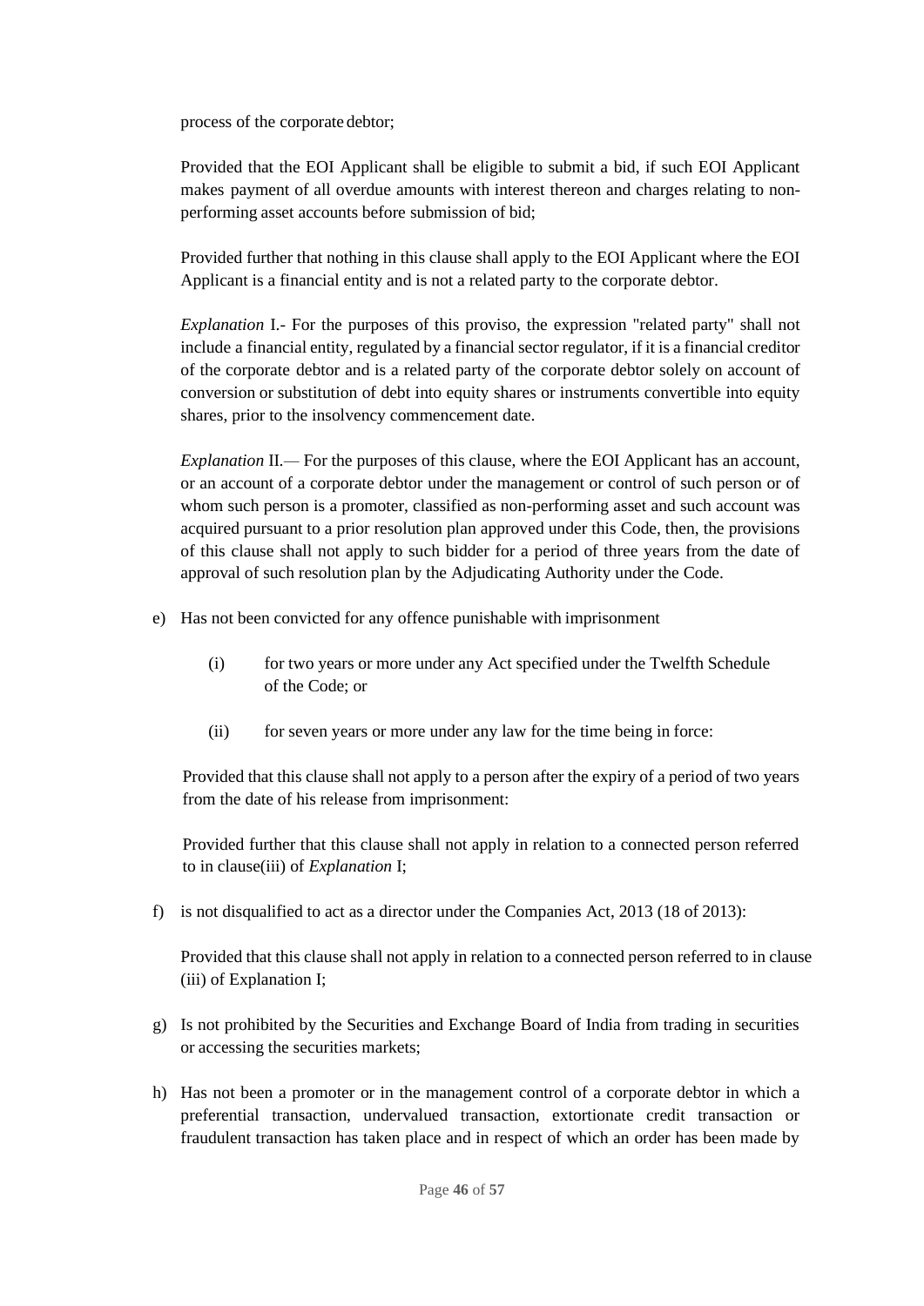process of the corporate debtor;

Provided that the EOI Applicant shall be eligible to submit a bid, if such EOI Applicant makes payment of all overdue amounts with interest thereon and charges relating to non-performing asset accounts before submission of bid;

Provided further that nothing in this clause shall apply to the EOI Applicant where the EOI Applicant is a financial entity and is not a related party to the corporate debtor.

*Explanation* I.- For the purposes of this proviso, the expression "related party" shall not include a financial entity, regulated by a financial sector regulator, if it is a financial creditor of the corporate debtor and is a related party of the corporate debtor solely on account of conversion or substitution of debt into equity shares or instruments convertible into equity shares, prior to the insolvency commencement date.

*Explanation* II.— For the purposes of this clause, where the EOI Applicant has an account, or an account of a corporate debtor under the management or control of such person or of whom such person is a promoter, classified as non-performing asset and such account was acquired pursuant to a prior resolution plan approved under this Code, then, the provisions of this clause shall not apply to such bidder for a period of three years from the date of approval of such resolution plan by the Adjudicating Authority under the Code.

e) Has not been convicted for any offence punishable with imprisonment

   (i) for two years or more under any Act specified under the Twelfth Schedule of the Code; or

   (ii) for seven years or more under any law for the time being in force:

   Provided that this clause shall not apply to a person after the expiry of a period of two years from the date of his release from imprisonment:

   Provided further that this clause shall not apply in relation to a connected person referred to in clause(iii) of *Explanation* I;

f) is not disqualified to act as a director under the Companies Act, 2013 (18 of 2013):

   Provided that this clause shall not apply in relation to a connected person referred to in clause (iii) of Explanation I;

g) Is not prohibited by the Securities and Exchange Board of India from trading in securities or accessing the securities markets;

h) Has not been a promoter or in the management control of a corporate debtor in which a preferential transaction, undervalued transaction, extortionate credit transaction or fraudulent transaction has taken place and in respect of which an order has been made by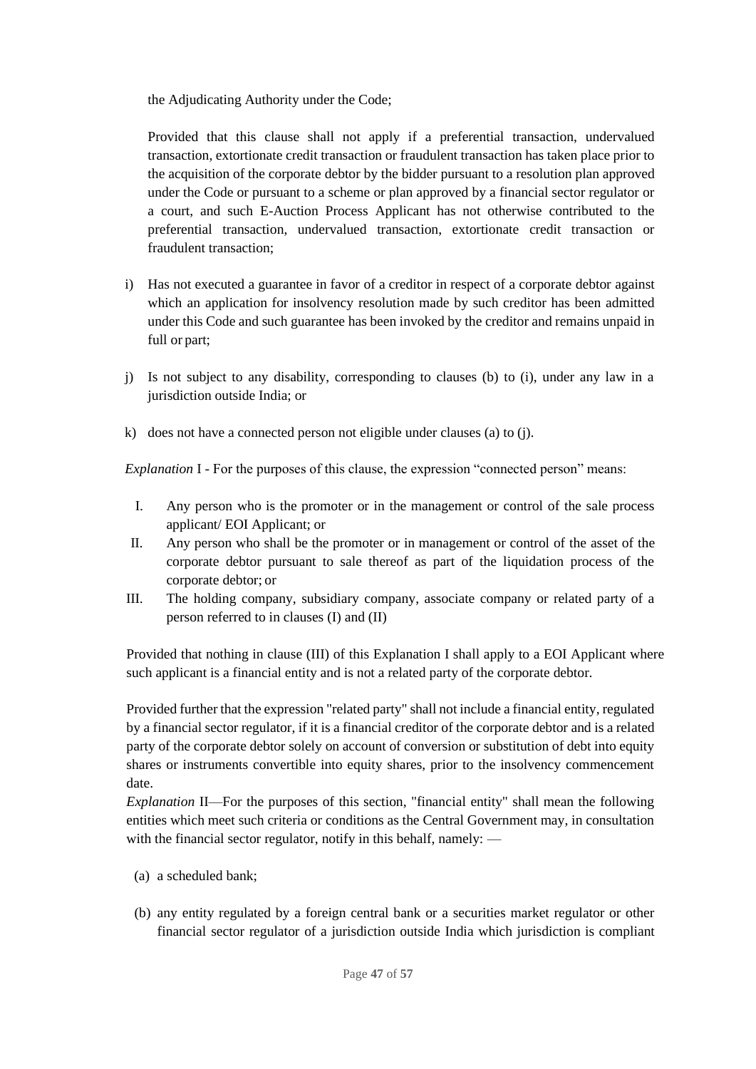the Adjudicating Authority under the Code;

Provided that this clause shall not apply if a preferential transaction, undervalued transaction, extortionate credit transaction or fraudulent transaction has taken place prior to the acquisition of the corporate debtor by the bidder pursuant to a resolution plan approved under the Code or pursuant to a scheme or plan approved by a financial sector regulator or a court, and such E-Auction Process Applicant has not otherwise contributed to the preferential transaction, undervalued transaction, extortionate credit transaction or fraudulent transaction;

i) Has not executed a guarantee in favor of a creditor in respect of a corporate debtor against which an application for insolvency resolution made by such creditor has been admitted under this Code and such guarantee has been invoked by the creditor and remains unpaid in full or part;

j) Is not subject to any disability, corresponding to clauses (b) to (i), under any law in a jurisdiction outside India; or

k) does not have a connected person not eligible under clauses (a) to (j).

*Explanation* I - For the purposes of this clause, the expression "connected person" means:

I. Any person who is the promoter or in the management or control of the sale process applicant/ EOI Applicant; or
II. Any person who shall be the promoter or in management or control of the asset of the corporate debtor pursuant to sale thereof as part of the liquidation process of the corporate debtor; or
III. The holding company, subsidiary company, associate company or related party of a person referred to in clauses (I) and (II)

Provided that nothing in clause (III) of this Explanation I shall apply to a EOI Applicant where such applicant is a financial entity and is not a related party of the corporate debtor.

Provided further that the expression "related party" shall not include a financial entity, regulated by a financial sector regulator, if it is a financial creditor of the corporate debtor and is a related party of the corporate debtor solely on account of conversion or substitution of debt into equity shares or instruments convertible into equity shares, prior to the insolvency commencement date.

*Explanation* II—For the purposes of this section, "financial entity" shall mean the following entities which meet such criteria or conditions as the Central Government may, in consultation with the financial sector regulator, notify in this behalf, namely: —

(a) a scheduled bank;

(b) any entity regulated by a foreign central bank or a securities market regulator or other financial sector regulator of a jurisdiction outside India which jurisdiction is compliant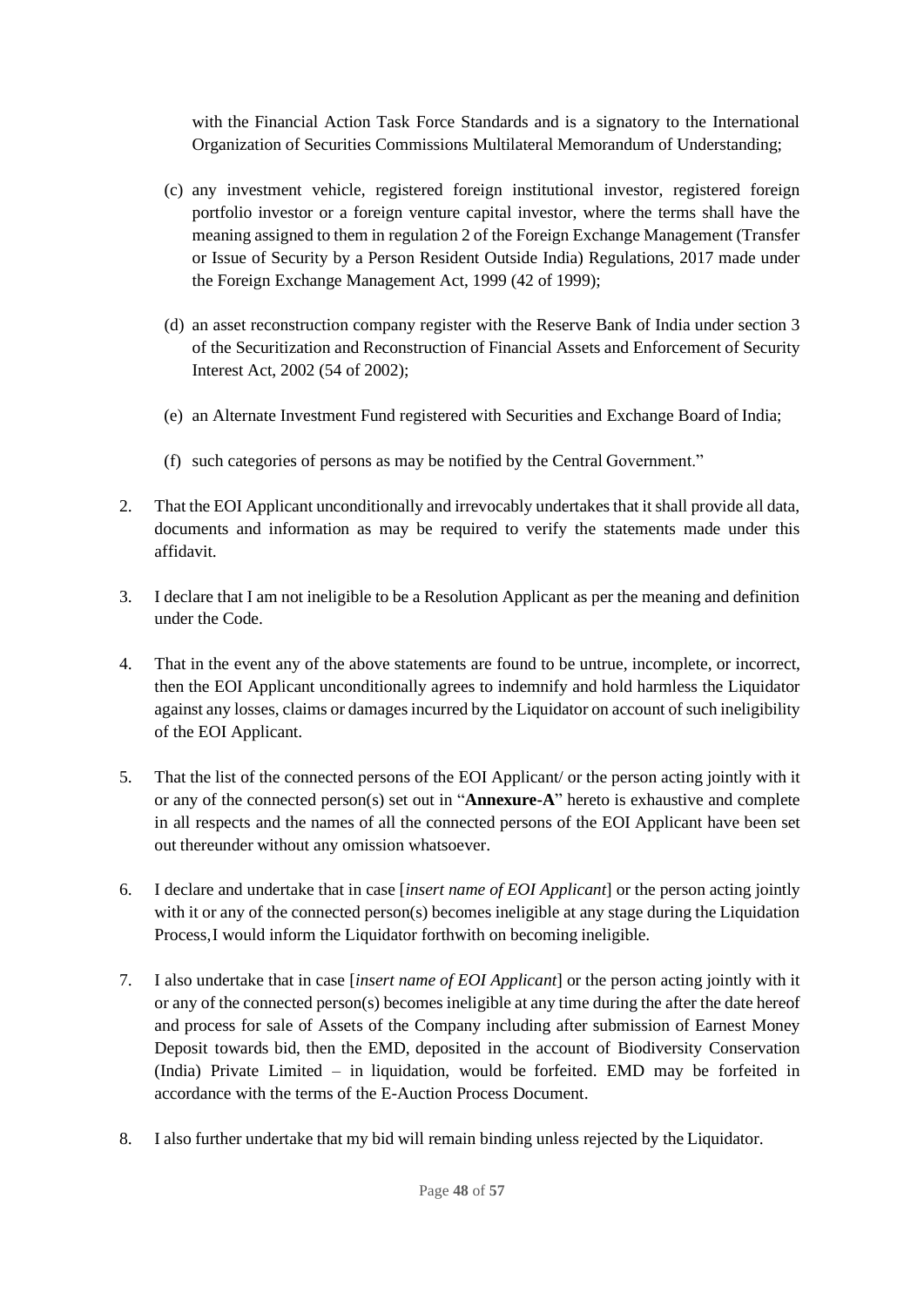with the Financial Action Task Force Standards and is a signatory to the International Organization of Securities Commissions Multilateral Memorandum of Understanding;

(c) any investment vehicle, registered foreign institutional investor, registered foreign portfolio investor or a foreign venture capital investor, where the terms shall have the meaning assigned to them in regulation 2 of the Foreign Exchange Management (Transfer or Issue of Security by a Person Resident Outside India) Regulations, 2017 made under the Foreign Exchange Management Act, 1999 (42 of 1999);

(d) an asset reconstruction company register with the Reserve Bank of India under section 3 of the Securitization and Reconstruction of Financial Assets and Enforcement of Security Interest Act, 2002 (54 of 2002);

(e) an Alternate Investment Fund registered with Securities and Exchange Board of India;

(f) such categories of persons as may be notified by the Central Government."

2. That the EOI Applicant unconditionally and irrevocably undertakes that it shall provide all data, documents and information as may be required to verify the statements made under this affidavit.

3. I declare that I am not ineligible to be a Resolution Applicant as per the meaning and definition under the Code.

4. That in the event any of the above statements are found to be untrue, incomplete, or incorrect, then the EOI Applicant unconditionally agrees to indemnify and hold harmless the Liquidator against any losses, claims or damages incurred by the Liquidator on account of such ineligibility of the EOI Applicant.

5. That the list of the connected persons of the EOI Applicant/ or the person acting jointly with it or any of the connected person(s) set out in "**Annexure-A**" hereto is exhaustive and complete in all respects and the names of all the connected persons of the EOI Applicant have been set out thereunder without any omission whatsoever.

6. I declare and undertake that in case [*insert name of EOI Applicant*] or the person acting jointly with it or any of the connected person(s) becomes ineligible at any stage during the Liquidation Process,I would inform the Liquidator forthwith on becoming ineligible.

7. I also undertake that in case [*insert name of EOI Applicant*] or the person acting jointly with it or any of the connected person(s) becomes ineligible at any time during the after the date hereof and process for sale of Assets of the Company including after submission of Earnest Money Deposit towards bid, then the EMD, deposited in the account of Biodiversity Conservation (India) Private Limited – in liquidation, would be forfeited. EMD may be forfeited in accordance with the terms of the E-Auction Process Document.

8. I also further undertake that my bid will remain binding unless rejected by the Liquidator.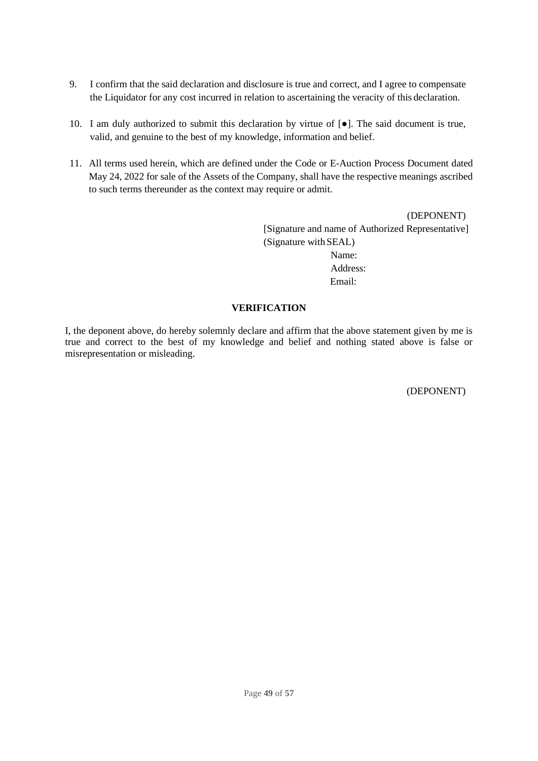9. I confirm that the said declaration and disclosure is true and correct, and I agree to compensate the Liquidator for any cost incurred in relation to ascertaining the veracity of this declaration.

10. I am duly authorized to submit this declaration by virtue of [●]. The said document is true, valid, and genuine to the best of my knowledge, information and belief.

11. All terms used herein, which are defined under the Code or E-Auction Process Document dated May 24, 2022 for sale of the Assets of the Company, shall have the respective meanings ascribed to such terms thereunder as the context may require or admit.

(DEPONENT)
[Signature and name of Authorized Representative]
(Signature with SEAL)
Name:
Address:
Email:

**VERIFICATION**

I, the deponent above, do hereby solemnly declare and affirm that the above statement given by me is true and correct to the best of my knowledge and belief and nothing stated above is false or misrepresentation or misleading.

(DEPONENT)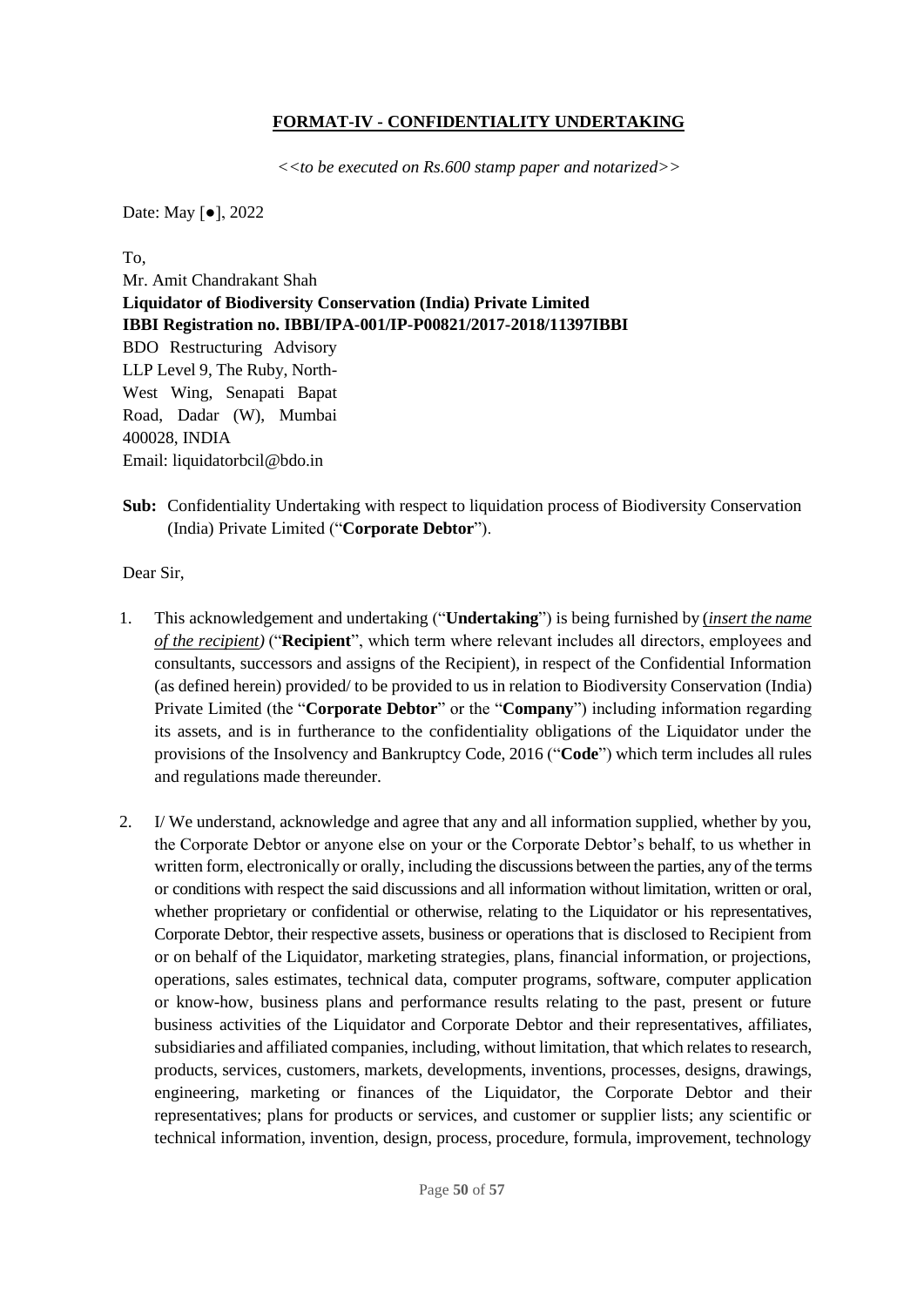**FORMAT-IV - CONFIDENTIALITY UNDERTAKING**

*<<to be executed on Rs.600 stamp paper and notarized>>*

Date: May [●], 2022

To,
Mr. Amit Chandrakant Shah
**Liquidator of Biodiversity Conservation (India) Private Limited**
**IBBI Registration no. IBBI/IPA-001/IP-P00821/2017-2018/11397IBBI**
BDO Restructuring Advisory LLP Level 9, The Ruby, North-West Wing, Senapati Bapat Road, Dadar (W), Mumbai 400028, INDIA
Email: liquidatorbcil@bdo.in

**Sub:** Confidentiality Undertaking with respect to liquidation process of Biodiversity Conservation (India) Private Limited ("**Corporate Debtor**").

Dear Sir,

1. This acknowledgement and undertaking ("**Undertaking**") is being furnished by (*insert the name of the recipient)* ("**Recipient**", which term where relevant includes all directors, employees and consultants, successors and assigns of the Recipient), in respect of the Confidential Information (as defined herein) provided/ to be provided to us in relation to Biodiversity Conservation (India) Private Limited (the "**Corporate Debtor**" or the "**Company**") including information regarding its assets, and is in furtherance to the confidentiality obligations of the Liquidator under the provisions of the Insolvency and Bankruptcy Code, 2016 ("**Code**") which term includes all rules and regulations made thereunder.

2. I/ We understand, acknowledge and agree that any and all information supplied, whether by you, the Corporate Debtor or anyone else on your or the Corporate Debtor's behalf, to us whether in written form, electronically or orally, including the discussions between the parties, any of the terms or conditions with respect the said discussions and all information without limitation, written or oral, whether proprietary or confidential or otherwise, relating to the Liquidator or his representatives, Corporate Debtor, their respective assets, business or operations that is disclosed to Recipient from or on behalf of the Liquidator, marketing strategies, plans, financial information, or projections, operations, sales estimates, technical data, computer programs, software, computer application or know-how, business plans and performance results relating to the past, present or future business activities of the Liquidator and Corporate Debtor and their representatives, affiliates, subsidiaries and affiliated companies, including, without limitation, that which relates to research, products, services, customers, markets, developments, inventions, processes, designs, drawings, engineering, marketing or finances of the Liquidator, the Corporate Debtor and their representatives; plans for products or services, and customer or supplier lists; any scientific or technical information, invention, design, process, procedure, formula, improvement, technology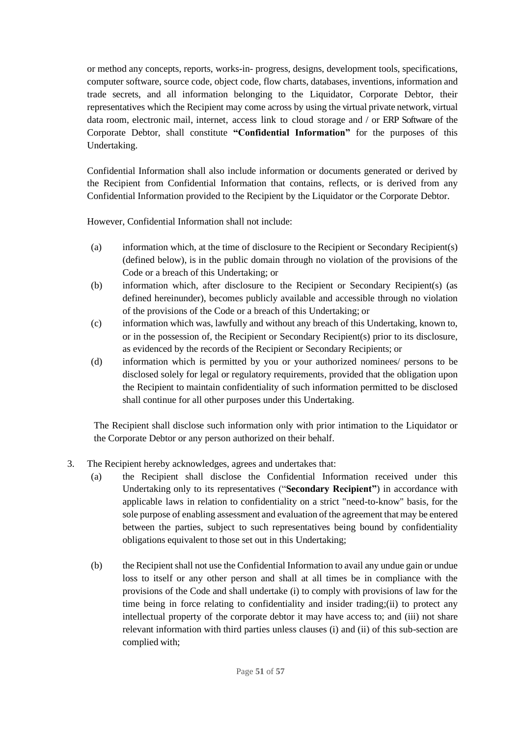or method any concepts, reports, works-in- progress, designs, development tools, specifications, computer software, source code, object code, flow charts, databases, inventions, information and trade secrets, and all information belonging to the Liquidator, Corporate Debtor, their representatives which the Recipient may come across by using the virtual private network, virtual data room, electronic mail, internet, access link to cloud storage and / or ERP Software of the Corporate Debtor, shall constitute **"Confidential Information"** for the purposes of this Undertaking.

Confidential Information shall also include information or documents generated or derived by the Recipient from Confidential Information that contains, reflects, or is derived from any Confidential Information provided to the Recipient by the Liquidator or the Corporate Debtor.

However, Confidential Information shall not include:

(a) information which, at the time of disclosure to the Recipient or Secondary Recipient(s) (defined below), is in the public domain through no violation of the provisions of the Code or a breach of this Undertaking; or

(b) information which, after disclosure to the Recipient or Secondary Recipient(s) (as defined hereinunder), becomes publicly available and accessible through no violation of the provisions of the Code or a breach of this Undertaking; or

(c) information which was, lawfully and without any breach of this Undertaking, known to, or in the possession of, the Recipient or Secondary Recipient(s) prior to its disclosure, as evidenced by the records of the Recipient or Secondary Recipients; or

(d) information which is permitted by you or your authorized nominees/ persons to be disclosed solely for legal or regulatory requirements, provided that the obligation upon the Recipient to maintain confidentiality of such information permitted to be disclosed shall continue for all other purposes under this Undertaking.

The Recipient shall disclose such information only with prior intimation to the Liquidator or the Corporate Debtor or any person authorized on their behalf.

3. The Recipient hereby acknowledges, agrees and undertakes that:

   (a) the Recipient shall disclose the Confidential Information received under this Undertaking only to its representatives ("**Secondary Recipient"**) in accordance with applicable laws in relation to confidentiality on a strict "need-to-know" basis, for the sole purpose of enabling assessment and evaluation of the agreement that may be entered between the parties, subject to such representatives being bound by confidentiality obligations equivalent to those set out in this Undertaking;

   (b) the Recipient shall not use the Confidential Information to avail any undue gain or undue loss to itself or any other person and shall at all times be in compliance with the provisions of the Code and shall undertake (i) to comply with provisions of law for the time being in force relating to confidentiality and insider trading;(ii) to protect any intellectual property of the corporate debtor it may have access to; and (iii) not share relevant information with third parties unless clauses (i) and (ii) of this sub-section are complied with;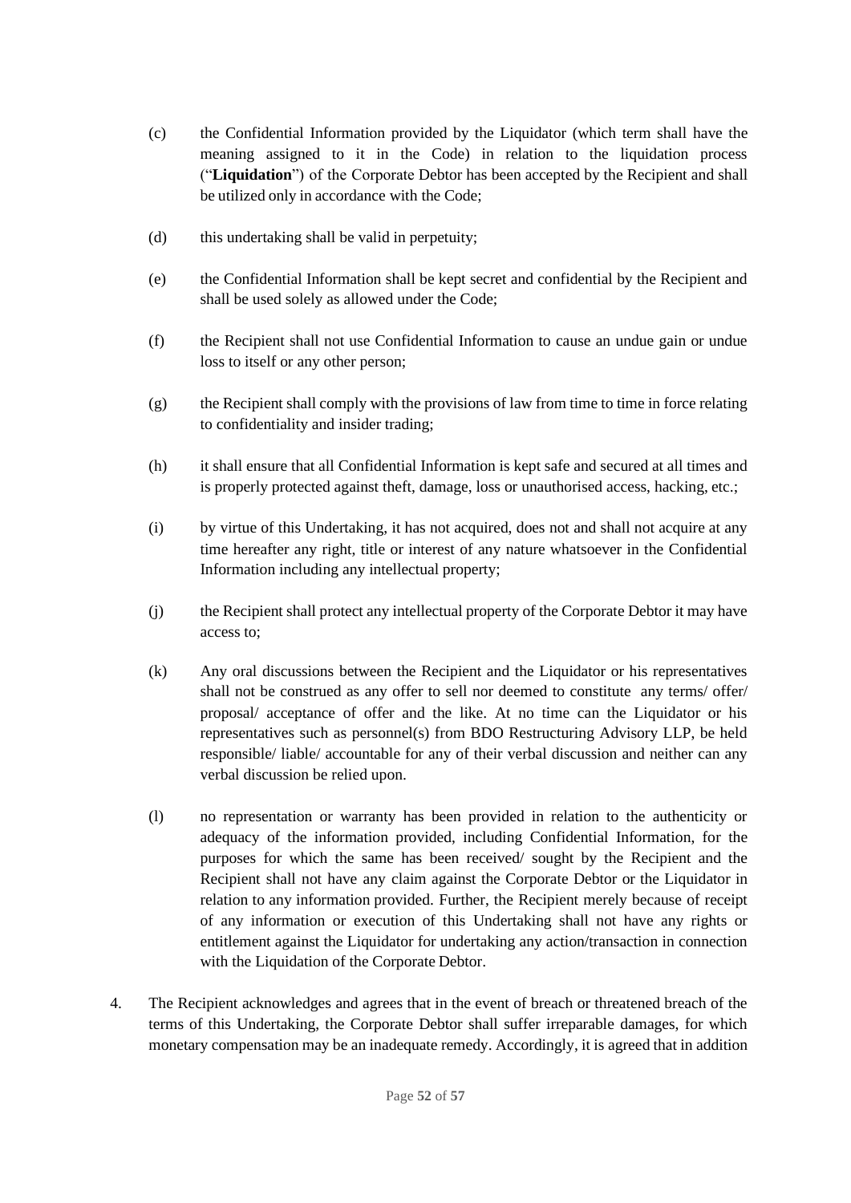(c) the Confidential Information provided by the Liquidator (which term shall have the meaning assigned to it in the Code) in relation to the liquidation process ("**Liquidation**") of the Corporate Debtor has been accepted by the Recipient and shall be utilized only in accordance with the Code;

(d) this undertaking shall be valid in perpetuity;

(e) the Confidential Information shall be kept secret and confidential by the Recipient and shall be used solely as allowed under the Code;

(f) the Recipient shall not use Confidential Information to cause an undue gain or undue loss to itself or any other person;

(g) the Recipient shall comply with the provisions of law from time to time in force relating to confidentiality and insider trading;

(h) it shall ensure that all Confidential Information is kept safe and secured at all times and is properly protected against theft, damage, loss or unauthorised access, hacking, etc.;

(i) by virtue of this Undertaking, it has not acquired, does not and shall not acquire at any time hereafter any right, title or interest of any nature whatsoever in the Confidential Information including any intellectual property;

(j) the Recipient shall protect any intellectual property of the Corporate Debtor it may have access to;

(k) Any oral discussions between the Recipient and the Liquidator or his representatives shall not be construed as any offer to sell nor deemed to constitute any terms/ offer/ proposal/ acceptance of offer and the like. At no time can the Liquidator or his representatives such as personnel(s) from BDO Restructuring Advisory LLP, be held responsible/ liable/ accountable for any of their verbal discussion and neither can any verbal discussion be relied upon.

(l) no representation or warranty has been provided in relation to the authenticity or adequacy of the information provided, including Confidential Information, for the purposes for which the same has been received/ sought by the Recipient and the Recipient shall not have any claim against the Corporate Debtor or the Liquidator in relation to any information provided. Further, the Recipient merely because of receipt of any information or execution of this Undertaking shall not have any rights or entitlement against the Liquidator for undertaking any action/transaction in connection with the Liquidation of the Corporate Debtor.

4. The Recipient acknowledges and agrees that in the event of breach or threatened breach of the terms of this Undertaking, the Corporate Debtor shall suffer irreparable damages, for which monetary compensation may be an inadequate remedy. Accordingly, it is agreed that in addition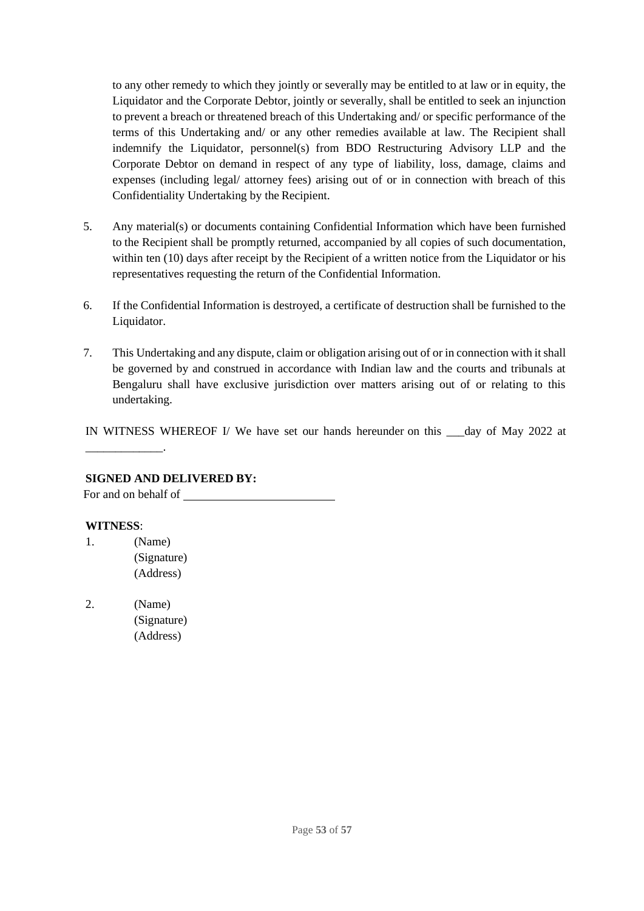to any other remedy to which they jointly or severally may be entitled to at law or in equity, the Liquidator and the Corporate Debtor, jointly or severally, shall be entitled to seek an injunction to prevent a breach or threatened breach of this Undertaking and/ or specific performance of the terms of this Undertaking and/ or any other remedies available at law. The Recipient shall indemnify the Liquidator, personnel(s) from BDO Restructuring Advisory LLP and the Corporate Debtor on demand in respect of any type of liability, loss, damage, claims and expenses (including legal/ attorney fees) arising out of or in connection with breach of this Confidentiality Undertaking by the Recipient.

5. Any material(s) or documents containing Confidential Information which have been furnished to the Recipient shall be promptly returned, accompanied by all copies of such documentation, within ten (10) days after receipt by the Recipient of a written notice from the Liquidator or his representatives requesting the return of the Confidential Information.

6. If the Confidential Information is destroyed, a certificate of destruction shall be furnished to the Liquidator.

7. This Undertaking and any dispute, claim or obligation arising out of or in connection with it shall be governed by and construed in accordance with Indian law and the courts and tribunals at Bengaluru shall have exclusive jurisdiction over matters arising out of or relating to this undertaking.

IN WITNESS WHEREOF I/ We have set our hands hereunder on this ___day of May 2022 at _____________.

**SIGNED AND DELIVERED BY:**

For and on behalf of __________________________

**WITNESS**:

1. (Name)
   (Signature)
   (Address)

2. (Name)
   (Signature)
   (Address)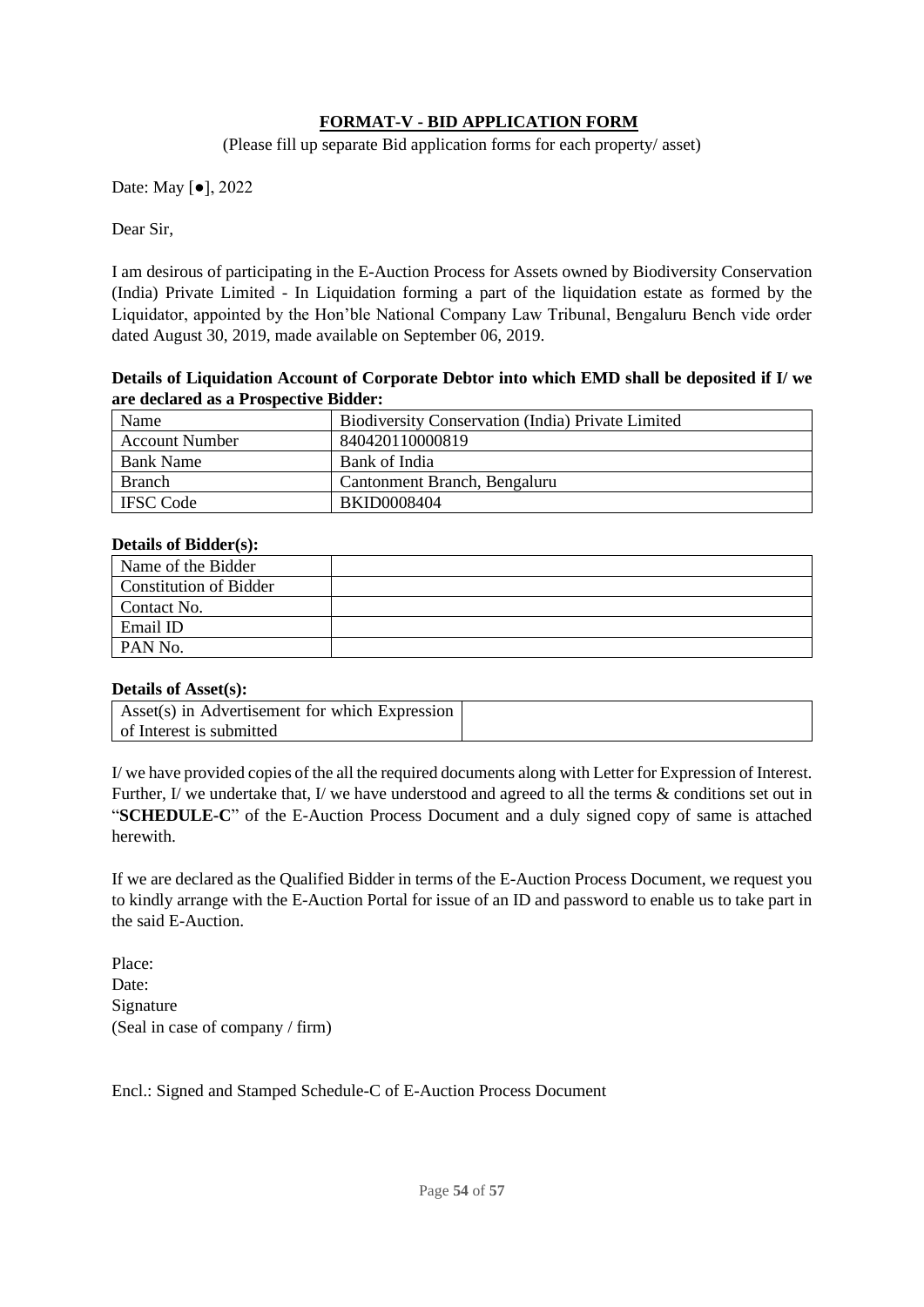# <u>**FORMAT-V - BID APPLICATION FORM**</u>

(Please fill up separate Bid application forms for each property/ asset)

Date: May [●], 2022

Dear Sir,

I am desirous of participating in the E-Auction Process for Assets owned by Biodiversity Conservation (India) Private Limited - In Liquidation forming a part of the liquidation estate as formed by the Liquidator, appointed by the Hon'ble National Company Law Tribunal, Bengaluru Bench vide order dated August 30, 2019, made available on September 06, 2019.

**Details of Liquidation Account of Corporate Debtor into which EMD shall be deposited if I/ we are declared as a Prospective Bidder:**

| Name | Biodiversity Conservation (India) Private Limited |
|---|---|
| Account Number | 840420110000819 |
| Bank Name | Bank of India |
| Branch | Cantonment Branch, Bengaluru |
| IFSC Code | BKID0008404 |

**Details of Bidder(s):**

| Name of the Bidder | |
|---|---|
| Constitution of Bidder | |
| Contact No. | |
| Email ID | |
| PAN No. | |

**Details of Asset(s):**

| Asset(s) in Advertisement for which Expression of Interest is submitted | |
|---|---|

I/ we have provided copies of the all the required documents along with Letter for Expression of Interest. Further, I/ we undertake that, I/ we have understood and agreed to all the terms & conditions set out in "**SCHEDULE-C**" of the E-Auction Process Document and a duly signed copy of same is attached herewith.

If we are declared as the Qualified Bidder in terms of the E-Auction Process Document, we request you to kindly arrange with the E-Auction Portal for issue of an ID and password to enable us to take part in the said E-Auction.

Place:
Date:
Signature
(Seal in case of company / firm)

Encl.: Signed and Stamped Schedule-C of E-Auction Process Document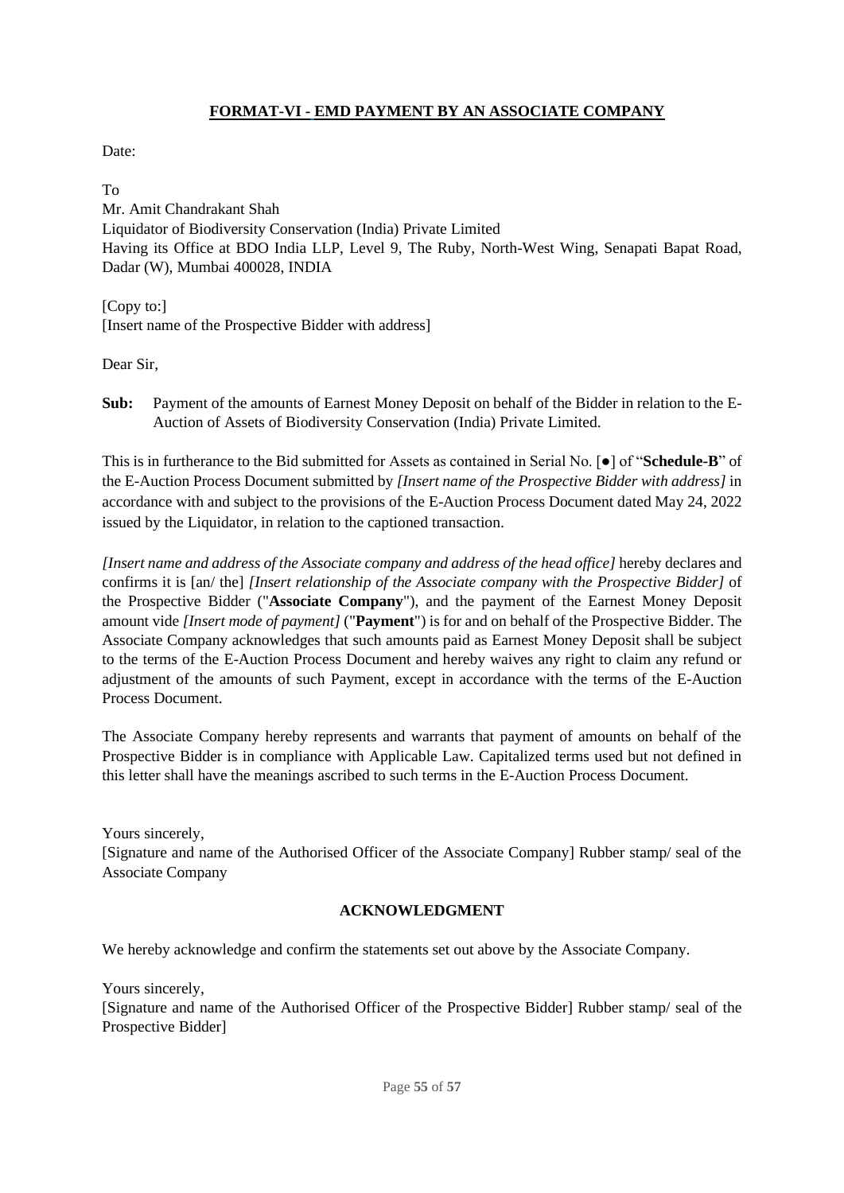## FORMAT-VI - EMD PAYMENT BY AN ASSOCIATE COMPANY

Date:

To
Mr. Amit Chandrakant Shah
Liquidator of Biodiversity Conservation (India) Private Limited
Having its Office at BDO India LLP, Level 9, The Ruby, North-West Wing, Senapati Bapat Road, Dadar (W), Mumbai 400028, INDIA

[Copy to:]
[Insert name of the Prospective Bidder with address]

Dear Sir,

**Sub:** Payment of the amounts of Earnest Money Deposit on behalf of the Bidder in relation to the E-Auction of Assets of Biodiversity Conservation (India) Private Limited.

This is in furtherance to the Bid submitted for Assets as contained in Serial No. [●] of "**Schedule-B**" of the E-Auction Process Document submitted by *[Insert name of the Prospective Bidder with address]* in accordance with and subject to the provisions of the E-Auction Process Document dated May 24, 2022 issued by the Liquidator, in relation to the captioned transaction.

*[Insert name and address of the Associate company and address of the head office]* hereby declares and confirms it is [an/ the] *[Insert relationship of the Associate company with the Prospective Bidder]* of the Prospective Bidder ("**Associate Company**"), and the payment of the Earnest Money Deposit amount vide *[Insert mode of payment]* ("**Payment**") is for and on behalf of the Prospective Bidder. The Associate Company acknowledges that such amounts paid as Earnest Money Deposit shall be subject to the terms of the E-Auction Process Document and hereby waives any right to claim any refund or adjustment of the amounts of such Payment, except in accordance with the terms of the E-Auction Process Document.

The Associate Company hereby represents and warrants that payment of amounts on behalf of the Prospective Bidder is in compliance with Applicable Law. Capitalized terms used but not defined in this letter shall have the meanings ascribed to such terms in the E-Auction Process Document.

Yours sincerely,
[Signature and name of the Authorised Officer of the Associate Company] Rubber stamp/ seal of the Associate Company

**ACKNOWLEDGMENT**

We hereby acknowledge and confirm the statements set out above by the Associate Company.

Yours sincerely,
[Signature and name of the Authorised Officer of the Prospective Bidder] Rubber stamp/ seal of the Prospective Bidder]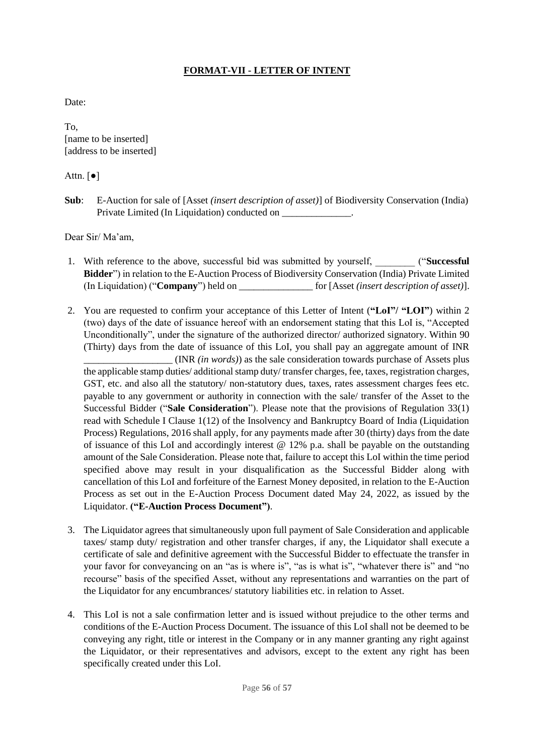# FORMAT-VII - LETTER OF INTENT

Date:

To,
[name to be inserted]
[address to be inserted]

Attn. [●]

**Sub**: E-Auction for sale of [Asset *(insert description of asset)*] of Biodiversity Conservation (India) Private Limited (In Liquidation) conducted on ______________.

Dear Sir/ Ma'am,

1. With reference to the above, successful bid was submitted by yourself, ________ ("**Successful Bidder**") in relation to the E-Auction Process of Biodiversity Conservation (India) Private Limited (In Liquidation) ("**Company**") held on _______________ for [Asset *(insert description of asset)*].

2. You are requested to confirm your acceptance of this Letter of Intent (**"LoI"/ "LOI"**) within 2 (two) days of the date of issuance hereof with an endorsement stating that this LoI is, "Accepted Unconditionally", under the signature of the authorized director/ authorized signatory. Within 90 (Thirty) days from the date of issuance of this LoI, you shall pay an aggregate amount of INR __________________ (INR *(in words)*) as the sale consideration towards purchase of Assets plus the applicable stamp duties/ additional stamp duty/ transfer charges, fee, taxes, registration charges, GST, etc. and also all the statutory/ non-statutory dues, taxes, rates assessment charges fees etc. payable to any government or authority in connection with the sale/ transfer of the Asset to the Successful Bidder ("**Sale Consideration**"). Please note that the provisions of Regulation 33(1) read with Schedule I Clause 1(12) of the Insolvency and Bankruptcy Board of India (Liquidation Process) Regulations, 2016 shall apply, for any payments made after 30 (thirty) days from the date of issuance of this LoI and accordingly interest @ 12% p.a. shall be payable on the outstanding amount of the Sale Consideration. Please note that, failure to accept this LoI within the time period specified above may result in your disqualification as the Successful Bidder along with cancellation of this LoI and forfeiture of the Earnest Money deposited, in relation to the E-Auction Process as set out in the E-Auction Process Document dated May 24, 2022, as issued by the Liquidator. **("E-Auction Process Document")**.

3. The Liquidator agrees that simultaneously upon full payment of Sale Consideration and applicable taxes/ stamp duty/ registration and other transfer charges, if any, the Liquidator shall execute a certificate of sale and definitive agreement with the Successful Bidder to effectuate the transfer in your favor for conveyancing on an "as is where is", "as is what is", "whatever there is" and "no recourse" basis of the specified Asset, without any representations and warranties on the part of the Liquidator for any encumbrances/ statutory liabilities etc. in relation to Asset.

4. This LoI is not a sale confirmation letter and is issued without prejudice to the other terms and conditions of the E-Auction Process Document. The issuance of this LoI shall not be deemed to be conveying any right, title or interest in the Company or in any manner granting any right against the Liquidator, or their representatives and advisors, except to the extent any right has been specifically created under this LoI.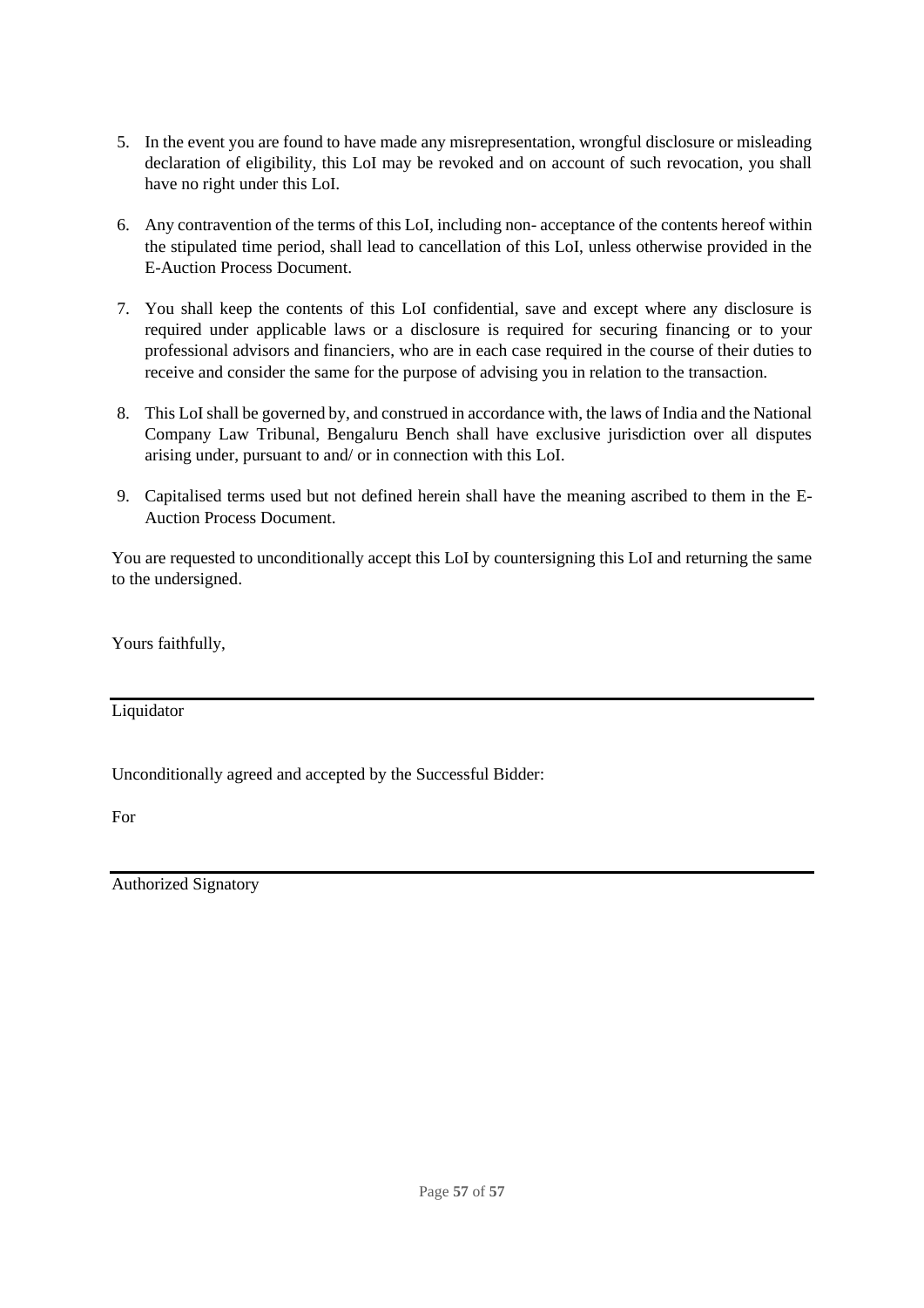5. In the event you are found to have made any misrepresentation, wrongful disclosure or misleading declaration of eligibility, this LoI may be revoked and on account of such revocation, you shall have no right under this LoI.

6. Any contravention of the terms of this LoI, including non- acceptance of the contents hereof within the stipulated time period, shall lead to cancellation of this LoI, unless otherwise provided in the E-Auction Process Document.

7. You shall keep the contents of this LoI confidential, save and except where any disclosure is required under applicable laws or a disclosure is required for securing financing or to your professional advisors and financiers, who are in each case required in the course of their duties to receive and consider the same for the purpose of advising you in relation to the transaction.

8. This LoI shall be governed by, and construed in accordance with, the laws of India and the National Company Law Tribunal, Bengaluru Bench shall have exclusive jurisdiction over all disputes arising under, pursuant to and/ or in connection with this LoI.

9. Capitalised terms used but not defined herein shall have the meaning ascribed to them in the E-Auction Process Document.

You are requested to unconditionally accept this LoI by countersigning this LoI and returning the same to the undersigned.

Yours faithfully,

---

Liquidator

Unconditionally agreed and accepted by the Successful Bidder:

For

---

Authorized Signatory